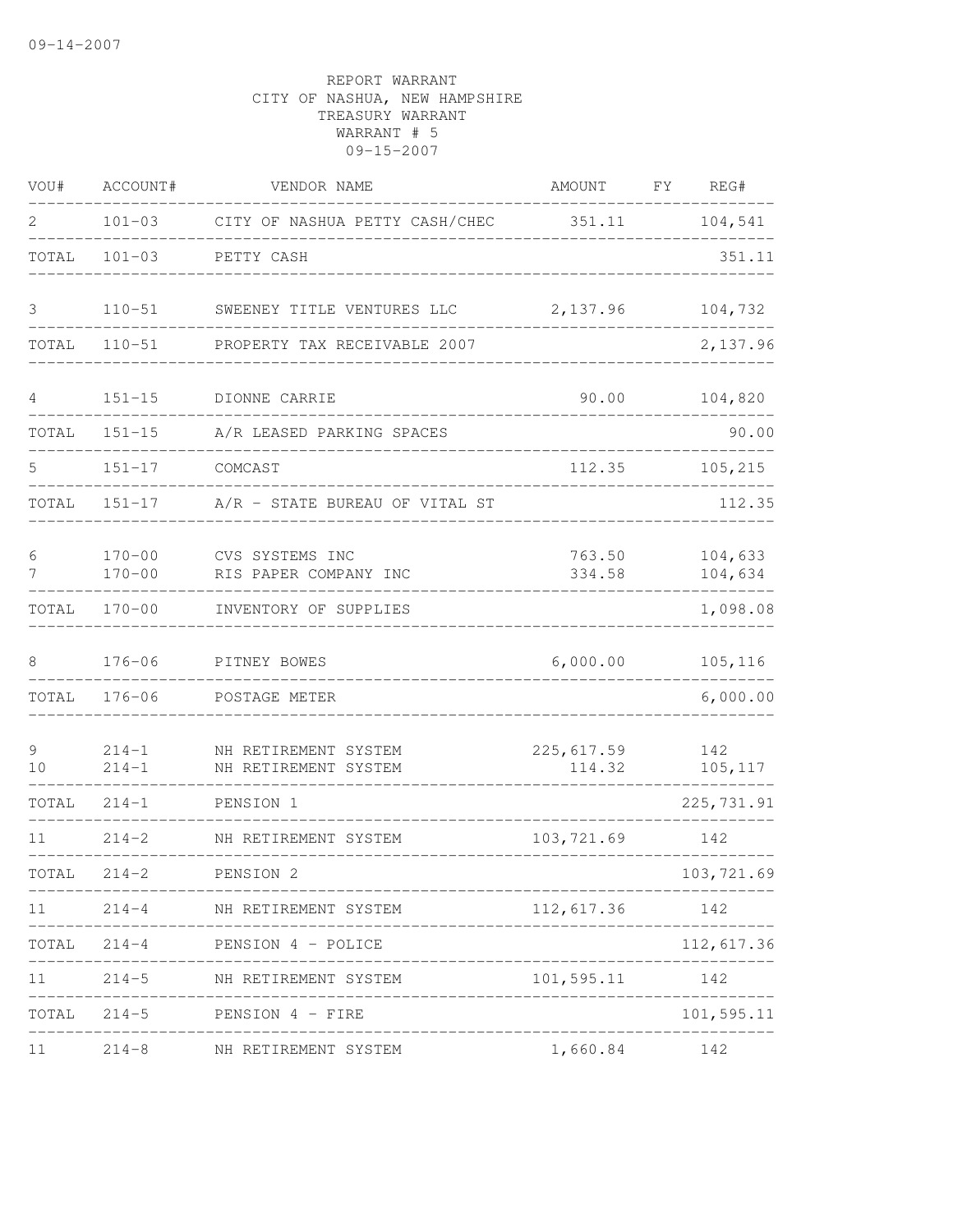09-14-2007

REPORT WARRANT
CITY OF NASHUA, NEW HAMPSHIRE
TREASURY WARRANT
WARRANT # 5
09-15-2007

| VOU# | ACCOUNT# | VENDOR NAME | AMOUNT | FY | REG# |
|---|---|---|---|---|---|
| 2 | 101-03 | CITY OF NASHUA PETTY CASH/CHEC | 351.11 | | 104,541 |
| TOTAL | 101-03 | PETTY CASH | | | 351.11 |
| 3 | 110-51 | SWEENEY TITLE VENTURES LLC | 2,137.96 | | 104,732 |
| TOTAL | 110-51 | PROPERTY TAX RECEIVABLE 2007 | | | 2,137.96 |
| 4 | 151-15 | DIONNE CARRIE | 90.00 | | 104,820 |
| TOTAL | 151-15 | A/R LEASED PARKING SPACES | | | 90.00 |
| 5 | 151-17 | COMCAST | 112.35 | | 105,215 |
| TOTAL | 151-17 | A/R - STATE BUREAU OF VITAL ST | | | 112.35 |
| 6 | 170-00 | CVS SYSTEMS INC | 763.50 | | 104,633 |
| 7 | 170-00 | RIS PAPER COMPANY INC | 334.58 | | 104,634 |
| TOTAL | 170-00 | INVENTORY OF SUPPLIES | | | 1,098.08 |
| 8 | 176-06 | PITNEY BOWES | 6,000.00 | | 105,116 |
| TOTAL | 176-06 | POSTAGE METER | | | 6,000.00 |
| 9 | 214-1 | NH RETIREMENT SYSTEM | 225,617.59 | | 142 |
| 10 | 214-1 | NH RETIREMENT SYSTEM | 114.32 | | 105,117 |
| TOTAL | 214-1 | PENSION 1 | | | 225,731.91 |
| 11 | 214-2 | NH RETIREMENT SYSTEM | 103,721.69 | | 142 |
| TOTAL | 214-2 | PENSION 2 | | | 103,721.69 |
| 11 | 214-4 | NH RETIREMENT SYSTEM | 112,617.36 | | 142 |
| TOTAL | 214-4 | PENSION 4 - POLICE | | | 112,617.36 |
| 11 | 214-5 | NH RETIREMENT SYSTEM | 101,595.11 | | 142 |
| TOTAL | 214-5 | PENSION 4 - FIRE | | | 101,595.11 |
| 11 | 214-8 | NH RETIREMENT SYSTEM | 1,660.84 | | 142 |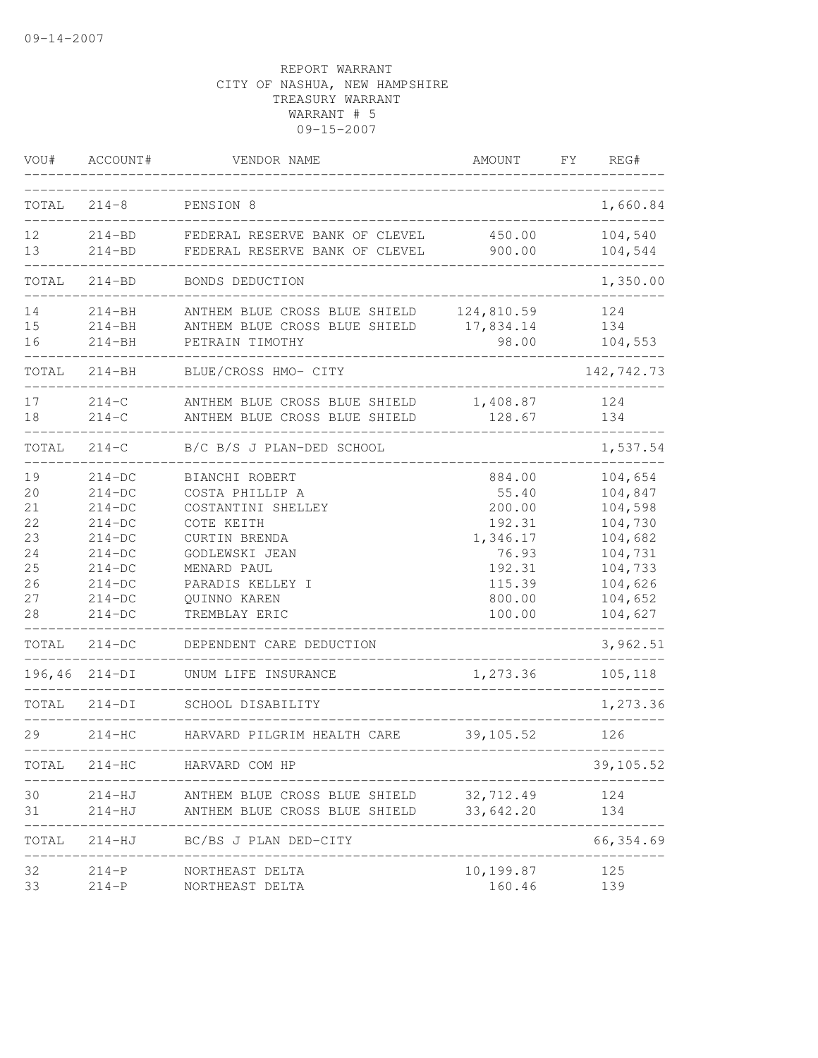09-14-2007

REPORT WARRANT
CITY OF NASHUA, NEW HAMPSHIRE
TREASURY WARRANT
WARRANT # 5
09-15-2007

| VOU# | ACCOUNT# | VENDOR NAME | AMOUNT | FY | REG# |
|---|---|---|---|---|---|
| TOTAL | 214-8 | PENSION 8 | | | 1,660.84 |
| 12 | 214-BD | FEDERAL RESERVE BANK OF CLEVEL | 450.00 | | 104,540 |
| 13 | 214-BD | FEDERAL RESERVE BANK OF CLEVEL | 900.00 | | 104,544 |
| TOTAL | 214-BD | BONDS DEDUCTION | | | 1,350.00 |
| 14 | 214-BH | ANTHEM BLUE CROSS BLUE SHIELD | 124,810.59 | | 124 |
| 15 | 214-BH | ANTHEM BLUE CROSS BLUE SHIELD | 17,834.14 | | 134 |
| 16 | 214-BH | PETRAIN TIMOTHY | 98.00 | | 104,553 |
| TOTAL | 214-BH | BLUE/CROSS HMO- CITY | | | 142,742.73 |
| 17 | 214-C | ANTHEM BLUE CROSS BLUE SHIELD | 1,408.87 | | 124 |
| 18 | 214-C | ANTHEM BLUE CROSS BLUE SHIELD | 128.67 | | 134 |
| TOTAL | 214-C | B/C B/S J PLAN-DED SCHOOL | | | 1,537.54 |
| 19 | 214-DC | BIANCHI ROBERT | 884.00 | | 104,654 |
| 20 | 214-DC | COSTA PHILLIP A | 55.40 | | 104,847 |
| 21 | 214-DC | COSTANTINI SHELLEY | 200.00 | | 104,598 |
| 22 | 214-DC | COTE KEITH | 192.31 | | 104,730 |
| 23 | 214-DC | CURTIN BRENDA | 1,346.17 | | 104,682 |
| 24 | 214-DC | GODLEWSKI JEAN | 76.93 | | 104,731 |
| 25 | 214-DC | MENARD PAUL | 192.31 | | 104,733 |
| 26 | 214-DC | PARADIS KELLEY I | 115.39 | | 104,626 |
| 27 | 214-DC | QUINNO KAREN | 800.00 | | 104,652 |
| 28 | 214-DC | TREMBLAY ERIC | 100.00 | | 104,627 |
| TOTAL | 214-DC | DEPENDENT CARE DEDUCTION | | | 3,962.51 |
| 196,46 | 214-DI | UNUM LIFE INSURANCE | 1,273.36 | | 105,118 |
| TOTAL | 214-DI | SCHOOL DISABILITY | | | 1,273.36 |
| 29 | 214-HC | HARVARD PILGRIM HEALTH CARE | 39,105.52 | | 126 |
| TOTAL | 214-HC | HARVARD COM HP | | | 39,105.52 |
| 30 | 214-HJ | ANTHEM BLUE CROSS BLUE SHIELD | 32,712.49 | | 124 |
| 31 | 214-HJ | ANTHEM BLUE CROSS BLUE SHIELD | 33,642.20 | | 134 |
| TOTAL | 214-HJ | BC/BS J PLAN DED-CITY | | | 66,354.69 |
| 32 | 214-P | NORTHEAST DELTA | 10,199.87 | | 125 |
| 33 | 214-P | NORTHEAST DELTA | 160.46 | | 139 |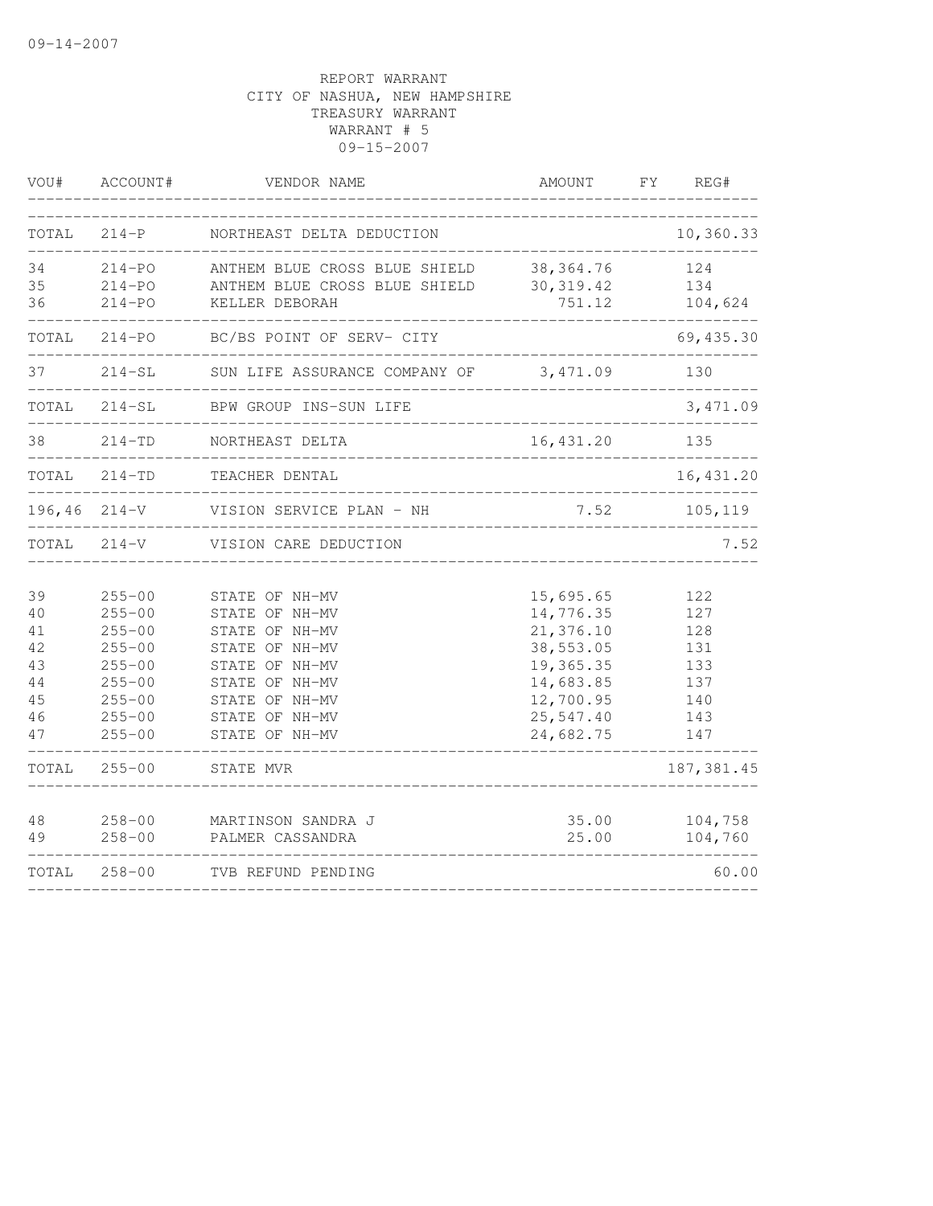09-14-2007

REPORT WARRANT
CITY OF NASHUA, NEW HAMPSHIRE
TREASURY WARRANT
WARRANT # 5
09-15-2007

| VOU# | ACCOUNT# | VENDOR NAME | AMOUNT | FY | REG# |
|---|---|---|---|---|---|
| TOTAL | 214-P | NORTHEAST DELTA DEDUCTION | | | 10,360.33 |
| 34 | 214-PO | ANTHEM BLUE CROSS BLUE SHIELD | 38,364.76 | | 124 |
| 35 | 214-PO | ANTHEM BLUE CROSS BLUE SHIELD | 30,319.42 | | 134 |
| 36 | 214-PO | KELLER DEBORAH | 751.12 | | 104,624 |
| TOTAL | 214-PO | BC/BS POINT OF SERV- CITY | | | 69,435.30 |
| 37 | 214-SL | SUN LIFE ASSURANCE COMPANY OF | 3,471.09 | | 130 |
| TOTAL | 214-SL | BPW GROUP INS-SUN LIFE | | | 3,471.09 |
| 38 | 214-TD | NORTHEAST DELTA | 16,431.20 | | 135 |
| TOTAL | 214-TD | TEACHER DENTAL | | | 16,431.20 |
| 196,46 | 214-V | VISION SERVICE PLAN - NH | 7.52 | | 105,119 |
| TOTAL | 214-V | VISION CARE DEDUCTION | | | 7.52 |
| 39 | 255-00 | STATE OF NH-MV | 15,695.65 | | 122 |
| 40 | 255-00 | STATE OF NH-MV | 14,776.35 | | 127 |
| 41 | 255-00 | STATE OF NH-MV | 21,376.10 | | 128 |
| 42 | 255-00 | STATE OF NH-MV | 38,553.05 | | 131 |
| 43 | 255-00 | STATE OF NH-MV | 19,365.35 | | 133 |
| 44 | 255-00 | STATE OF NH-MV | 14,683.85 | | 137 |
| 45 | 255-00 | STATE OF NH-MV | 12,700.95 | | 140 |
| 46 | 255-00 | STATE OF NH-MV | 25,547.40 | | 143 |
| 47 | 255-00 | STATE OF NH-MV | 24,682.75 | | 147 |
| TOTAL | 255-00 | STATE MVR | | | 187,381.45 |
| 48 | 258-00 | MARTINSON SANDRA J | 35.00 | | 104,758 |
| 49 | 258-00 | PALMER CASSANDRA | 25.00 | | 104,760 |
| TOTAL | 258-00 | TVB REFUND PENDING | | | 60.00 |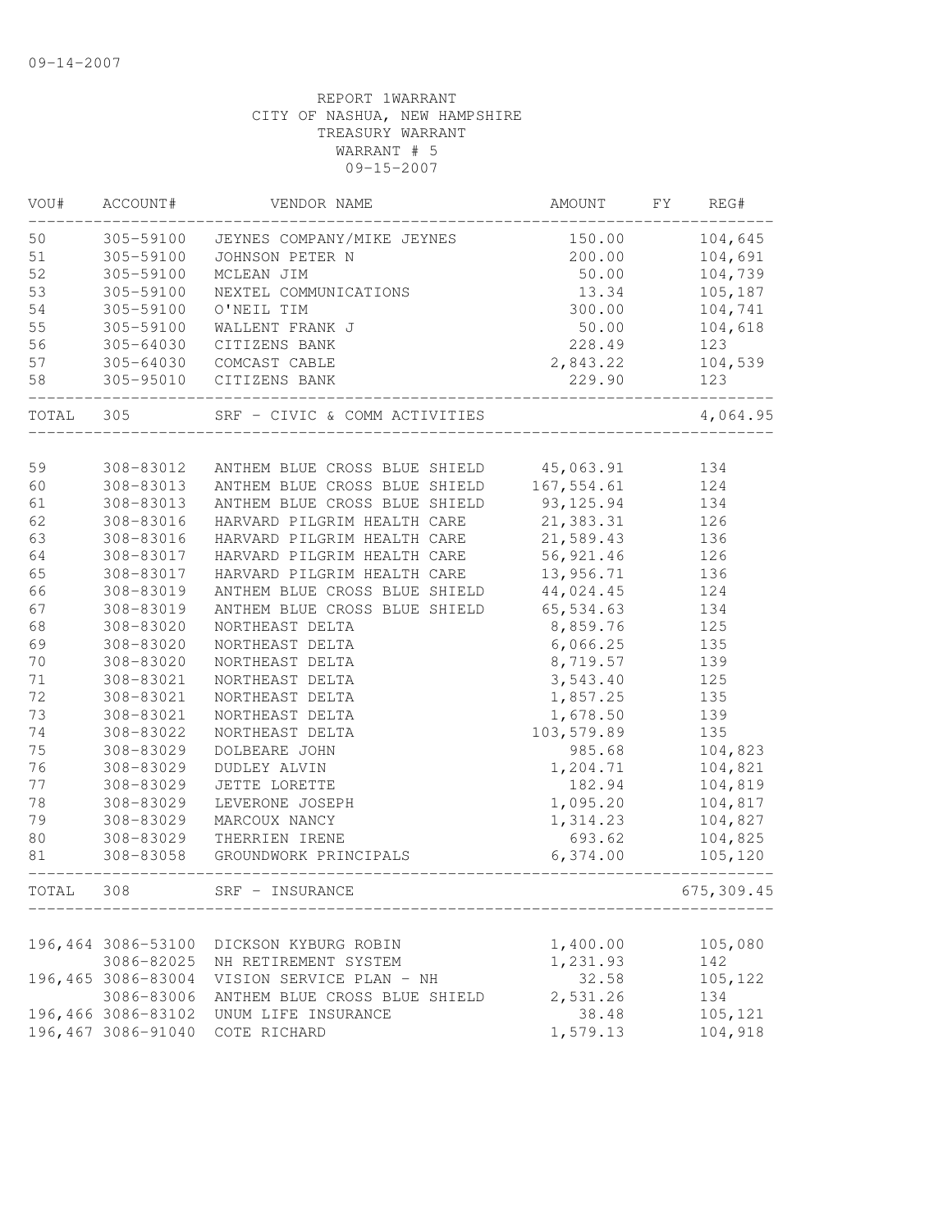09-14-2007

REPORT 1WARRANT
CITY OF NASHUA, NEW HAMPSHIRE
TREASURY WARRANT
WARRANT # 5
09-15-2007

| VOU# | ACCOUNT# | VENDOR NAME | AMOUNT | FY | REG# |
|---|---|---|---|---|---|
| 50 | 305-59100 | JEYNES COMPANY/MIKE JEYNES | 150.00 | | 104,645 |
| 51 | 305-59100 | JOHNSON PETER N | 200.00 | | 104,691 |
| 52 | 305-59100 | MCLEAN JIM | 50.00 | | 104,739 |
| 53 | 305-59100 | NEXTEL COMMUNICATIONS | 13.34 | | 105,187 |
| 54 | 305-59100 | O'NEIL TIM | 300.00 | | 104,741 |
| 55 | 305-59100 | WALLENT FRANK J | 50.00 | | 104,618 |
| 56 | 305-64030 | CITIZENS BANK | 228.49 | | 123 |
| 57 | 305-64030 | COMCAST CABLE | 2,843.22 | | 104,539 |
| 58 | 305-95010 | CITIZENS BANK | 229.90 | | 123 |
| TOTAL | 305 | SRF - CIVIC & COMM ACTIVITIES | | | 4,064.95 |
| 59 | 308-83012 | ANTHEM BLUE CROSS BLUE SHIELD | 45,063.91 | | 134 |
| 60 | 308-83013 | ANTHEM BLUE CROSS BLUE SHIELD | 167,554.61 | | 124 |
| 61 | 308-83013 | ANTHEM BLUE CROSS BLUE SHIELD | 93,125.94 | | 134 |
| 62 | 308-83016 | HARVARD PILGRIM HEALTH CARE | 21,383.31 | | 126 |
| 63 | 308-83016 | HARVARD PILGRIM HEALTH CARE | 21,589.43 | | 136 |
| 64 | 308-83017 | HARVARD PILGRIM HEALTH CARE | 56,921.46 | | 126 |
| 65 | 308-83017 | HARVARD PILGRIM HEALTH CARE | 13,956.71 | | 136 |
| 66 | 308-83019 | ANTHEM BLUE CROSS BLUE SHIELD | 44,024.45 | | 124 |
| 67 | 308-83019 | ANTHEM BLUE CROSS BLUE SHIELD | 65,534.63 | | 134 |
| 68 | 308-83020 | NORTHEAST DELTA | 8,859.76 | | 125 |
| 69 | 308-83020 | NORTHEAST DELTA | 6,066.25 | | 135 |
| 70 | 308-83020 | NORTHEAST DELTA | 8,719.57 | | 139 |
| 71 | 308-83021 | NORTHEAST DELTA | 3,543.40 | | 125 |
| 72 | 308-83021 | NORTHEAST DELTA | 1,857.25 | | 135 |
| 73 | 308-83021 | NORTHEAST DELTA | 1,678.50 | | 139 |
| 74 | 308-83022 | NORTHEAST DELTA | 103,579.89 | | 135 |
| 75 | 308-83029 | DOLBEARE JOHN | 985.68 | | 104,823 |
| 76 | 308-83029 | DUDLEY ALVIN | 1,204.71 | | 104,821 |
| 77 | 308-83029 | JETTE LORETTE | 182.94 | | 104,819 |
| 78 | 308-83029 | LEVERONE JOSEPH | 1,095.20 | | 104,817 |
| 79 | 308-83029 | MARCOUX NANCY | 1,314.23 | | 104,827 |
| 80 | 308-83029 | THERRIEN IRENE | 693.62 | | 104,825 |
| 81 | 308-83058 | GROUNDWORK PRINCIPALS | 6,374.00 | | 105,120 |
| TOTAL | 308 | SRF - INSURANCE | | | 675,309.45 |
| 196,464 | 3086-53100 | DICKSON KYBURG ROBIN | 1,400.00 | | 105,080 |
| | 3086-82025 | NH RETIREMENT SYSTEM | 1,231.93 | | 142 |
| 196,465 | 3086-83004 | VISION SERVICE PLAN - NH | 32.58 | | 105,122 |
| | 3086-83006 | ANTHEM BLUE CROSS BLUE SHIELD | 2,531.26 | | 134 |
| 196,466 | 3086-83102 | UNUM LIFE INSURANCE | 38.48 | | 105,121 |
| 196,467 | 3086-91040 | COTE RICHARD | 1,579.13 | | 104,918 |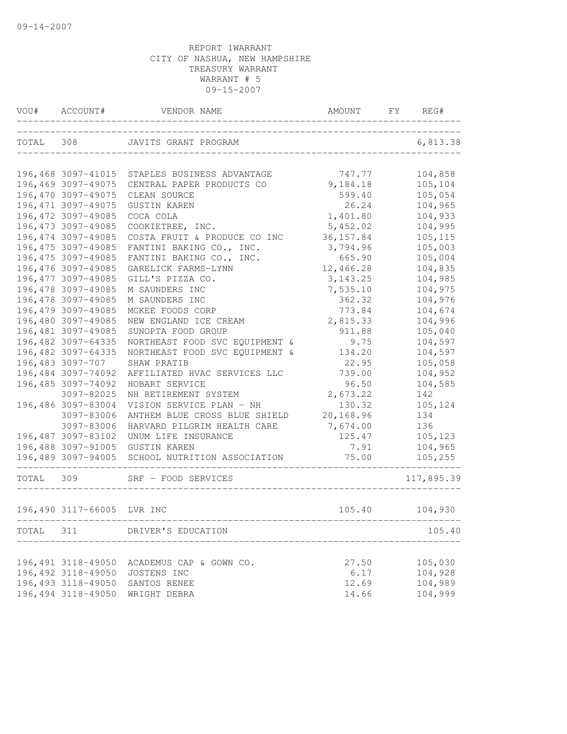09-14-2007

REPORT 1WARRANT
CITY OF NASHUA, NEW HAMPSHIRE
TREASURY WARRANT
WARRANT # 5
09-15-2007

| VOU# | ACCOUNT# | VENDOR NAME | AMOUNT | FY | REG# |
|---|---|---|---|---|---|
| TOTAL | 308 | JAVITS GRANT PROGRAM | | | 6,813.38 |
| 196,468 | 3097-41015 | STAPLES BUSINESS ADVANTAGE | 747.77 | | 104,858 |
| 196,469 | 3097-49075 | CENTRAL PAPER PRODUCTS CO | 9,184.18 | | 105,104 |
| 196,470 | 3097-49075 | CLEAN SOURCE | 599.40 | | 105,054 |
| 196,471 | 3097-49075 | GUSTIN KAREN | 26.24 | | 104,965 |
| 196,472 | 3097-49085 | COCA COLA | 1,401.80 | | 104,933 |
| 196,473 | 3097-49085 | COOKIETREE, INC. | 5,452.02 | | 104,995 |
| 196,474 | 3097-49085 | COSTA FRUIT & PRODUCE CO INC | 36,157.84 | | 105,115 |
| 196,475 | 3097-49085 | FANTINI BAKING CO., INC. | 3,794.96 | | 105,003 |
| 196,475 | 3097-49085 | FANTINI BAKING CO., INC. | 665.90 | | 105,004 |
| 196,476 | 3097-49085 | GARELICK FARMS-LYNN | 12,466.28 | | 104,835 |
| 196,477 | 3097-49085 | GILL'S PIZZA CO. | 3,143.25 | | 104,985 |
| 196,478 | 3097-49085 | M SAUNDERS INC | 7,535.10 | | 104,975 |
| 196,478 | 3097-49085 | M SAUNDERS INC | 362.32 | | 104,976 |
| 196,479 | 3097-49085 | MCKEE FOODS CORP | 773.84 | | 104,674 |
| 196,480 | 3097-49085 | NEW ENGLAND ICE CREAM | 2,815.33 | | 104,996 |
| 196,481 | 3097-49085 | SUNOPTA FOOD GROUP | 911.88 | | 105,040 |
| 196,482 | 3097-64335 | NORTHEAST FOOD SVC EQUIPMENT & | 9.75 | | 104,597 |
| 196,482 | 3097-64335 | NORTHEAST FOOD SVC EQUIPMENT & | 134.20 | | 104,597 |
| 196,483 | 3097-707 | SHAW PRATIB | 22.95 | | 105,058 |
| 196,484 | 3097-74092 | AFFILIATED HVAC SERVICES LLC | 739.00 | | 104,952 |
| 196,485 | 3097-74092 | HOBART SERVICE | 96.50 | | 104,585 |
| | 3097-82025 | NH RETIREMENT SYSTEM | 2,673.22 | | 142 |
| 196,486 | 3097-83004 | VISION SERVICE PLAN - NH | 130.32 | | 105,124 |
| | 3097-83006 | ANTHEM BLUE CROSS BLUE SHIELD | 20,168.96 | | 134 |
| | 3097-83006 | HARVARD PILGRIM HEALTH CARE | 7,674.00 | | 136 |
| 196,487 | 3097-83102 | UNUM LIFE INSURANCE | 125.47 | | 105,123 |
| 196,488 | 3097-91005 | GUSTIN KAREN | 7.91 | | 104,965 |
| 196,489 | 3097-94005 | SCHOOL NUTRITION ASSOCIATION | 75.00 | | 105,255 |
| TOTAL | 309 | SRF - FOOD SERVICES | | | 117,895.39 |
| 196,490 | 3117-66005 | LVR INC | 105.40 | | 104,930 |
| TOTAL | 311 | DRIVER'S EDUCATION | | | 105.40 |
| 196,491 | 3118-49050 | ACADEMUS CAP & GOWN CO. | 27.50 | | 105,030 |
| 196,492 | 3118-49050 | JOSTENS INC | 6.17 | | 104,928 |
| 196,493 | 3118-49050 | SANTOS RENEE | 12.69 | | 104,989 |
| 196,494 | 3118-49050 | WRIGHT DEBRA | 14.66 | | 104,999 |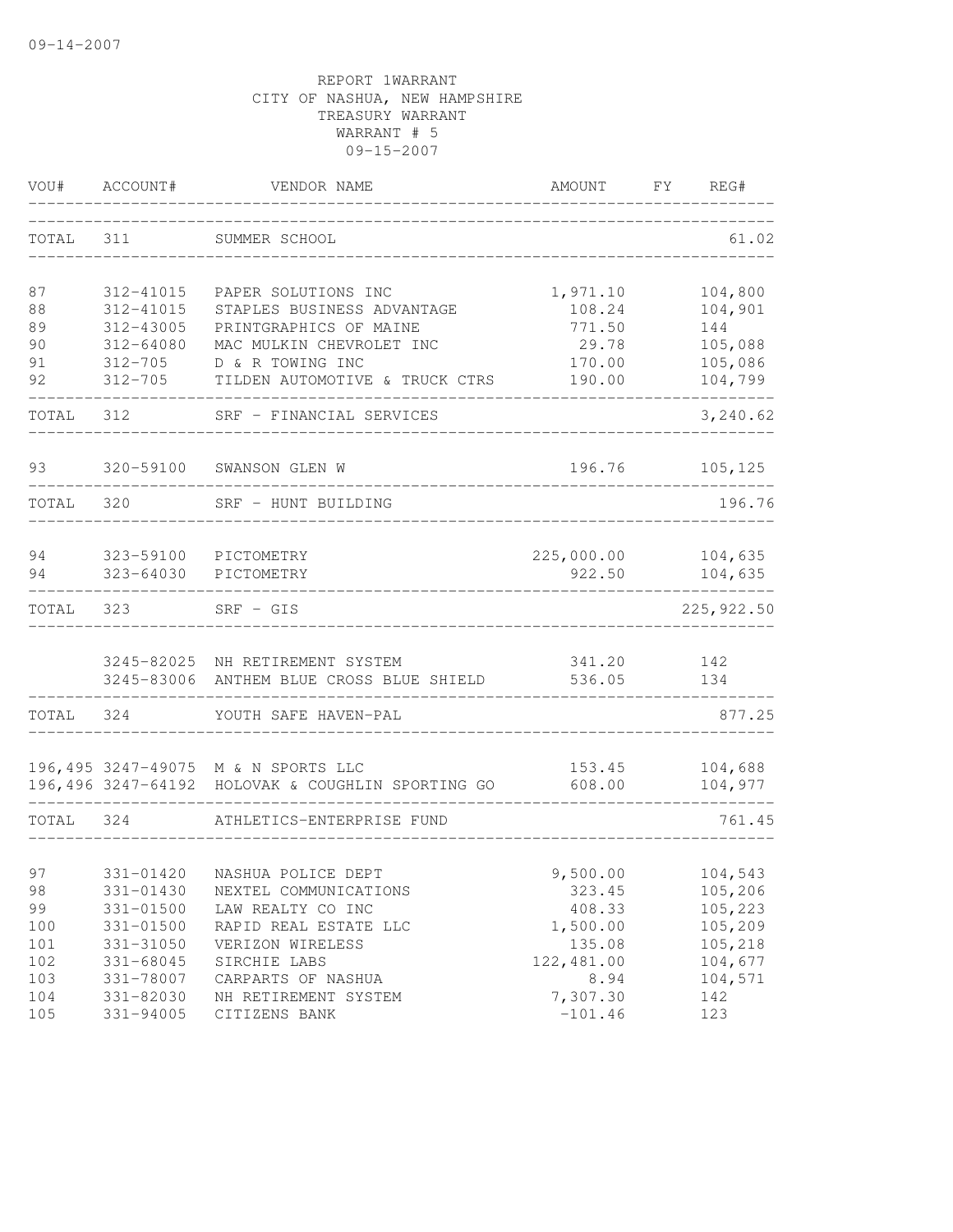09-14-2007

REPORT 1WARRANT
CITY OF NASHUA, NEW HAMPSHIRE
TREASURY WARRANT
WARRANT # 5
09-15-2007

| VOU# | ACCOUNT# | VENDOR NAME | AMOUNT | FY | REG# |
|---|---|---|---|---|---|
| TOTAL | 311 | SUMMER SCHOOL | | | 61.02 |
| 87 | 312-41015 | PAPER SOLUTIONS INC | 1,971.10 | | 104,800 |
| 88 | 312-41015 | STAPLES BUSINESS ADVANTAGE | 108.24 | | 104,901 |
| 89 | 312-43005 | PRINTGRAPHICS OF MAINE | 771.50 | | 144 |
| 90 | 312-64080 | MAC MULKIN CHEVROLET INC | 29.78 | | 105,088 |
| 91 | 312-705 | D & R TOWING INC | 170.00 | | 105,086 |
| 92 | 312-705 | TILDEN AUTOMOTIVE & TRUCK CTRS | 190.00 | | 104,799 |
| TOTAL | 312 | SRF - FINANCIAL SERVICES | | | 3,240.62 |
| 93 | 320-59100 | SWANSON GLEN W | 196.76 | | 105,125 |
| TOTAL | 320 | SRF - HUNT BUILDING | | | 196.76 |
| 94 | 323-59100 | PICTOMETRY | 225,000.00 | | 104,635 |
| 94 | 323-64030 | PICTOMETRY | 922.50 | | 104,635 |
| TOTAL | 323 | SRF - GIS | | | 225,922.50 |
| | 3245-82025 | NH RETIREMENT SYSTEM | 341.20 | | 142 |
| | 3245-83006 | ANTHEM BLUE CROSS BLUE SHIELD | 536.05 | | 134 |
| TOTAL | 324 | YOUTH SAFE HAVEN-PAL | | | 877.25 |
| 196,495 | 3247-49075 | M & N SPORTS LLC | 153.45 | | 104,688 |
| 196,496 | 3247-64192 | HOLOVAK & COUGHLIN SPORTING GO | 608.00 | | 104,977 |
| TOTAL | 324 | ATHLETICS-ENTERPRISE FUND | | | 761.45 |
| 97 | 331-01420 | NASHUA POLICE DEPT | 9,500.00 | | 104,543 |
| 98 | 331-01430 | NEXTEL COMMUNICATIONS | 323.45 | | 105,206 |
| 99 | 331-01500 | LAW REALTY CO INC | 408.33 | | 105,223 |
| 100 | 331-01500 | RAPID REAL ESTATE LLC | 1,500.00 | | 105,209 |
| 101 | 331-31050 | VERIZON WIRELESS | 135.08 | | 105,218 |
| 102 | 331-68045 | SIRCHIE LABS | 122,481.00 | | 104,677 |
| 103 | 331-78007 | CARPARTS OF NASHUA | 8.94 | | 104,571 |
| 104 | 331-82030 | NH RETIREMENT SYSTEM | 7,307.30 | | 142 |
| 105 | 331-94005 | CITIZENS BANK | -101.46 | | 123 |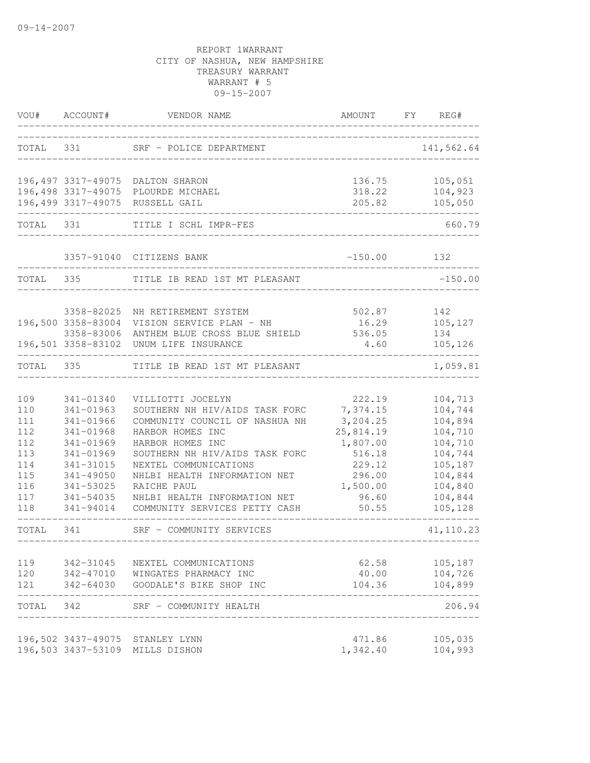09-14-2007

REPORT 1WARRANT
CITY OF NASHUA, NEW HAMPSHIRE
TREASURY WARRANT
WARRANT # 5
09-15-2007

| VOU# | ACCOUNT# | VENDOR NAME | AMOUNT | FY | REG# |
|---|---|---|---|---|---|
| TOTAL | 331 | SRF - POLICE DEPARTMENT | | | 141,562.64 |
| 196,497 | 3317-49075 | DALTON SHARON | 136.75 | | 105,051 |
| 196,498 | 3317-49075 | PLOURDE MICHAEL | 318.22 | | 104,923 |
| 196,499 | 3317-49075 | RUSSELL GAIL | 205.82 | | 105,050 |
| TOTAL | 331 | TITLE I SCHL IMPR-FES | | | 660.79 |
| | 3357-91040 | CITIZENS BANK | -150.00 | | 132 |
| TOTAL | 335 | TITLE IB READ 1ST MT PLEASANT | | | -150.00 |
| | 3358-82025 | NH RETIREMENT SYSTEM | 502.87 | | 142 |
| 196,500 | 3358-83004 | VISION SERVICE PLAN - NH | 16.29 | | 105,127 |
| | 3358-83006 | ANTHEM BLUE CROSS BLUE SHIELD | 536.05 | | 134 |
| 196,501 | 3358-83102 | UNUM LIFE INSURANCE | 4.60 | | 105,126 |
| TOTAL | 335 | TITLE IB READ 1ST MT PLEASANT | | | 1,059.81 |
| 109 | 341-01340 | VILLIOTTI JOCELYN | 222.19 | | 104,713 |
| 110 | 341-01963 | SOUTHERN NH HIV/AIDS TASK FORC | 7,374.15 | | 104,744 |
| 111 | 341-01966 | COMMUNITY COUNCIL OF NASHUA NH | 3,204.25 | | 104,894 |
| 112 | 341-01968 | HARBOR HOMES INC | 25,814.19 | | 104,710 |
| 112 | 341-01969 | HARBOR HOMES INC | 1,807.00 | | 104,710 |
| 113 | 341-01969 | SOUTHERN NH HIV/AIDS TASK FORC | 516.18 | | 104,744 |
| 114 | 341-31015 | NEXTEL COMMUNICATIONS | 229.12 | | 105,187 |
| 115 | 341-49050 | NHLBI HEALTH INFORMATION NET | 296.00 | | 104,844 |
| 116 | 341-53025 | RAICHE PAUL | 1,500.00 | | 104,840 |
| 117 | 341-54035 | NHLBI HEALTH INFORMATION NET | 96.60 | | 104,844 |
| 118 | 341-94014 | COMMUNITY SERVICES PETTY CASH | 50.55 | | 105,128 |
| TOTAL | 341 | SRF - COMMUNITY SERVICES | | | 41,110.23 |
| 119 | 342-31045 | NEXTEL COMMUNICATIONS | 62.58 | | 105,187 |
| 120 | 342-47010 | WINGATES PHARMACY INC | 40.00 | | 104,726 |
| 121 | 342-64030 | GOODALE'S BIKE SHOP INC | 104.36 | | 104,899 |
| TOTAL | 342 | SRF - COMMUNITY HEALTH | | | 206.94 |
| 196,502 | 3437-49075 | STANLEY LYNN | 471.86 | | 105,035 |
| 196,503 | 3437-53109 | MILLS DISHON | 1,342.40 | | 104,993 |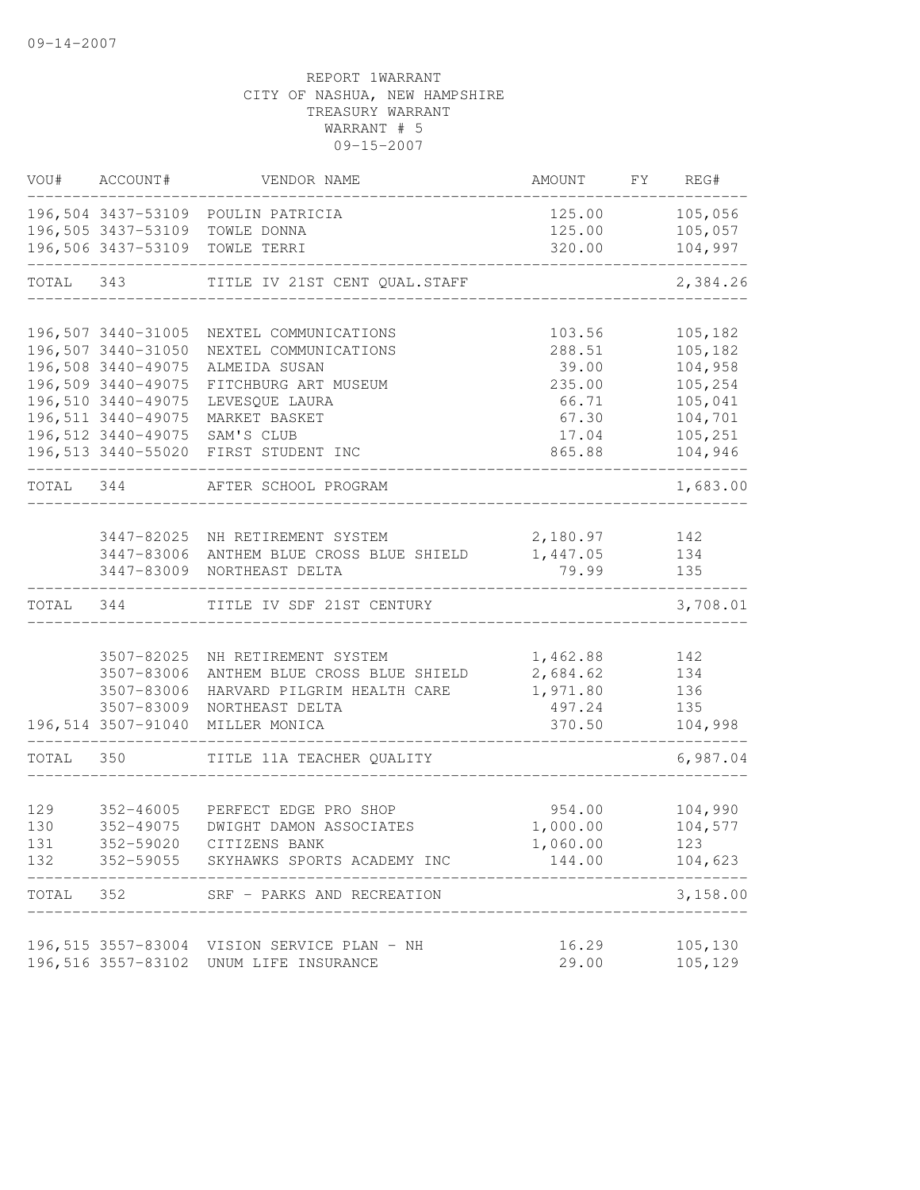09-14-2007

REPORT 1WARRANT
CITY OF NASHUA, NEW HAMPSHIRE
TREASURY WARRANT
WARRANT # 5
09-15-2007

| VOU# | ACCOUNT# | VENDOR NAME | AMOUNT | FY | REG# |
|---|---|---|---|---|---|
| 196,504 | 3437-53109 | POULIN PATRICIA | 125.00 | | 105,056 |
| 196,505 | 3437-53109 | TOWLE DONNA | 125.00 | | 105,057 |
| 196,506 | 3437-53109 | TOWLE TERRI | 320.00 | | 104,997 |
| TOTAL | 343 | TITLE IV 21ST CENT QUAL.STAFF | | | 2,384.26 |
| 196,507 | 3440-31005 | NEXTEL COMMUNICATIONS | 103.56 | | 105,182 |
| 196,507 | 3440-31050 | NEXTEL COMMUNICATIONS | 288.51 | | 105,182 |
| 196,508 | 3440-49075 | ALMEIDA SUSAN | 39.00 | | 104,958 |
| 196,509 | 3440-49075 | FITCHBURG ART MUSEUM | 235.00 | | 105,254 |
| 196,510 | 3440-49075 | LEVESQUE LAURA | 66.71 | | 105,041 |
| 196,511 | 3440-49075 | MARKET BASKET | 67.30 | | 104,701 |
| 196,512 | 3440-49075 | SAM'S CLUB | 17.04 | | 105,251 |
| 196,513 | 3440-55020 | FIRST STUDENT INC | 865.88 | | 104,946 |
| TOTAL | 344 | AFTER SCHOOL PROGRAM | | | 1,683.00 |
| | 3447-82025 | NH RETIREMENT SYSTEM | 2,180.97 | | 142 |
| | 3447-83006 | ANTHEM BLUE CROSS BLUE SHIELD | 1,447.05 | | 134 |
| | 3447-83009 | NORTHEAST DELTA | 79.99 | | 135 |
| TOTAL | 344 | TITLE IV SDF 21ST CENTURY | | | 3,708.01 |
| | 3507-82025 | NH RETIREMENT SYSTEM | 1,462.88 | | 142 |
| | 3507-83006 | ANTHEM BLUE CROSS BLUE SHIELD | 2,684.62 | | 134 |
| | 3507-83006 | HARVARD PILGRIM HEALTH CARE | 1,971.80 | | 136 |
| | 3507-83009 | NORTHEAST DELTA | 497.24 | | 135 |
| 196,514 | 3507-91040 | MILLER MONICA | 370.50 | | 104,998 |
| TOTAL | 350 | TITLE 11A TEACHER QUALITY | | | 6,987.04 |
| 129 | 352-46005 | PERFECT EDGE PRO SHOP | 954.00 | | 104,990 |
| 130 | 352-49075 | DWIGHT DAMON ASSOCIATES | 1,000.00 | | 104,577 |
| 131 | 352-59020 | CITIZENS BANK | 1,060.00 | | 123 |
| 132 | 352-59055 | SKYHAWKS SPORTS ACADEMY INC | 144.00 | | 104,623 |
| TOTAL | 352 | SRF - PARKS AND RECREATION | | | 3,158.00 |
| 196,515 | 3557-83004 | VISION SERVICE PLAN - NH | 16.29 | | 105,130 |
| 196,516 | 3557-83102 | UNUM LIFE INSURANCE | 29.00 | | 105,129 |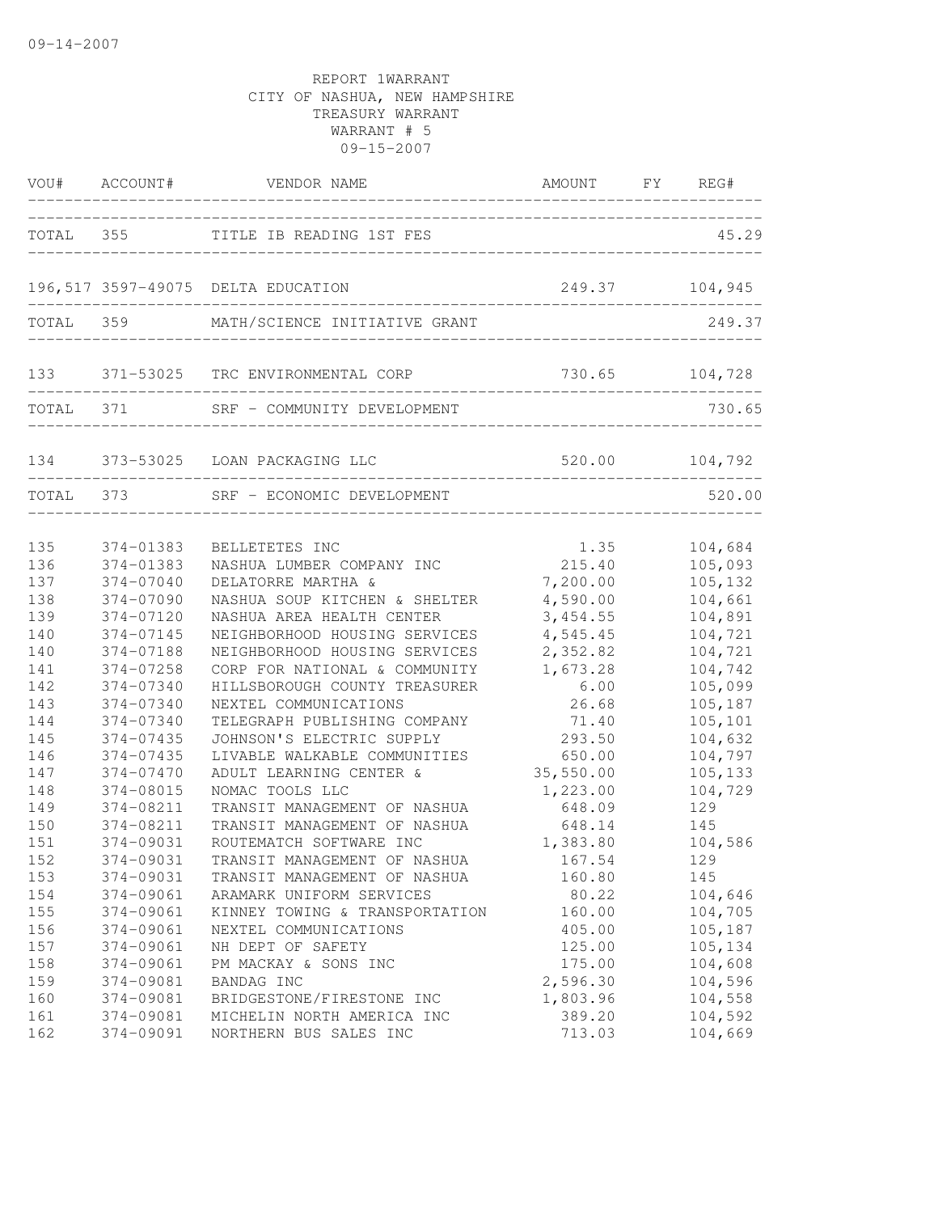09-14-2007

REPORT 1WARRANT
CITY OF NASHUA, NEW HAMPSHIRE
TREASURY WARRANT
WARRANT # 5
09-15-2007

| VOU# | ACCOUNT# | VENDOR NAME | AMOUNT | FY | REG# |
|---|---|---|---|---|---|
| TOTAL | 355 | TITLE IB READING 1ST FES | | | 45.29 |
| 196,517 | 3597-49075 | DELTA EDUCATION | 249.37 | | 104,945 |
| TOTAL | 359 | MATH/SCIENCE INITIATIVE GRANT | | | 249.37 |
| 133 | 371-53025 | TRC ENVIRONMENTAL CORP | 730.65 | | 104,728 |
| TOTAL | 371 | SRF - COMMUNITY DEVELOPMENT | | | 730.65 |
| 134 | 373-53025 | LOAN PACKAGING LLC | 520.00 | | 104,792 |
| TOTAL | 373 | SRF - ECONOMIC DEVELOPMENT | | | 520.00 |
| 135 | 374-01383 | BELLETETES INC | 1.35 | | 104,684 |
| 136 | 374-01383 | NASHUA LUMBER COMPANY INC | 215.40 | | 105,093 |
| 137 | 374-07040 | DELATORRE MARTHA & | 7,200.00 | | 105,132 |
| 138 | 374-07090 | NASHUA SOUP KITCHEN & SHELTER | 4,590.00 | | 104,661 |
| 139 | 374-07120 | NASHUA AREA HEALTH CENTER | 3,454.55 | | 104,891 |
| 140 | 374-07145 | NEIGHBORHOOD HOUSING SERVICES | 4,545.45 | | 104,721 |
| 140 | 374-07188 | NEIGHBORHOOD HOUSING SERVICES | 2,352.82 | | 104,721 |
| 141 | 374-07258 | CORP FOR NATIONAL & COMMUNITY | 1,673.28 | | 104,742 |
| 142 | 374-07340 | HILLSBOROUGH COUNTY TREASURER | 6.00 | | 105,099 |
| 143 | 374-07340 | NEXTEL COMMUNICATIONS | 26.68 | | 105,187 |
| 144 | 374-07340 | TELEGRAPH PUBLISHING COMPANY | 71.40 | | 105,101 |
| 145 | 374-07435 | JOHNSON'S ELECTRIC SUPPLY | 293.50 | | 104,632 |
| 146 | 374-07435 | LIVABLE WALKABLE COMMUNITIES | 650.00 | | 104,797 |
| 147 | 374-07470 | ADULT LEARNING CENTER & | 35,550.00 | | 105,133 |
| 148 | 374-08015 | NOMAC TOOLS LLC | 1,223.00 | | 104,729 |
| 149 | 374-08211 | TRANSIT MANAGEMENT OF NASHUA | 648.09 | | 129 |
| 150 | 374-08211 | TRANSIT MANAGEMENT OF NASHUA | 648.14 | | 145 |
| 151 | 374-09031 | ROUTEMATCH SOFTWARE INC | 1,383.80 | | 104,586 |
| 152 | 374-09031 | TRANSIT MANAGEMENT OF NASHUA | 167.54 | | 129 |
| 153 | 374-09031 | TRANSIT MANAGEMENT OF NASHUA | 160.80 | | 145 |
| 154 | 374-09061 | ARAMARK UNIFORM SERVICES | 80.22 | | 104,646 |
| 155 | 374-09061 | KINNEY TOWING & TRANSPORTATION | 160.00 | | 104,705 |
| 156 | 374-09061 | NEXTEL COMMUNICATIONS | 405.00 | | 105,187 |
| 157 | 374-09061 | NH DEPT OF SAFETY | 125.00 | | 105,134 |
| 158 | 374-09061 | PM MACKAY & SONS INC | 175.00 | | 104,608 |
| 159 | 374-09081 | BANDAG INC | 2,596.30 | | 104,596 |
| 160 | 374-09081 | BRIDGESTONE/FIRESTONE INC | 1,803.96 | | 104,558 |
| 161 | 374-09081 | MICHELIN NORTH AMERICA INC | 389.20 | | 104,592 |
| 162 | 374-09091 | NORTHERN BUS SALES INC | 713.03 | | 104,669 |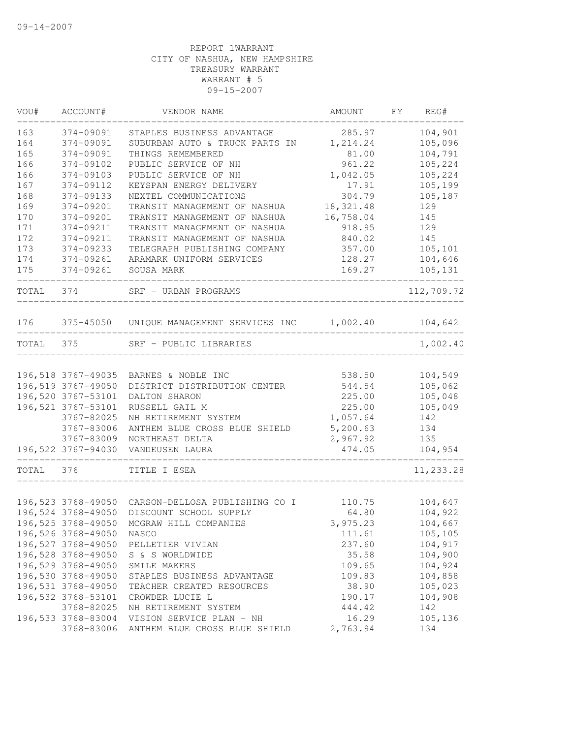09-14-2007

REPORT 1WARRANT
CITY OF NASHUA, NEW HAMPSHIRE
TREASURY WARRANT
WARRANT # 5
09-15-2007

| VOU# | ACCOUNT# | VENDOR NAME | AMOUNT | FY | REG# |
|---|---|---|---|---|---|
| 163 | 374-09091 | STAPLES BUSINESS ADVANTAGE | 285.97 | | 104,901 |
| 164 | 374-09091 | SUBURBAN AUTO & TRUCK PARTS IN | 1,214.24 | | 105,096 |
| 165 | 374-09091 | THINGS REMEMBERED | 81.00 | | 104,791 |
| 166 | 374-09102 | PUBLIC SERVICE OF NH | 961.22 | | 105,224 |
| 166 | 374-09103 | PUBLIC SERVICE OF NH | 1,042.05 | | 105,224 |
| 167 | 374-09112 | KEYSPAN ENERGY DELIVERY | 17.91 | | 105,199 |
| 168 | 374-09133 | NEXTEL COMMUNICATIONS | 304.79 | | 105,187 |
| 169 | 374-09201 | TRANSIT MANAGEMENT OF NASHUA | 18,321.48 | | 129 |
| 170 | 374-09201 | TRANSIT MANAGEMENT OF NASHUA | 16,758.04 | | 145 |
| 171 | 374-09211 | TRANSIT MANAGEMENT OF NASHUA | 918.95 | | 129 |
| 172 | 374-09211 | TRANSIT MANAGEMENT OF NASHUA | 840.02 | | 145 |
| 173 | 374-09233 | TELEGRAPH PUBLISHING COMPANY | 357.00 | | 105,101 |
| 174 | 374-09261 | ARAMARK UNIFORM SERVICES | 128.27 | | 104,646 |
| 175 | 374-09261 | SOUSA MARK | 169.27 | | 105,131 |
| TOTAL | 374 | SRF - URBAN PROGRAMS | | | 112,709.72 |
| 176 | 375-45050 | UNIQUE MANAGEMENT SERVICES INC | 1,002.40 | | 104,642 |
| TOTAL | 375 | SRF - PUBLIC LIBRARIES | | | 1,002.40 |
| 196,518 | 3767-49035 | BARNES & NOBLE INC | 538.50 | | 104,549 |
| 196,519 | 3767-49050 | DISTRICT DISTRIBUTION CENTER | 544.54 | | 105,062 |
| 196,520 | 3767-53101 | DALTON SHARON | 225.00 | | 105,048 |
| 196,521 | 3767-53101 | RUSSELL GAIL M | 225.00 | | 105,049 |
| | 3767-82025 | NH RETIREMENT SYSTEM | 1,057.64 | | 142 |
| | 3767-83006 | ANTHEM BLUE CROSS BLUE SHIELD | 5,200.63 | | 134 |
| | 3767-83009 | NORTHEAST DELTA | 2,967.92 | | 135 |
| 196,522 | 3767-94030 | VANDEUSEN LAURA | 474.05 | | 104,954 |
| TOTAL | 376 | TITLE I ESEA | | | 11,233.28 |
| 196,523 | 3768-49050 | CARSON-DELLOSA PUBLISHING CO I | 110.75 | | 104,647 |
| 196,524 | 3768-49050 | DISCOUNT SCHOOL SUPPLY | 64.80 | | 104,922 |
| 196,525 | 3768-49050 | MCGRAW HILL COMPANIES | 3,975.23 | | 104,667 |
| 196,526 | 3768-49050 | NASCO | 111.61 | | 105,105 |
| 196,527 | 3768-49050 | PELLETIER VIVIAN | 237.60 | | 104,917 |
| 196,528 | 3768-49050 | S & S WORLDWIDE | 35.58 | | 104,900 |
| 196,529 | 3768-49050 | SMILE MAKERS | 109.65 | | 104,924 |
| 196,530 | 3768-49050 | STAPLES BUSINESS ADVANTAGE | 109.83 | | 104,858 |
| 196,531 | 3768-49050 | TEACHER CREATED RESOURCES | 38.90 | | 105,023 |
| 196,532 | 3768-53101 | CROWDER LUCIE L | 190.17 | | 104,908 |
| | 3768-82025 | NH RETIREMENT SYSTEM | 444.42 | | 142 |
| 196,533 | 3768-83004 | VISION SERVICE PLAN - NH | 16.29 | | 105,136 |
| | 3768-83006 | ANTHEM BLUE CROSS BLUE SHIELD | 2,763.94 | | 134 |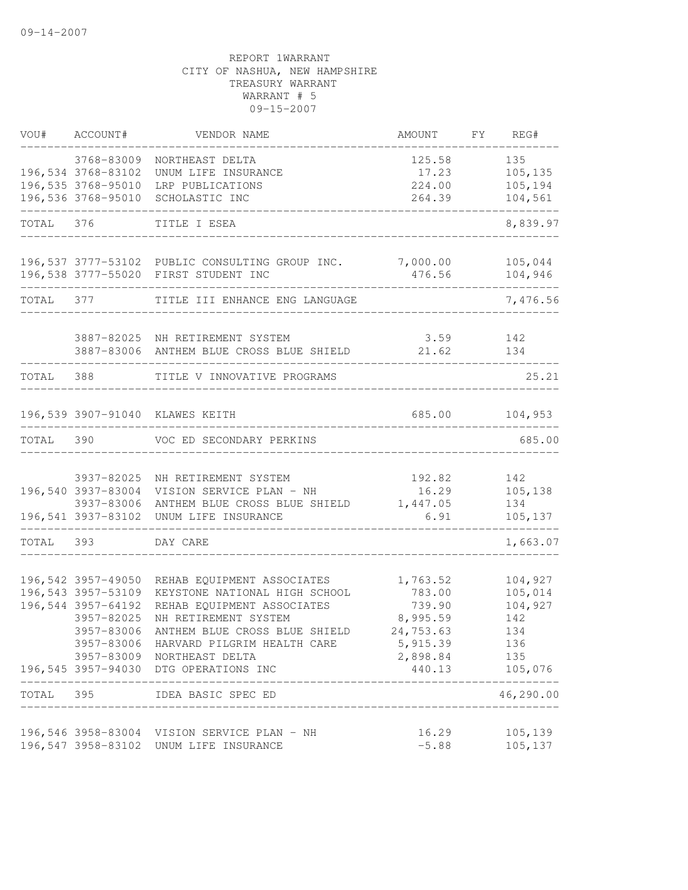09-14-2007

REPORT 1WARRANT
CITY OF NASHUA, NEW HAMPSHIRE
TREASURY WARRANT
WARRANT # 5
09-15-2007

| VOU# | ACCOUNT# | VENDOR NAME | AMOUNT | FY | REG# |
|---|---|---|---|---|---|
| | 3768-83009 | NORTHEAST DELTA | 125.58 | | 135 |
| 196,534 | 3768-83102 | UNUM LIFE INSURANCE | 17.23 | | 105,135 |
| 196,535 | 3768-95010 | LRP PUBLICATIONS | 224.00 | | 105,194 |
| 196,536 | 3768-95010 | SCHOLASTIC INC | 264.39 | | 104,561 |
| TOTAL | 376 | TITLE I ESEA | | | 8,839.97 |
| 196,537 | 3777-53102 | PUBLIC CONSULTING GROUP INC. | 7,000.00 | | 105,044 |
| 196,538 | 3777-55020 | FIRST STUDENT INC | 476.56 | | 104,946 |
| TOTAL | 377 | TITLE III ENHANCE ENG LANGUAGE | | | 7,476.56 |
| | 3887-82025 | NH RETIREMENT SYSTEM | 3.59 | | 142 |
| | 3887-83006 | ANTHEM BLUE CROSS BLUE SHIELD | 21.62 | | 134 |
| TOTAL | 388 | TITLE V INNOVATIVE PROGRAMS | | | 25.21 |
| 196,539 | 3907-91040 | KLAWES KEITH | 685.00 | | 104,953 |
| TOTAL | 390 | VOC ED SECONDARY PERKINS | | | 685.00 |
| | 3937-82025 | NH RETIREMENT SYSTEM | 192.82 | | 142 |
| 196,540 | 3937-83004 | VISION SERVICE PLAN - NH | 16.29 | | 105,138 |
| | 3937-83006 | ANTHEM BLUE CROSS BLUE SHIELD | 1,447.05 | | 134 |
| 196,541 | 3937-83102 | UNUM LIFE INSURANCE | 6.91 | | 105,137 |
| TOTAL | 393 | DAY CARE | | | 1,663.07 |
| 196,542 | 3957-49050 | REHAB EQUIPMENT ASSOCIATES | 1,763.52 | | 104,927 |
| 196,543 | 3957-53109 | KEYSTONE NATIONAL HIGH SCHOOL | 783.00 | | 105,014 |
| 196,544 | 3957-64192 | REHAB EQUIPMENT ASSOCIATES | 739.90 | | 104,927 |
| | 3957-82025 | NH RETIREMENT SYSTEM | 8,995.59 | | 142 |
| | 3957-83006 | ANTHEM BLUE CROSS BLUE SHIELD | 24,753.63 | | 134 |
| | 3957-83006 | HARVARD PILGRIM HEALTH CARE | 5,915.39 | | 136 |
| | 3957-83009 | NORTHEAST DELTA | 2,898.84 | | 135 |
| 196,545 | 3957-94030 | DTG OPERATIONS INC | 440.13 | | 105,076 |
| TOTAL | 395 | IDEA BASIC SPEC ED | | | 46,290.00 |
| 196,546 | 3958-83004 | VISION SERVICE PLAN - NH | 16.29 | | 105,139 |
| 196,547 | 3958-83102 | UNUM LIFE INSURANCE | -5.88 | | 105,137 |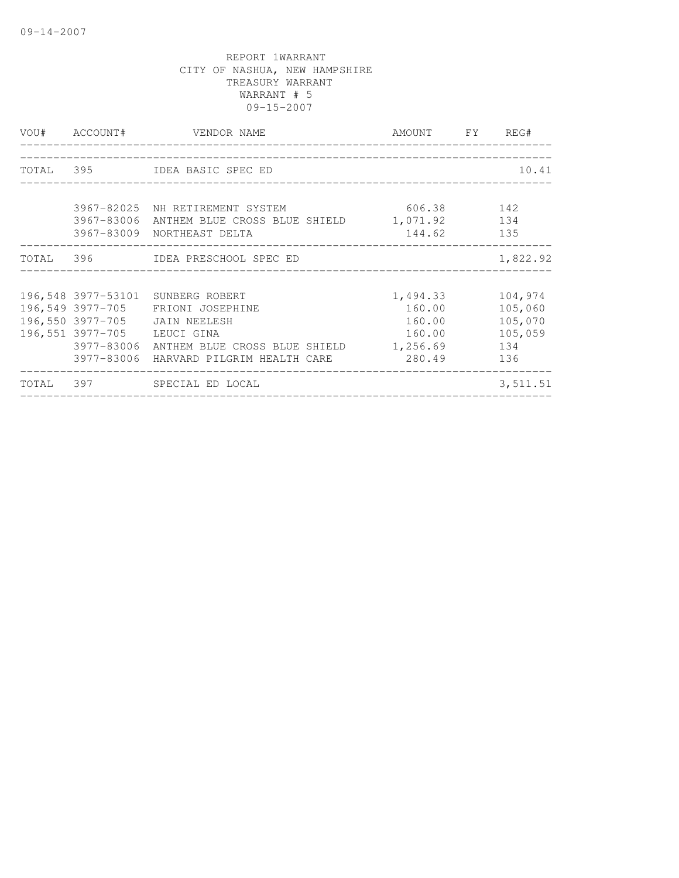09-14-2007

REPORT 1WARRANT
CITY OF NASHUA, NEW HAMPSHIRE
TREASURY WARRANT
WARRANT # 5
09-15-2007

| VOU# | ACCOUNT# | VENDOR NAME | AMOUNT | FY | REG# |
|---|---|---|---|---|---|
| TOTAL | 395 | IDEA BASIC SPEC ED | | | 10.41 |
| | 3967-82025 | NH RETIREMENT SYSTEM | 606.38 | | 142 |
| | 3967-83006 | ANTHEM BLUE CROSS BLUE SHIELD | 1,071.92 | | 134 |
| | 3967-83009 | NORTHEAST DELTA | 144.62 | | 135 |
| TOTAL | 396 | IDEA PRESCHOOL SPEC ED | | | 1,822.92 |
| 196,548 | 3977-53101 | SUNBERG ROBERT | 1,494.33 | | 104,974 |
| 196,549 | 3977-705 | FRIONI JOSEPHINE | 160.00 | | 105,060 |
| 196,550 | 3977-705 | JAIN NEELESH | 160.00 | | 105,070 |
| 196,551 | 3977-705 | LEUCI GINA | 160.00 | | 105,059 |
| | 3977-83006 | ANTHEM BLUE CROSS BLUE SHIELD | 1,256.69 | | 134 |
| | 3977-83006 | HARVARD PILGRIM HEALTH CARE | 280.49 | | 136 |
| TOTAL | 397 | SPECIAL ED LOCAL | | | 3,511.51 |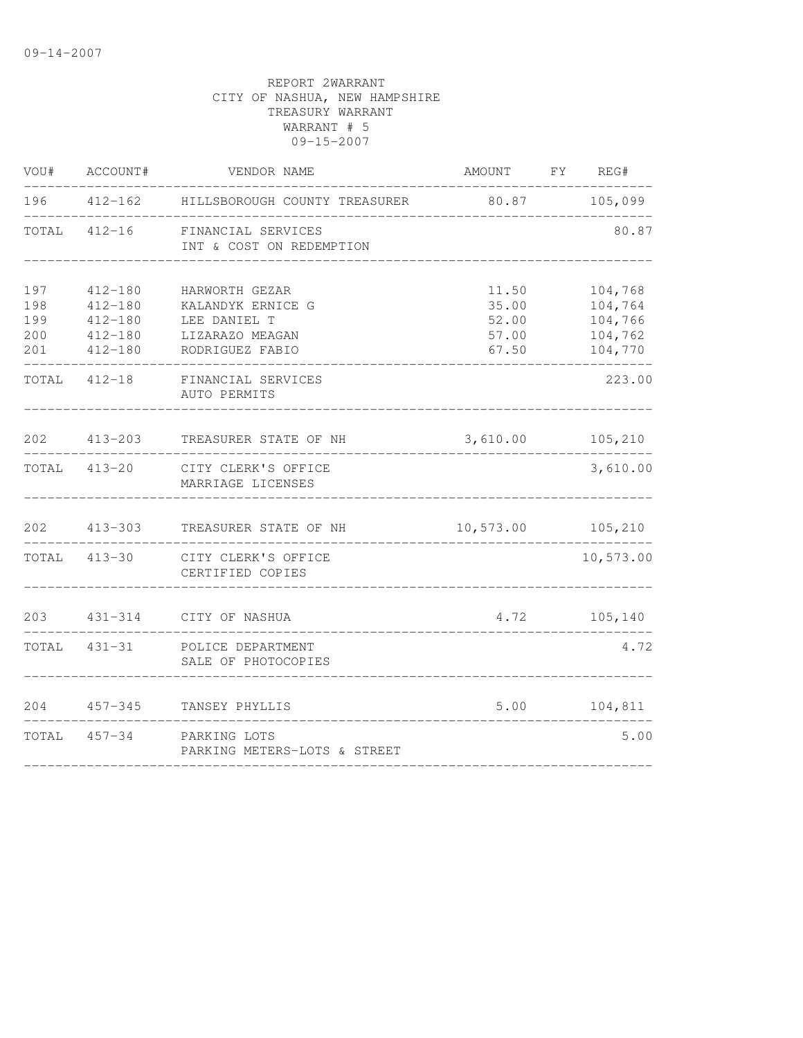09-14-2007

REPORT 2WARRANT
CITY OF NASHUA, NEW HAMPSHIRE
TREASURY WARRANT
WARRANT # 5
09-15-2007

| VOU# | ACCOUNT# | VENDOR NAME | AMOUNT | FY | REG# |
|---|---|---|---|---|---|
| 196 | 412-162 | HILLSBOROUGH COUNTY TREASURER | 80.87 | | 105,099 |
| TOTAL | 412-16 | FINANCIAL SERVICES<br>INT & COST ON REDEMPTION | | | 80.87 |
| 197 | 412-180 | HARWORTH GEZAR | 11.50 | | 104,768 |
| 198 | 412-180 | KALANDYK ERNICE G | 35.00 | | 104,764 |
| 199 | 412-180 | LEE DANIEL T | 52.00 | | 104,766 |
| 200 | 412-180 | LIZARAZO MEAGAN | 57.00 | | 104,762 |
| 201 | 412-180 | RODRIGUEZ FABIO | 67.50 | | 104,770 |
| TOTAL | 412-18 | FINANCIAL SERVICES<br>AUTO PERMITS | | | 223.00 |
| 202 | 413-203 | TREASURER STATE OF NH | 3,610.00 | | 105,210 |
| TOTAL | 413-20 | CITY CLERK'S OFFICE<br>MARRIAGE LICENSES | | | 3,610.00 |
| 202 | 413-303 | TREASURER STATE OF NH | 10,573.00 | | 105,210 |
| TOTAL | 413-30 | CITY CLERK'S OFFICE<br>CERTIFIED COPIES | | | 10,573.00 |
| 203 | 431-314 | CITY OF NASHUA | 4.72 | | 105,140 |
| TOTAL | 431-31 | POLICE DEPARTMENT<br>SALE OF PHOTOCOPIES | | | 4.72 |
| 204 | 457-345 | TANSEY PHYLLIS | 5.00 | | 104,811 |
| TOTAL | 457-34 | PARKING LOTS<br>PARKING METERS-LOTS & STREET | | | 5.00 |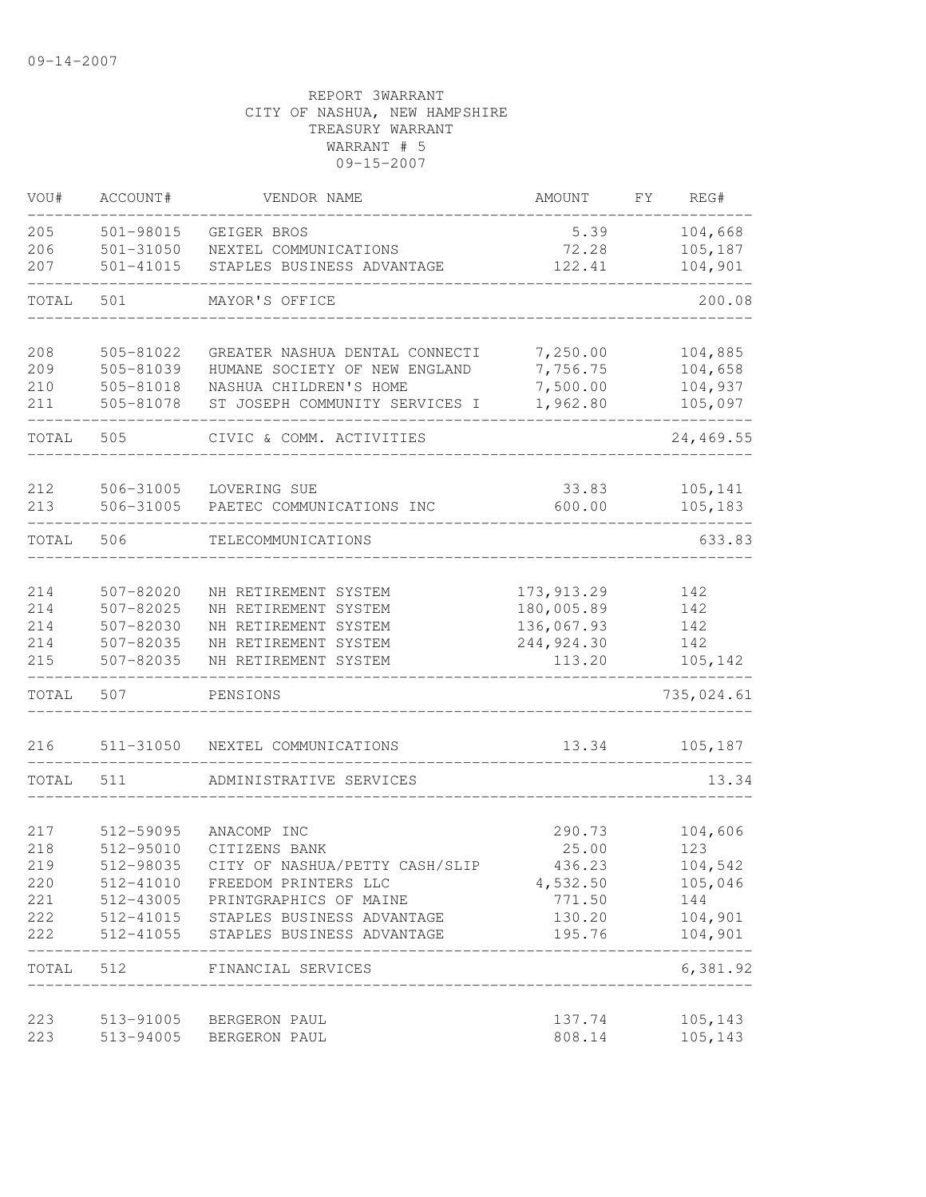09-14-2007

REPORT 3WARRANT
CITY OF NASHUA, NEW HAMPSHIRE
TREASURY WARRANT
WARRANT # 5
09-15-2007

| VOU# | ACCOUNT# | VENDOR NAME | AMOUNT | FY | REG# |
|---|---|---|---|---|---|
| 205 | 501-98015 | GEIGER BROS | 5.39 | | 104,668 |
| 206 | 501-31050 | NEXTEL COMMUNICATIONS | 72.28 | | 105,187 |
| 207 | 501-41015 | STAPLES BUSINESS ADVANTAGE | 122.41 | | 104,901 |
| TOTAL | 501 | MAYOR'S OFFICE | | | 200.08 |
| 208 | 505-81022 | GREATER NASHUA DENTAL CONNECTI | 7,250.00 | | 104,885 |
| 209 | 505-81039 | HUMANE SOCIETY OF NEW ENGLAND | 7,756.75 | | 104,658 |
| 210 | 505-81018 | NASHUA CHILDREN'S HOME | 7,500.00 | | 104,937 |
| 211 | 505-81078 | ST JOSEPH COMMUNITY SERVICES I | 1,962.80 | | 105,097 |
| TOTAL | 505 | CIVIC & COMM. ACTIVITIES | | | 24,469.55 |
| 212 | 506-31005 | LOVERING SUE | 33.83 | | 105,141 |
| 213 | 506-31005 | PAETEC COMMUNICATIONS INC | 600.00 | | 105,183 |
| TOTAL | 506 | TELECOMMUNICATIONS | | | 633.83 |
| 214 | 507-82020 | NH RETIREMENT SYSTEM | 173,913.29 | | 142 |
| 214 | 507-82025 | NH RETIREMENT SYSTEM | 180,005.89 | | 142 |
| 214 | 507-82030 | NH RETIREMENT SYSTEM | 136,067.93 | | 142 |
| 214 | 507-82035 | NH RETIREMENT SYSTEM | 244,924.30 | | 142 |
| 215 | 507-82035 | NH RETIREMENT SYSTEM | 113.20 | | 105,142 |
| TOTAL | 507 | PENSIONS | | | 735,024.61 |
| 216 | 511-31050 | NEXTEL COMMUNICATIONS | 13.34 | | 105,187 |
| TOTAL | 511 | ADMINISTRATIVE SERVICES | | | 13.34 |
| 217 | 512-59095 | ANACOMP INC | 290.73 | | 104,606 |
| 218 | 512-95010 | CITIZENS BANK | 25.00 | | 123 |
| 219 | 512-98035 | CITY OF NASHUA/PETTY CASH/SLIP | 436.23 | | 104,542 |
| 220 | 512-41010 | FREEDOM PRINTERS LLC | 4,532.50 | | 105,046 |
| 221 | 512-43005 | PRINTGRAPHICS OF MAINE | 771.50 | | 144 |
| 222 | 512-41015 | STAPLES BUSINESS ADVANTAGE | 130.20 | | 104,901 |
| 222 | 512-41055 | STAPLES BUSINESS ADVANTAGE | 195.76 | | 104,901 |
| TOTAL | 512 | FINANCIAL SERVICES | | | 6,381.92 |
| 223 | 513-91005 | BERGERON PAUL | 137.74 | | 105,143 |
| 223 | 513-94005 | BERGERON PAUL | 808.14 | | 105,143 |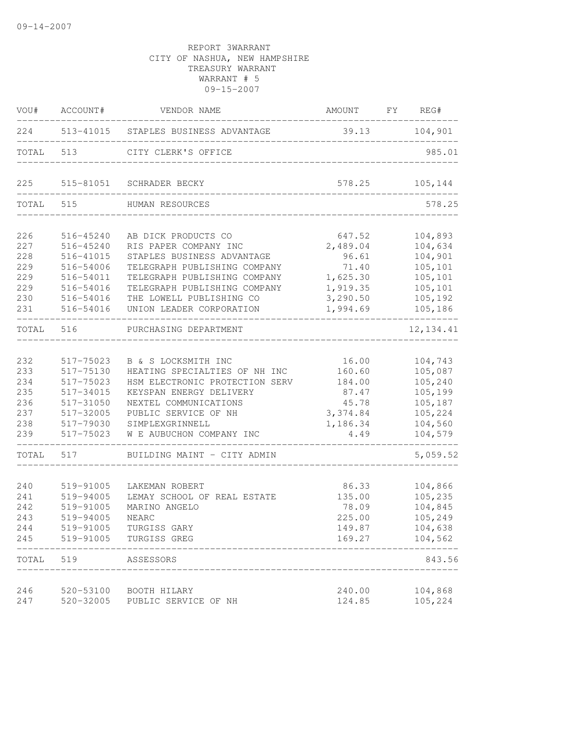09-14-2007

REPORT 3WARRANT
CITY OF NASHUA, NEW HAMPSHIRE
TREASURY WARRANT
WARRANT # 5
09-15-2007

| VOU# | ACCOUNT# | VENDOR NAME | AMOUNT | FY | REG# |
|---|---|---|---|---|---|
| 224 | 513-41015 | STAPLES BUSINESS ADVANTAGE | 39.13 | | 104,901 |
| TOTAL | 513 | CITY CLERK'S OFFICE | | | 985.01 |
| 225 | 515-81051 | SCHRADER BECKY | 578.25 | | 105,144 |
| TOTAL | 515 | HUMAN RESOURCES | | | 578.25 |
| 226 | 516-45240 | AB DICK PRODUCTS CO | 647.52 | | 104,893 |
| 227 | 516-45240 | RIS PAPER COMPANY INC | 2,489.04 | | 104,634 |
| 228 | 516-41015 | STAPLES BUSINESS ADVANTAGE | 96.61 | | 104,901 |
| 229 | 516-54006 | TELEGRAPH PUBLISHING COMPANY | 71.40 | | 105,101 |
| 229 | 516-54011 | TELEGRAPH PUBLISHING COMPANY | 1,625.30 | | 105,101 |
| 229 | 516-54016 | TELEGRAPH PUBLISHING COMPANY | 1,919.35 | | 105,101 |
| 230 | 516-54016 | THE LOWELL PUBLISHING CO | 3,290.50 | | 105,192 |
| 231 | 516-54016 | UNION LEADER CORPORATION | 1,994.69 | | 105,186 |
| TOTAL | 516 | PURCHASING DEPARTMENT | | | 12,134.41 |
| 232 | 517-75023 | B & S LOCKSMITH INC | 16.00 | | 104,743 |
| 233 | 517-75130 | HEATING SPECIALTIES OF NH INC | 160.60 | | 105,087 |
| 234 | 517-75023 | HSM ELECTRONIC PROTECTION SERV | 184.00 | | 105,240 |
| 235 | 517-34015 | KEYSPAN ENERGY DELIVERY | 87.47 | | 105,199 |
| 236 | 517-31050 | NEXTEL COMMUNICATIONS | 45.78 | | 105,187 |
| 237 | 517-32005 | PUBLIC SERVICE OF NH | 3,374.84 | | 105,224 |
| 238 | 517-79030 | SIMPLEXGRINNELL | 1,186.34 | | 104,560 |
| 239 | 517-75023 | W E AUBUCHON COMPANY INC | 4.49 | | 104,579 |
| TOTAL | 517 | BUILDING MAINT - CITY ADMIN | | | 5,059.52 |
| 240 | 519-91005 | LAKEMAN ROBERT | 86.33 | | 104,866 |
| 241 | 519-94005 | LEMAY SCHOOL OF REAL ESTATE | 135.00 | | 105,235 |
| 242 | 519-91005 | MARINO ANGELO | 78.09 | | 104,845 |
| 243 | 519-94005 | NEARC | 225.00 | | 105,249 |
| 244 | 519-91005 | TURGISS GARY | 149.87 | | 104,638 |
| 245 | 519-91005 | TURGISS GREG | 169.27 | | 104,562 |
| TOTAL | 519 | ASSESSORS | | | 843.56 |
| 246 | 520-53100 | BOOTH HILARY | 240.00 | | 104,868 |
| 247 | 520-32005 | PUBLIC SERVICE OF NH | 124.85 | | 105,224 |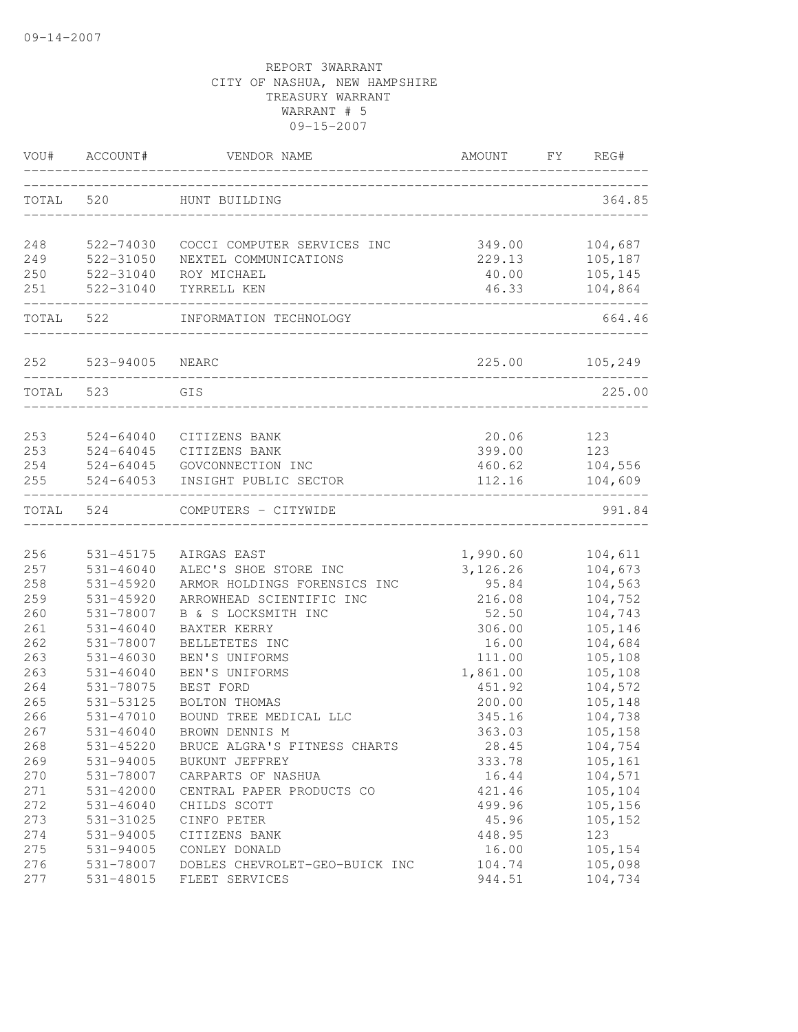09-14-2007

REPORT 3WARRANT
CITY OF NASHUA, NEW HAMPSHIRE
TREASURY WARRANT
WARRANT # 5
09-15-2007

| VOU# | ACCOUNT# | VENDOR NAME | AMOUNT | FY | REG# |
|---|---|---|---|---|---|
| TOTAL | 520 | HUNT BUILDING | | | 364.85 |
| 248 | 522-74030 | COCCI COMPUTER SERVICES INC | 349.00 | | 104,687 |
| 249 | 522-31050 | NEXTEL COMMUNICATIONS | 229.13 | | 105,187 |
| 250 | 522-31040 | ROY MICHAEL | 40.00 | | 105,145 |
| 251 | 522-31040 | TYRRELL KEN | 46.33 | | 104,864 |
| TOTAL | 522 | INFORMATION TECHNOLOGY | | | 664.46 |
| 252 | 523-94005 | NEARC | 225.00 | | 105,249 |
| TOTAL | 523 | GIS | | | 225.00 |
| 253 | 524-64040 | CITIZENS BANK | 20.06 | | 123 |
| 253 | 524-64045 | CITIZENS BANK | 399.00 | | 123 |
| 254 | 524-64045 | GOVCONNECTION INC | 460.62 | | 104,556 |
| 255 | 524-64053 | INSIGHT PUBLIC SECTOR | 112.16 | | 104,609 |
| TOTAL | 524 | COMPUTERS - CITYWIDE | | | 991.84 |
| 256 | 531-45175 | AIRGAS EAST | 1,990.60 | | 104,611 |
| 257 | 531-46040 | ALEC'S SHOE STORE INC | 3,126.26 | | 104,673 |
| 258 | 531-45920 | ARMOR HOLDINGS FORENSICS INC | 95.84 | | 104,563 |
| 259 | 531-45920 | ARROWHEAD SCIENTIFIC INC | 216.08 | | 104,752 |
| 260 | 531-78007 | B & S LOCKSMITH INC | 52.50 | | 104,743 |
| 261 | 531-46040 | BAXTER KERRY | 306.00 | | 105,146 |
| 262 | 531-78007 | BELLETETES INC | 16.00 | | 104,684 |
| 263 | 531-46030 | BEN'S UNIFORMS | 111.00 | | 105,108 |
| 263 | 531-46040 | BEN'S UNIFORMS | 1,861.00 | | 105,108 |
| 264 | 531-78075 | BEST FORD | 451.92 | | 104,572 |
| 265 | 531-53125 | BOLTON THOMAS | 200.00 | | 105,148 |
| 266 | 531-47010 | BOUND TREE MEDICAL LLC | 345.16 | | 104,738 |
| 267 | 531-46040 | BROWN DENNIS M | 363.03 | | 105,158 |
| 268 | 531-45220 | BRUCE ALGRA'S FITNESS CHARTS | 28.45 | | 104,754 |
| 269 | 531-94005 | BUKUNT JEFFREY | 333.78 | | 105,161 |
| 270 | 531-78007 | CARPARTS OF NASHUA | 16.44 | | 104,571 |
| 271 | 531-42000 | CENTRAL PAPER PRODUCTS CO | 421.46 | | 105,104 |
| 272 | 531-46040 | CHILDS SCOTT | 499.96 | | 105,156 |
| 273 | 531-31025 | CINFO PETER | 45.96 | | 105,152 |
| 274 | 531-94005 | CITIZENS BANK | 448.95 | | 123 |
| 275 | 531-94005 | CONLEY DONALD | 16.00 | | 105,154 |
| 276 | 531-78007 | DOBLES CHEVROLET-GEO-BUICK INC | 104.74 | | 105,098 |
| 277 | 531-48015 | FLEET SERVICES | 944.51 | | 104,734 |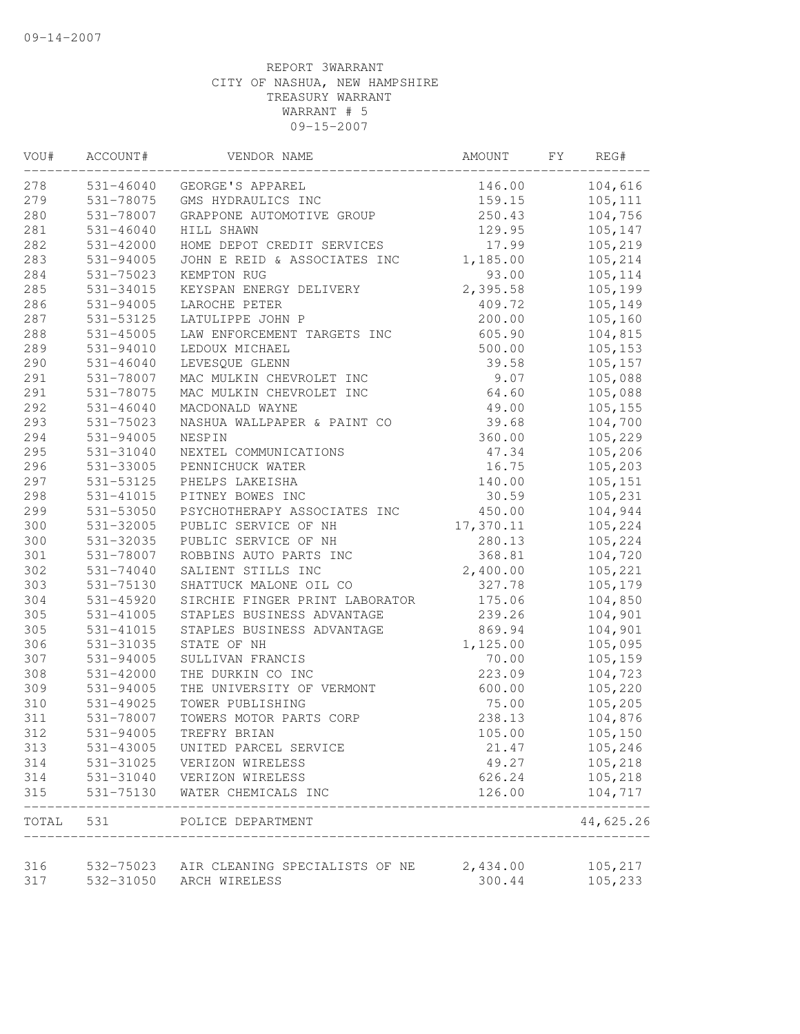09-14-2007

REPORT 3WARRANT
CITY OF NASHUA, NEW HAMPSHIRE
TREASURY WARRANT
WARRANT # 5
09-15-2007

| VOU# | ACCOUNT# | VENDOR NAME | AMOUNT | FY | REG# |
|---|---|---|---|---|---|
| 278 | 531-46040 | GEORGE'S APPAREL | 146.00 | | 104,616 |
| 279 | 531-78075 | GMS HYDRAULICS INC | 159.15 | | 105,111 |
| 280 | 531-78007 | GRAPPONE AUTOMOTIVE GROUP | 250.43 | | 104,756 |
| 281 | 531-46040 | HILL SHAWN | 129.95 | | 105,147 |
| 282 | 531-42000 | HOME DEPOT CREDIT SERVICES | 17.99 | | 105,219 |
| 283 | 531-94005 | JOHN E REID & ASSOCIATES INC | 1,185.00 | | 105,214 |
| 284 | 531-75023 | KEMPTON RUG | 93.00 | | 105,114 |
| 285 | 531-34015 | KEYSPAN ENERGY DELIVERY | 2,395.58 | | 105,199 |
| 286 | 531-94005 | LAROCHE PETER | 409.72 | | 105,149 |
| 287 | 531-53125 | LATULIPPE JOHN P | 200.00 | | 105,160 |
| 288 | 531-45005 | LAW ENFORCEMENT TARGETS INC | 605.90 | | 104,815 |
| 289 | 531-94010 | LEDOUX MICHAEL | 500.00 | | 105,153 |
| 290 | 531-46040 | LEVESQUE GLENN | 39.58 | | 105,157 |
| 291 | 531-78007 | MAC MULKIN CHEVROLET INC | 9.07 | | 105,088 |
| 291 | 531-78075 | MAC MULKIN CHEVROLET INC | 64.60 | | 105,088 |
| 292 | 531-46040 | MACDONALD WAYNE | 49.00 | | 105,155 |
| 293 | 531-75023 | NASHUA WALLPAPER & PAINT CO | 39.68 | | 104,700 |
| 294 | 531-94005 | NESPIN | 360.00 | | 105,229 |
| 295 | 531-31040 | NEXTEL COMMUNICATIONS | 47.34 | | 105,206 |
| 296 | 531-33005 | PENNICHUCK WATER | 16.75 | | 105,203 |
| 297 | 531-53125 | PHELPS LAKEISHA | 140.00 | | 105,151 |
| 298 | 531-41015 | PITNEY BOWES INC | 30.59 | | 105,231 |
| 299 | 531-53050 | PSYCHOTHERAPY ASSOCIATES INC | 450.00 | | 104,944 |
| 300 | 531-32005 | PUBLIC SERVICE OF NH | 17,370.11 | | 105,224 |
| 300 | 531-32035 | PUBLIC SERVICE OF NH | 280.13 | | 105,224 |
| 301 | 531-78007 | ROBBINS AUTO PARTS INC | 368.81 | | 104,720 |
| 302 | 531-74040 | SALIENT STILLS INC | 2,400.00 | | 105,221 |
| 303 | 531-75130 | SHATTUCK MALONE OIL CO | 327.78 | | 105,179 |
| 304 | 531-45920 | SIRCHIE FINGER PRINT LABORATOR | 175.06 | | 104,850 |
| 305 | 531-41005 | STAPLES BUSINESS ADVANTAGE | 239.26 | | 104,901 |
| 305 | 531-41015 | STAPLES BUSINESS ADVANTAGE | 869.94 | | 104,901 |
| 306 | 531-31035 | STATE OF NH | 1,125.00 | | 105,095 |
| 307 | 531-94005 | SULLIVAN FRANCIS | 70.00 | | 105,159 |
| 308 | 531-42000 | THE DURKIN CO INC | 223.09 | | 104,723 |
| 309 | 531-94005 | THE UNIVERSITY OF VERMONT | 600.00 | | 105,220 |
| 310 | 531-49025 | TOWER PUBLISHING | 75.00 | | 105,205 |
| 311 | 531-78007 | TOWERS MOTOR PARTS CORP | 238.13 | | 104,876 |
| 312 | 531-94005 | TREFRY BRIAN | 105.00 | | 105,150 |
| 313 | 531-43005 | UNITED PARCEL SERVICE | 21.47 | | 105,246 |
| 314 | 531-31025 | VERIZON WIRELESS | 49.27 | | 105,218 |
| 314 | 531-31040 | VERIZON WIRELESS | 626.24 | | 105,218 |
| 315 | 531-75130 | WATER CHEMICALS INC | 126.00 | | 104,717 |
| TOTAL | 531 | POLICE DEPARTMENT | | | 44,625.26 |
| 316 | 532-75023 | AIR CLEANING SPECIALISTS OF NE | 2,434.00 | | 105,217 |
| 317 | 532-31050 | ARCH WIRELESS | 300.44 | | 105,233 |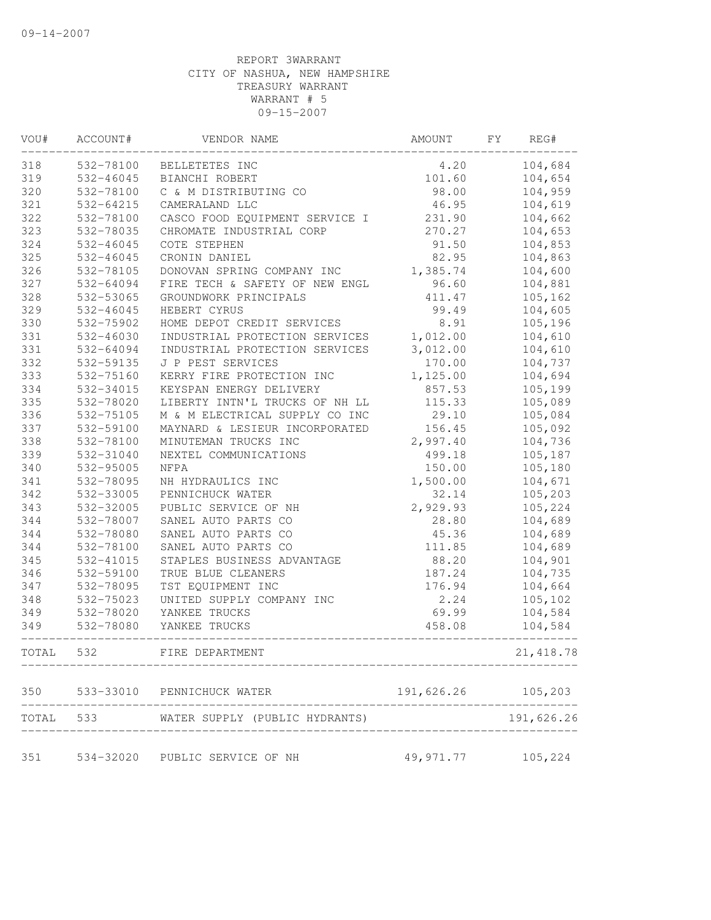09-14-2007

REPORT 3WARRANT
CITY OF NASHUA, NEW HAMPSHIRE
TREASURY WARRANT
WARRANT # 5
09-15-2007

| VOU# | ACCOUNT# | VENDOR NAME | AMOUNT | FY | REG# |
|---|---|---|---|---|---|
| 318 | 532-78100 | BELLETETES INC | 4.20 | | 104,684 |
| 319 | 532-46045 | BIANCHI ROBERT | 101.60 | | 104,654 |
| 320 | 532-78100 | C & M DISTRIBUTING CO | 98.00 | | 104,959 |
| 321 | 532-64215 | CAMERALAND LLC | 46.95 | | 104,619 |
| 322 | 532-78100 | CASCO FOOD EQUIPMENT SERVICE I | 231.90 | | 104,662 |
| 323 | 532-78035 | CHROMATE INDUSTRIAL CORP | 270.27 | | 104,653 |
| 324 | 532-46045 | COTE STEPHEN | 91.50 | | 104,853 |
| 325 | 532-46045 | CRONIN DANIEL | 82.95 | | 104,863 |
| 326 | 532-78105 | DONOVAN SPRING COMPANY INC | 1,385.74 | | 104,600 |
| 327 | 532-64094 | FIRE TECH & SAFETY OF NEW ENGL | 96.60 | | 104,881 |
| 328 | 532-53065 | GROUNDWORK PRINCIPALS | 411.47 | | 105,162 |
| 329 | 532-46045 | HEBERT CYRUS | 99.49 | | 104,605 |
| 330 | 532-75902 | HOME DEPOT CREDIT SERVICES | 8.91 | | 105,196 |
| 331 | 532-46030 | INDUSTRIAL PROTECTION SERVICES | 1,012.00 | | 104,610 |
| 331 | 532-64094 | INDUSTRIAL PROTECTION SERVICES | 3,012.00 | | 104,610 |
| 332 | 532-59135 | J P PEST SERVICES | 170.00 | | 104,737 |
| 333 | 532-75160 | KERRY FIRE PROTECTION INC | 1,125.00 | | 104,694 |
| 334 | 532-34015 | KEYSPAN ENERGY DELIVERY | 857.53 | | 105,199 |
| 335 | 532-78020 | LIBERTY INTN'L TRUCKS OF NH LL | 115.33 | | 105,089 |
| 336 | 532-75105 | M & M ELECTRICAL SUPPLY CO INC | 29.10 | | 105,084 |
| 337 | 532-59100 | MAYNARD & LESIEUR INCORPORATED | 156.45 | | 105,092 |
| 338 | 532-78100 | MINUTEMAN TRUCKS INC | 2,997.40 | | 104,736 |
| 339 | 532-31040 | NEXTEL COMMUNICATIONS | 499.18 | | 105,187 |
| 340 | 532-95005 | NFPA | 150.00 | | 105,180 |
| 341 | 532-78095 | NH HYDRAULICS INC | 1,500.00 | | 104,671 |
| 342 | 532-33005 | PENNICHUCK WATER | 32.14 | | 105,203 |
| 343 | 532-32005 | PUBLIC SERVICE OF NH | 2,929.93 | | 105,224 |
| 344 | 532-78007 | SANEL AUTO PARTS CO | 28.80 | | 104,689 |
| 344 | 532-78080 | SANEL AUTO PARTS CO | 45.36 | | 104,689 |
| 344 | 532-78100 | SANEL AUTO PARTS CO | 111.85 | | 104,689 |
| 345 | 532-41015 | STAPLES BUSINESS ADVANTAGE | 88.20 | | 104,901 |
| 346 | 532-59100 | TRUE BLUE CLEANERS | 187.24 | | 104,735 |
| 347 | 532-78095 | TST EQUIPMENT INC | 176.94 | | 104,664 |
| 348 | 532-75023 | UNITED SUPPLY COMPANY INC | 2.24 | | 105,102 |
| 349 | 532-78020 | YANKEE TRUCKS | 69.99 | | 104,584 |
| 349 | 532-78080 | YANKEE TRUCKS | 458.08 | | 104,584 |
| TOTAL | 532 | FIRE DEPARTMENT | | | 21,418.78 |
| 350 | 533-33010 | PENNICHUCK WATER | 191,626.26 | | 105,203 |
| TOTAL | 533 | WATER SUPPLY (PUBLIC HYDRANTS) | | | 191,626.26 |
| 351 | 534-32020 | PUBLIC SERVICE OF NH | 49,971.77 | | 105,224 |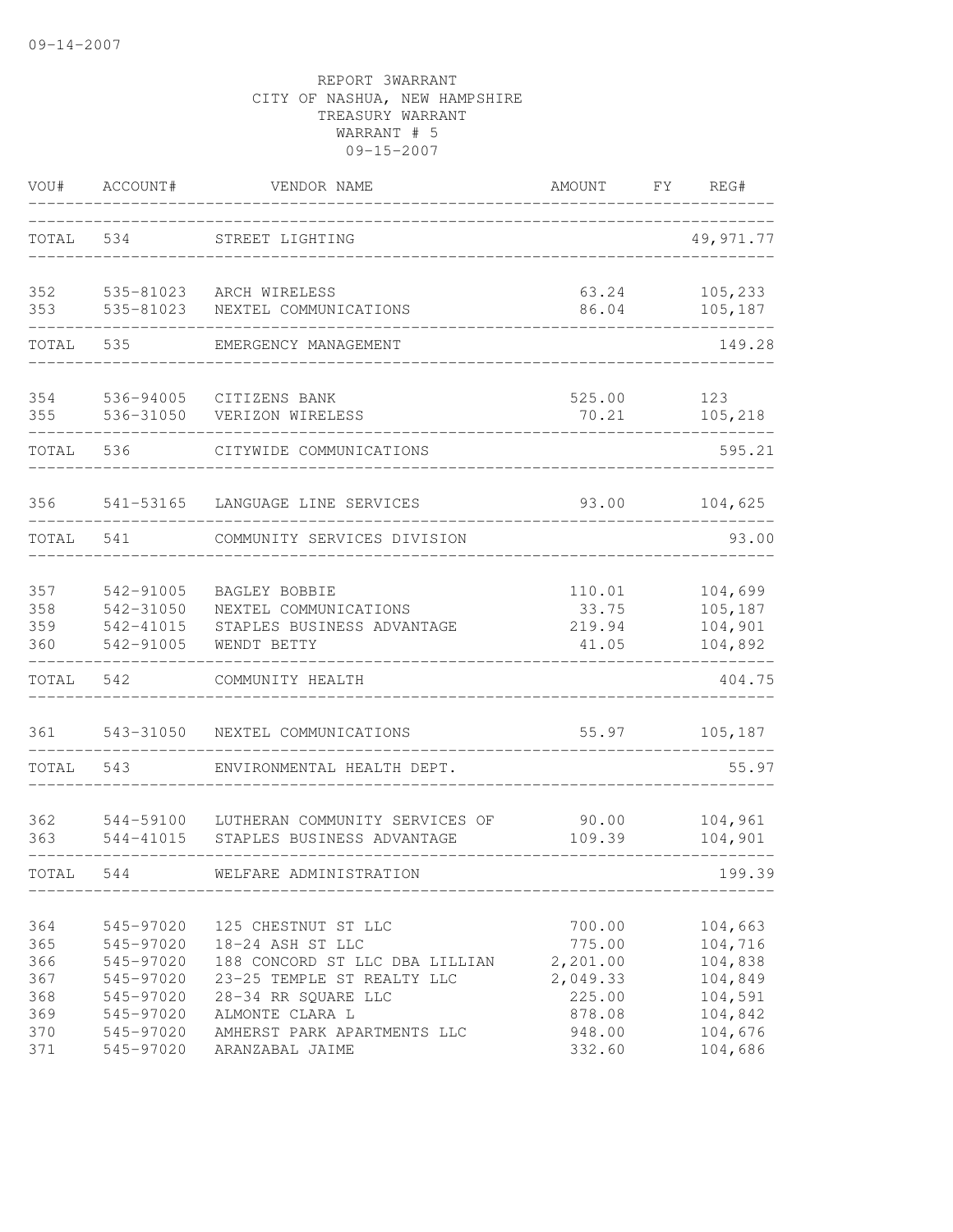09-14-2007

REPORT 3WARRANT
CITY OF NASHUA, NEW HAMPSHIRE
TREASURY WARRANT
WARRANT # 5
09-15-2007

| VOU# | ACCOUNT# | VENDOR NAME | AMOUNT | FY | REG# |
|---|---|---|---|---|---|
| TOTAL | 534 | STREET LIGHTING | | | 49,971.77 |
| 352 | 535-81023 | ARCH WIRELESS | 63.24 | | 105,233 |
| 353 | 535-81023 | NEXTEL COMMUNICATIONS | 86.04 | | 105,187 |
| TOTAL | 535 | EMERGENCY MANAGEMENT | | | 149.28 |
| 354 | 536-94005 | CITIZENS BANK | 525.00 | | 123 |
| 355 | 536-31050 | VERIZON WIRELESS | 70.21 | | 105,218 |
| TOTAL | 536 | CITYWIDE COMMUNICATIONS | | | 595.21 |
| 356 | 541-53165 | LANGUAGE LINE SERVICES | 93.00 | | 104,625 |
| TOTAL | 541 | COMMUNITY SERVICES DIVISION | | | 93.00 |
| 357 | 542-91005 | BAGLEY BOBBIE | 110.01 | | 104,699 |
| 358 | 542-31050 | NEXTEL COMMUNICATIONS | 33.75 | | 105,187 |
| 359 | 542-41015 | STAPLES BUSINESS ADVANTAGE | 219.94 | | 104,901 |
| 360 | 542-91005 | WENDT BETTY | 41.05 | | 104,892 |
| TOTAL | 542 | COMMUNITY HEALTH | | | 404.75 |
| 361 | 543-31050 | NEXTEL COMMUNICATIONS | 55.97 | | 105,187 |
| TOTAL | 543 | ENVIRONMENTAL HEALTH DEPT. | | | 55.97 |
| 362 | 544-59100 | LUTHERAN COMMUNITY SERVICES OF | 90.00 | | 104,961 |
| 363 | 544-41015 | STAPLES BUSINESS ADVANTAGE | 109.39 | | 104,901 |
| TOTAL | 544 | WELFARE ADMINISTRATION | | | 199.39 |
| 364 | 545-97020 | 125 CHESTNUT ST LLC | 700.00 | | 104,663 |
| 365 | 545-97020 | 18-24 ASH ST LLC | 775.00 | | 104,716 |
| 366 | 545-97020 | 188 CONCORD ST LLC DBA LILLIAN | 2,201.00 | | 104,838 |
| 367 | 545-97020 | 23-25 TEMPLE ST REALTY LLC | 2,049.33 | | 104,849 |
| 368 | 545-97020 | 28-34 RR SQUARE LLC | 225.00 | | 104,591 |
| 369 | 545-97020 | ALMONTE CLARA L | 878.08 | | 104,842 |
| 370 | 545-97020 | AMHERST PARK APARTMENTS LLC | 948.00 | | 104,676 |
| 371 | 545-97020 | ARANZABAL JAIME | 332.60 | | 104,686 |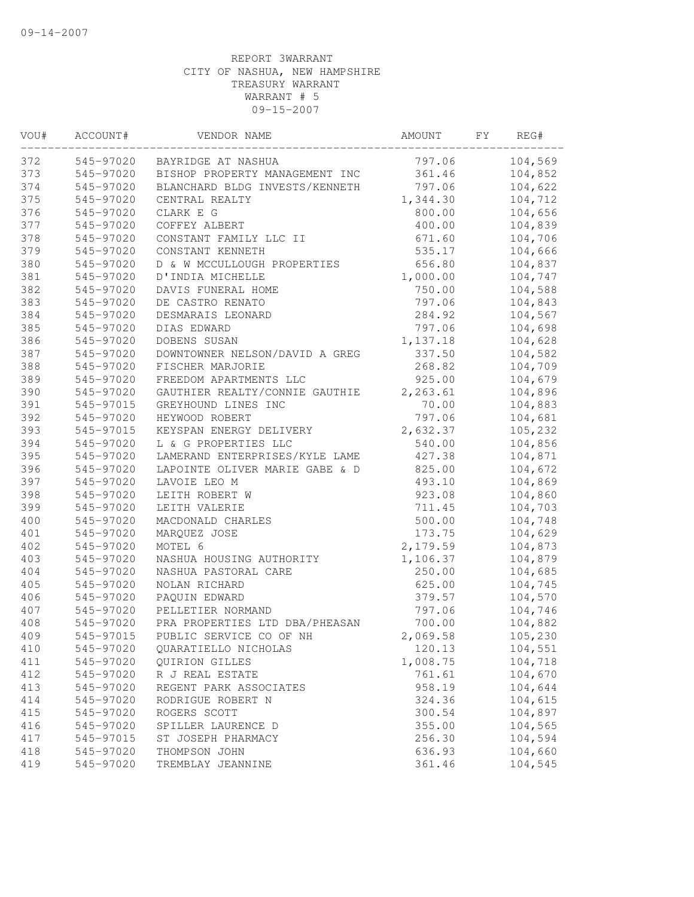09-14-2007

REPORT 3WARRANT
CITY OF NASHUA, NEW HAMPSHIRE
TREASURY WARRANT
WARRANT # 5
09-15-2007

| VOU# | ACCOUNT# | VENDOR NAME | AMOUNT | FY | REG# |
|---|---|---|---|---|---|
| 372 | 545-97020 | BAYRIDGE AT NASHUA | 797.06 | | 104,569 |
| 373 | 545-97020 | BISHOP PROPERTY MANAGEMENT INC | 361.46 | | 104,852 |
| 374 | 545-97020 | BLANCHARD BLDG INVESTS/KENNETH | 797.06 | | 104,622 |
| 375 | 545-97020 | CENTRAL REALTY | 1,344.30 | | 104,712 |
| 376 | 545-97020 | CLARK E G | 800.00 | | 104,656 |
| 377 | 545-97020 | COFFEY ALBERT | 400.00 | | 104,839 |
| 378 | 545-97020 | CONSTANT FAMILY LLC II | 671.60 | | 104,706 |
| 379 | 545-97020 | CONSTANT KENNETH | 535.17 | | 104,666 |
| 380 | 545-97020 | D & W MCCULLOUGH PROPERTIES | 656.80 | | 104,837 |
| 381 | 545-97020 | D'INDIA MICHELLE | 1,000.00 | | 104,747 |
| 382 | 545-97020 | DAVIS FUNERAL HOME | 750.00 | | 104,588 |
| 383 | 545-97020 | DE CASTRO RENATO | 797.06 | | 104,843 |
| 384 | 545-97020 | DESMARAIS LEONARD | 284.92 | | 104,567 |
| 385 | 545-97020 | DIAS EDWARD | 797.06 | | 104,698 |
| 386 | 545-97020 | DOBENS SUSAN | 1,137.18 | | 104,628 |
| 387 | 545-97020 | DOWNTOWNER NELSON/DAVID A GREG | 337.50 | | 104,582 |
| 388 | 545-97020 | FISCHER MARJORIE | 268.82 | | 104,709 |
| 389 | 545-97020 | FREEDOM APARTMENTS LLC | 925.00 | | 104,679 |
| 390 | 545-97020 | GAUTHIER REALTY/CONNIE GAUTHIE | 2,263.61 | | 104,896 |
| 391 | 545-97015 | GREYHOUND LINES INC | 70.00 | | 104,883 |
| 392 | 545-97020 | HEYWOOD ROBERT | 797.06 | | 104,681 |
| 393 | 545-97015 | KEYSPAN ENERGY DELIVERY | 2,632.37 | | 105,232 |
| 394 | 545-97020 | L & G PROPERTIES LLC | 540.00 | | 104,856 |
| 395 | 545-97020 | LAMERAND ENTERPRISES/KYLE LAME | 427.38 | | 104,871 |
| 396 | 545-97020 | LAPOINTE OLIVER MARIE GABE & D | 825.00 | | 104,672 |
| 397 | 545-97020 | LAVOIE LEO M | 493.10 | | 104,869 |
| 398 | 545-97020 | LEITH ROBERT W | 923.08 | | 104,860 |
| 399 | 545-97020 | LEITH VALERIE | 711.45 | | 104,703 |
| 400 | 545-97020 | MACDONALD CHARLES | 500.00 | | 104,748 |
| 401 | 545-97020 | MARQUEZ JOSE | 173.75 | | 104,629 |
| 402 | 545-97020 | MOTEL 6 | 2,179.59 | | 104,873 |
| 403 | 545-97020 | NASHUA HOUSING AUTHORITY | 1,106.37 | | 104,879 |
| 404 | 545-97020 | NASHUA PASTORAL CARE | 250.00 | | 104,685 |
| 405 | 545-97020 | NOLAN RICHARD | 625.00 | | 104,745 |
| 406 | 545-97020 | PAQUIN EDWARD | 379.57 | | 104,570 |
| 407 | 545-97020 | PELLETIER NORMAND | 797.06 | | 104,746 |
| 408 | 545-97020 | PRA PROPERTIES LTD DBA/PHEASAN | 700.00 | | 104,882 |
| 409 | 545-97015 | PUBLIC SERVICE CO OF NH | 2,069.58 | | 105,230 |
| 410 | 545-97020 | QUARATIELLO NICHOLAS | 120.13 | | 104,551 |
| 411 | 545-97020 | QUIRION GILLES | 1,008.75 | | 104,718 |
| 412 | 545-97020 | R J REAL ESTATE | 761.61 | | 104,670 |
| 413 | 545-97020 | REGENT PARK ASSOCIATES | 958.19 | | 104,644 |
| 414 | 545-97020 | RODRIGUE ROBERT N | 324.36 | | 104,615 |
| 415 | 545-97020 | ROGERS SCOTT | 300.54 | | 104,897 |
| 416 | 545-97020 | SPILLER LAURENCE D | 355.00 | | 104,565 |
| 417 | 545-97015 | ST JOSEPH PHARMACY | 256.30 | | 104,594 |
| 418 | 545-97020 | THOMPSON JOHN | 636.93 | | 104,660 |
| 419 | 545-97020 | TREMBLAY JEANNINE | 361.46 | | 104,545 |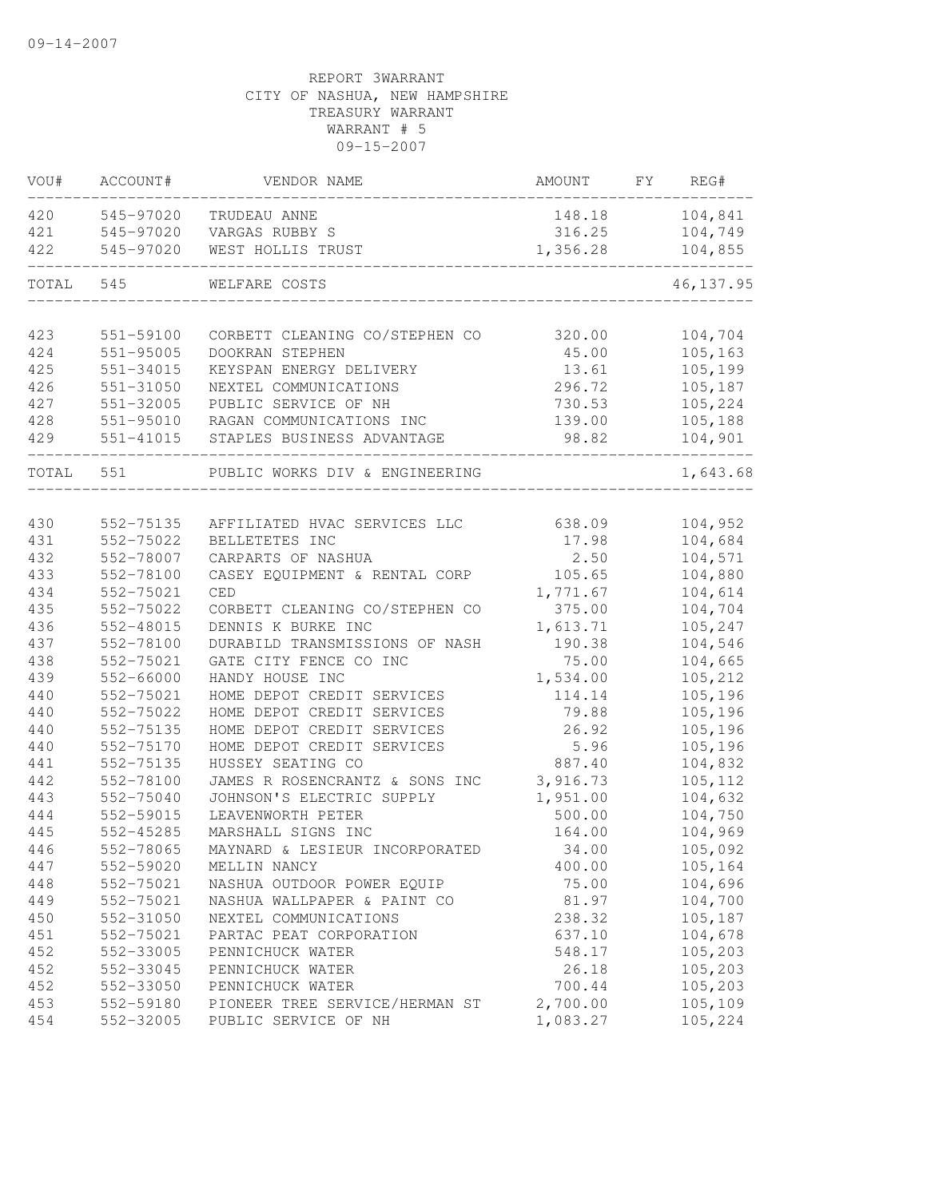09-14-2007

REPORT 3WARRANT
CITY OF NASHUA, NEW HAMPSHIRE
TREASURY WARRANT
WARRANT # 5
09-15-2007

| VOU# | ACCOUNT# | VENDOR NAME | AMOUNT | FY | REG# |
|---|---|---|---|---|---|
| 420 | 545-97020 | TRUDEAU ANNE | 148.18 | | 104,841 |
| 421 | 545-97020 | VARGAS RUBBY S | 316.25 | | 104,749 |
| 422 | 545-97020 | WEST HOLLIS TRUST | 1,356.28 | | 104,855 |
| TOTAL | 545 | WELFARE COSTS | | | 46,137.95 |
| 423 | 551-59100 | CORBETT CLEANING CO/STEPHEN CO | 320.00 | | 104,704 |
| 424 | 551-95005 | DOOKRAN STEPHEN | 45.00 | | 105,163 |
| 425 | 551-34015 | KEYSPAN ENERGY DELIVERY | 13.61 | | 105,199 |
| 426 | 551-31050 | NEXTEL COMMUNICATIONS | 296.72 | | 105,187 |
| 427 | 551-32005 | PUBLIC SERVICE OF NH | 730.53 | | 105,224 |
| 428 | 551-95010 | RAGAN COMMUNICATIONS INC | 139.00 | | 105,188 |
| 429 | 551-41015 | STAPLES BUSINESS ADVANTAGE | 98.82 | | 104,901 |
| TOTAL | 551 | PUBLIC WORKS DIV & ENGINEERING | | | 1,643.68 |
| 430 | 552-75135 | AFFILIATED HVAC SERVICES LLC | 638.09 | | 104,952 |
| 431 | 552-75022 | BELLETETES INC | 17.98 | | 104,684 |
| 432 | 552-78007 | CARPARTS OF NASHUA | 2.50 | | 104,571 |
| 433 | 552-78100 | CASEY EQUIPMENT & RENTAL CORP | 105.65 | | 104,880 |
| 434 | 552-75021 | CED | 1,771.67 | | 104,614 |
| 435 | 552-75022 | CORBETT CLEANING CO/STEPHEN CO | 375.00 | | 104,704 |
| 436 | 552-48015 | DENNIS K BURKE INC | 1,613.71 | | 105,247 |
| 437 | 552-78100 | DURABILD TRANSMISSIONS OF NASH | 190.38 | | 104,546 |
| 438 | 552-75021 | GATE CITY FENCE CO INC | 75.00 | | 104,665 |
| 439 | 552-66000 | HANDY HOUSE INC | 1,534.00 | | 105,212 |
| 440 | 552-75021 | HOME DEPOT CREDIT SERVICES | 114.14 | | 105,196 |
| 440 | 552-75022 | HOME DEPOT CREDIT SERVICES | 79.88 | | 105,196 |
| 440 | 552-75135 | HOME DEPOT CREDIT SERVICES | 26.92 | | 105,196 |
| 440 | 552-75170 | HOME DEPOT CREDIT SERVICES | 5.96 | | 105,196 |
| 441 | 552-75135 | HUSSEY SEATING CO | 887.40 | | 104,832 |
| 442 | 552-78100 | JAMES R ROSENCRANTZ & SONS INC | 3,916.73 | | 105,112 |
| 443 | 552-75040 | JOHNSON'S ELECTRIC SUPPLY | 1,951.00 | | 104,632 |
| 444 | 552-59015 | LEAVENWORTH PETER | 500.00 | | 104,750 |
| 445 | 552-45285 | MARSHALL SIGNS INC | 164.00 | | 104,969 |
| 446 | 552-78065 | MAYNARD & LESIEUR INCORPORATED | 34.00 | | 105,092 |
| 447 | 552-59020 | MELLIN NANCY | 400.00 | | 105,164 |
| 448 | 552-75021 | NASHUA OUTDOOR POWER EQUIP | 75.00 | | 104,696 |
| 449 | 552-75021 | NASHUA WALLPAPER & PAINT CO | 81.97 | | 104,700 |
| 450 | 552-31050 | NEXTEL COMMUNICATIONS | 238.32 | | 105,187 |
| 451 | 552-75021 | PARTAC PEAT CORPORATION | 637.10 | | 104,678 |
| 452 | 552-33005 | PENNICHUCK WATER | 548.17 | | 105,203 |
| 452 | 552-33045 | PENNICHUCK WATER | 26.18 | | 105,203 |
| 452 | 552-33050 | PENNICHUCK WATER | 700.44 | | 105,203 |
| 453 | 552-59180 | PIONEER TREE SERVICE/HERMAN ST | 2,700.00 | | 105,109 |
| 454 | 552-32005 | PUBLIC SERVICE OF NH | 1,083.27 | | 105,224 |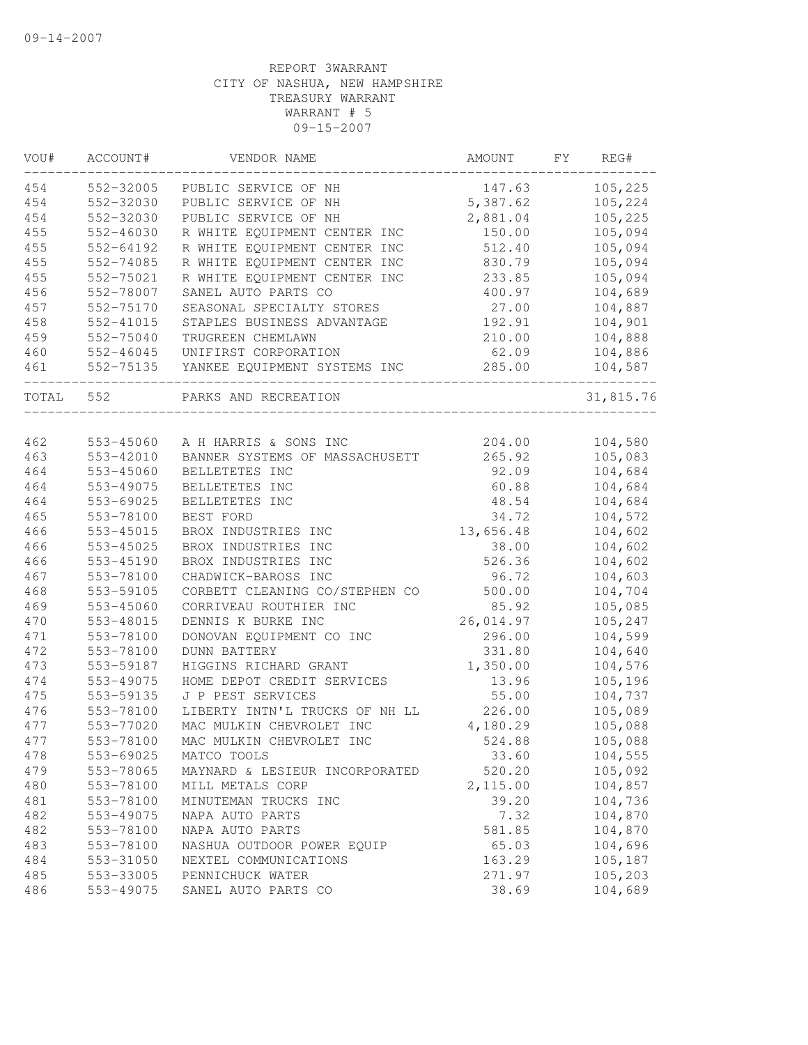REPORT 3WARRANT
CITY OF NASHUA, NEW HAMPSHIRE
TREASURY WARRANT
WARRANT # 5
09-15-2007

| VOU# | ACCOUNT# | VENDOR NAME | AMOUNT | FY | REG# |
|---|---|---|---|---|---|
| 454 | 552-32005 | PUBLIC SERVICE OF NH | 147.63 | | 105,225 |
| 454 | 552-32030 | PUBLIC SERVICE OF NH | 5,387.62 | | 105,224 |
| 454 | 552-32030 | PUBLIC SERVICE OF NH | 2,881.04 | | 105,225 |
| 455 | 552-46030 | R WHITE EQUIPMENT CENTER INC | 150.00 | | 105,094 |
| 455 | 552-64192 | R WHITE EQUIPMENT CENTER INC | 512.40 | | 105,094 |
| 455 | 552-74085 | R WHITE EQUIPMENT CENTER INC | 830.79 | | 105,094 |
| 455 | 552-75021 | R WHITE EQUIPMENT CENTER INC | 233.85 | | 105,094 |
| 456 | 552-78007 | SANEL AUTO PARTS CO | 400.97 | | 104,689 |
| 457 | 552-75170 | SEASONAL SPECIALTY STORES | 27.00 | | 104,887 |
| 458 | 552-41015 | STAPLES BUSINESS ADVANTAGE | 192.91 | | 104,901 |
| 459 | 552-75040 | TRUGREEN CHEMLAWN | 210.00 | | 104,888 |
| 460 | 552-46045 | UNIFIRST CORPORATION | 62.09 | | 104,886 |
| 461 | 552-75135 | YANKEE EQUIPMENT SYSTEMS INC | 285.00 | | 104,587 |
| TOTAL | 552 | PARKS AND RECREATION | | | 31,815.76 |
| 462 | 553-45060 | A H HARRIS & SONS INC | 204.00 | | 104,580 |
| 463 | 553-42010 | BANNER SYSTEMS OF MASSACHUSETT | 265.92 | | 105,083 |
| 464 | 553-45060 | BELLETETES INC | 92.09 | | 104,684 |
| 464 | 553-49075 | BELLETETES INC | 60.88 | | 104,684 |
| 464 | 553-69025 | BELLETETES INC | 48.54 | | 104,684 |
| 465 | 553-78100 | BEST FORD | 34.72 | | 104,572 |
| 466 | 553-45015 | BROX INDUSTRIES INC | 13,656.48 | | 104,602 |
| 466 | 553-45025 | BROX INDUSTRIES INC | 38.00 | | 104,602 |
| 466 | 553-45190 | BROX INDUSTRIES INC | 526.36 | | 104,602 |
| 467 | 553-78100 | CHADWICK-BAROSS INC | 96.72 | | 104,603 |
| 468 | 553-59105 | CORBETT CLEANING CO/STEPHEN CO | 500.00 | | 104,704 |
| 469 | 553-45060 | CORRIVEAU ROUTHIER INC | 85.92 | | 105,085 |
| 470 | 553-48015 | DENNIS K BURKE INC | 26,014.97 | | 105,247 |
| 471 | 553-78100 | DONOVAN EQUIPMENT CO INC | 296.00 | | 104,599 |
| 472 | 553-78100 | DUNN BATTERY | 331.80 | | 104,640 |
| 473 | 553-59187 | HIGGINS RICHARD GRANT | 1,350.00 | | 104,576 |
| 474 | 553-49075 | HOME DEPOT CREDIT SERVICES | 13.96 | | 105,196 |
| 475 | 553-59135 | J P PEST SERVICES | 55.00 | | 104,737 |
| 476 | 553-78100 | LIBERTY INTN'L TRUCKS OF NH LL | 226.00 | | 105,089 |
| 477 | 553-77020 | MAC MULKIN CHEVROLET INC | 4,180.29 | | 105,088 |
| 477 | 553-78100 | MAC MULKIN CHEVROLET INC | 524.88 | | 105,088 |
| 478 | 553-69025 | MATCO TOOLS | 33.60 | | 104,555 |
| 479 | 553-78065 | MAYNARD & LESIEUR INCORPORATED | 520.20 | | 105,092 |
| 480 | 553-78100 | MILL METALS CORP | 2,115.00 | | 104,857 |
| 481 | 553-78100 | MINUTEMAN TRUCKS INC | 39.20 | | 104,736 |
| 482 | 553-49075 | NAPA AUTO PARTS | 7.32 | | 104,870 |
| 482 | 553-78100 | NAPA AUTO PARTS | 581.85 | | 104,870 |
| 483 | 553-78100 | NASHUA OUTDOOR POWER EQUIP | 65.03 | | 104,696 |
| 484 | 553-31050 | NEXTEL COMMUNICATIONS | 163.29 | | 105,187 |
| 485 | 553-33005 | PENNICHUCK WATER | 271.97 | | 105,203 |
| 486 | 553-49075 | SANEL AUTO PARTS CO | 38.69 | | 104,689 |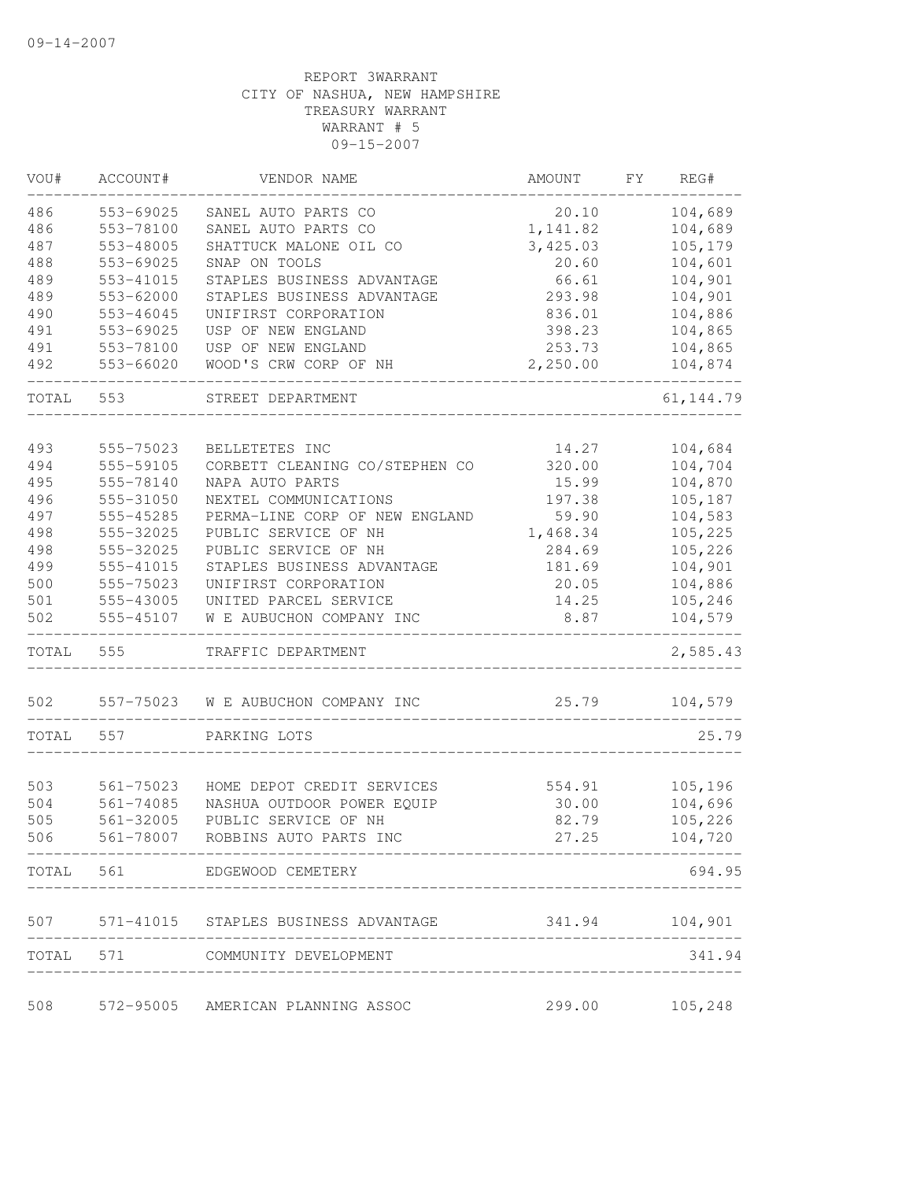REPORT 3WARRANT
CITY OF NASHUA, NEW HAMPSHIRE
TREASURY WARRANT
WARRANT # 5
09-15-2007

| VOU# | ACCOUNT# | VENDOR NAME | AMOUNT | FY | REG# |
|---|---|---|---|---|---|
| 486 | 553-69025 | SANEL AUTO PARTS CO | 20.10 | | 104,689 |
| 486 | 553-78100 | SANEL AUTO PARTS CO | 1,141.82 | | 104,689 |
| 487 | 553-48005 | SHATTUCK MALONE OIL CO | 3,425.03 | | 105,179 |
| 488 | 553-69025 | SNAP ON TOOLS | 20.60 | | 104,601 |
| 489 | 553-41015 | STAPLES BUSINESS ADVANTAGE | 66.61 | | 104,901 |
| 489 | 553-62000 | STAPLES BUSINESS ADVANTAGE | 293.98 | | 104,901 |
| 490 | 553-46045 | UNIFIRST CORPORATION | 836.01 | | 104,886 |
| 491 | 553-69025 | USP OF NEW ENGLAND | 398.23 | | 104,865 |
| 491 | 553-78100 | USP OF NEW ENGLAND | 253.73 | | 104,865 |
| 492 | 553-66020 | WOOD'S CRW CORP OF NH | 2,250.00 | | 104,874 |
| TOTAL | 553 | STREET DEPARTMENT | | | 61,144.79 |
| 493 | 555-75023 | BELLETETES INC | 14.27 | | 104,684 |
| 494 | 555-59105 | CORBETT CLEANING CO/STEPHEN CO | 320.00 | | 104,704 |
| 495 | 555-78140 | NAPA AUTO PARTS | 15.99 | | 104,870 |
| 496 | 555-31050 | NEXTEL COMMUNICATIONS | 197.38 | | 105,187 |
| 497 | 555-45285 | PERMA-LINE CORP OF NEW ENGLAND | 59.90 | | 104,583 |
| 498 | 555-32025 | PUBLIC SERVICE OF NH | 1,468.34 | | 105,225 |
| 498 | 555-32025 | PUBLIC SERVICE OF NH | 284.69 | | 105,226 |
| 499 | 555-41015 | STAPLES BUSINESS ADVANTAGE | 181.69 | | 104,901 |
| 500 | 555-75023 | UNIFIRST CORPORATION | 20.05 | | 104,886 |
| 501 | 555-43005 | UNITED PARCEL SERVICE | 14.25 | | 105,246 |
| 502 | 555-45107 | W E AUBUCHON COMPANY INC | 8.87 | | 104,579 |
| TOTAL | 555 | TRAFFIC DEPARTMENT | | | 2,585.43 |
| 502 | 557-75023 | W E AUBUCHON COMPANY INC | 25.79 | | 104,579 |
| TOTAL | 557 | PARKING LOTS | | | 25.79 |
| 503 | 561-75023 | HOME DEPOT CREDIT SERVICES | 554.91 | | 105,196 |
| 504 | 561-74085 | NASHUA OUTDOOR POWER EQUIP | 30.00 | | 104,696 |
| 505 | 561-32005 | PUBLIC SERVICE OF NH | 82.79 | | 105,226 |
| 506 | 561-78007 | ROBBINS AUTO PARTS INC | 27.25 | | 104,720 |
| TOTAL | 561 | EDGEWOOD CEMETERY | | | 694.95 |
| 507 | 571-41015 | STAPLES BUSINESS ADVANTAGE | 341.94 | | 104,901 |
| TOTAL | 571 | COMMUNITY DEVELOPMENT | | | 341.94 |
| 508 | 572-95005 | AMERICAN PLANNING ASSOC | 299.00 | | 105,248 |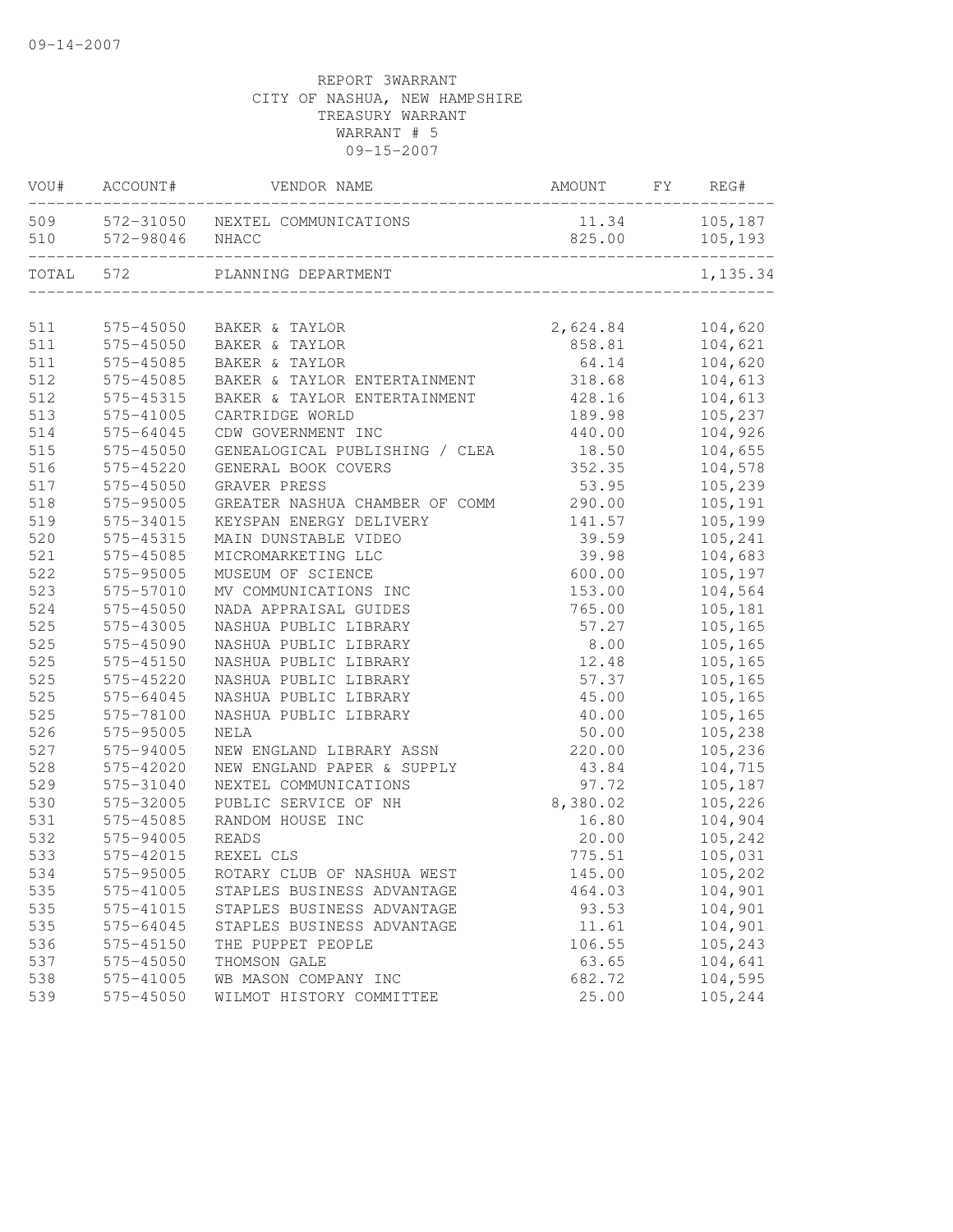09-14-2007

REPORT 3WARRANT
CITY OF NASHUA, NEW HAMPSHIRE
TREASURY WARRANT
WARRANT # 5
09-15-2007

| VOU# | ACCOUNT# | VENDOR NAME | AMOUNT | FY | REG# |
|---|---|---|---|---|---|
| 509 | 572-31050 | NEXTEL COMMUNICATIONS | 11.34 | | 105,187 |
| 510 | 572-98046 | NHACC | 825.00 | | 105,193 |
| TOTAL | 572 | PLANNING DEPARTMENT | | | 1,135.34 |
| 511 | 575-45050 | BAKER & TAYLOR | 2,624.84 | | 104,620 |
| 511 | 575-45050 | BAKER & TAYLOR | 858.81 | | 104,621 |
| 511 | 575-45085 | BAKER & TAYLOR | 64.14 | | 104,620 |
| 512 | 575-45085 | BAKER & TAYLOR ENTERTAINMENT | 318.68 | | 104,613 |
| 512 | 575-45315 | BAKER & TAYLOR ENTERTAINMENT | 428.16 | | 104,613 |
| 513 | 575-41005 | CARTRIDGE WORLD | 189.98 | | 105,237 |
| 514 | 575-64045 | CDW GOVERNMENT INC | 440.00 | | 104,926 |
| 515 | 575-45050 | GENEALOGICAL PUBLISHING / CLEA | 18.50 | | 104,655 |
| 516 | 575-45220 | GENERAL BOOK COVERS | 352.35 | | 104,578 |
| 517 | 575-45050 | GRAVER PRESS | 53.95 | | 105,239 |
| 518 | 575-95005 | GREATER NASHUA CHAMBER OF COMM | 290.00 | | 105,191 |
| 519 | 575-34015 | KEYSPAN ENERGY DELIVERY | 141.57 | | 105,199 |
| 520 | 575-45315 | MAIN DUNSTABLE VIDEO | 39.59 | | 105,241 |
| 521 | 575-45085 | MICROMARKETING LLC | 39.98 | | 104,683 |
| 522 | 575-95005 | MUSEUM OF SCIENCE | 600.00 | | 105,197 |
| 523 | 575-57010 | MV COMMUNICATIONS INC | 153.00 | | 104,564 |
| 524 | 575-45050 | NADA APPRAISAL GUIDES | 765.00 | | 105,181 |
| 525 | 575-43005 | NASHUA PUBLIC LIBRARY | 57.27 | | 105,165 |
| 525 | 575-45090 | NASHUA PUBLIC LIBRARY | 8.00 | | 105,165 |
| 525 | 575-45150 | NASHUA PUBLIC LIBRARY | 12.48 | | 105,165 |
| 525 | 575-45220 | NASHUA PUBLIC LIBRARY | 57.37 | | 105,165 |
| 525 | 575-64045 | NASHUA PUBLIC LIBRARY | 45.00 | | 105,165 |
| 525 | 575-78100 | NASHUA PUBLIC LIBRARY | 40.00 | | 105,165 |
| 526 | 575-95005 | NELA | 50.00 | | 105,238 |
| 527 | 575-94005 | NEW ENGLAND LIBRARY ASSN | 220.00 | | 105,236 |
| 528 | 575-42020 | NEW ENGLAND PAPER & SUPPLY | 43.84 | | 104,715 |
| 529 | 575-31040 | NEXTEL COMMUNICATIONS | 97.72 | | 105,187 |
| 530 | 575-32005 | PUBLIC SERVICE OF NH | 8,380.02 | | 105,226 |
| 531 | 575-45085 | RANDOM HOUSE INC | 16.80 | | 104,904 |
| 532 | 575-94005 | READS | 20.00 | | 105,242 |
| 533 | 575-42015 | REXEL CLS | 775.51 | | 105,031 |
| 534 | 575-95005 | ROTARY CLUB OF NASHUA WEST | 145.00 | | 105,202 |
| 535 | 575-41005 | STAPLES BUSINESS ADVANTAGE | 464.03 | | 104,901 |
| 535 | 575-41015 | STAPLES BUSINESS ADVANTAGE | 93.53 | | 104,901 |
| 535 | 575-64045 | STAPLES BUSINESS ADVANTAGE | 11.61 | | 104,901 |
| 536 | 575-45150 | THE PUPPET PEOPLE | 106.55 | | 105,243 |
| 537 | 575-45050 | THOMSON GALE | 63.65 | | 104,641 |
| 538 | 575-41005 | WB MASON COMPANY INC | 682.72 | | 104,595 |
| 539 | 575-45050 | WILMOT HISTORY COMMITTEE | 25.00 | | 105,244 |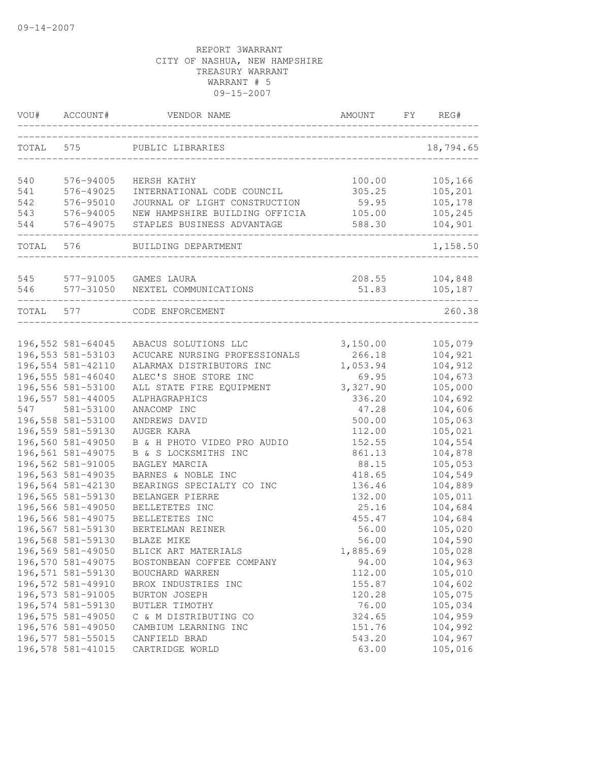09-14-2007

REPORT 3WARRANT
CITY OF NASHUA, NEW HAMPSHIRE
TREASURY WARRANT
WARRANT # 5
09-15-2007

| VOU# | ACCOUNT# | VENDOR NAME | AMOUNT | FY | REG# |
|---|---|---|---|---|---|
| TOTAL | 575 | PUBLIC LIBRARIES | | | 18,794.65 |
| 540 | 576-94005 | HERSH KATHY | 100.00 | | 105,166 |
| 541 | 576-49025 | INTERNATIONAL CODE COUNCIL | 305.25 | | 105,201 |
| 542 | 576-95010 | JOURNAL OF LIGHT CONSTRUCTION | 59.95 | | 105,178 |
| 543 | 576-94005 | NEW HAMPSHIRE BUILDING OFFICIA | 105.00 | | 105,245 |
| 544 | 576-49075 | STAPLES BUSINESS ADVANTAGE | 588.30 | | 104,901 |
| TOTAL | 576 | BUILDING DEPARTMENT | | | 1,158.50 |
| 545 | 577-91005 | GAMES LAURA | 208.55 | | 104,848 |
| 546 | 577-31050 | NEXTEL COMMUNICATIONS | 51.83 | | 105,187 |
| TOTAL | 577 | CODE ENFORCEMENT | | | 260.38 |
| 196,552 | 581-64045 | ABACUS SOLUTIONS LLC | 3,150.00 | | 105,079 |
| 196,553 | 581-53103 | ACUCARE NURSING PROFESSIONALS | 266.18 | | 104,921 |
| 196,554 | 581-42110 | ALARMAX DISTRIBUTORS INC | 1,053.94 | | 104,912 |
| 196,555 | 581-46040 | ALEC'S SHOE STORE INC | 69.95 | | 104,673 |
| 196,556 | 581-53100 | ALL STATE FIRE EQUIPMENT | 3,327.90 | | 105,000 |
| 196,557 | 581-44005 | ALPHAGRAPHICS | 336.20 | | 104,692 |
| 547 | 581-53100 | ANACOMP INC | 47.28 | | 104,606 |
| 196,558 | 581-53100 | ANDREWS DAVID | 500.00 | | 105,063 |
| 196,559 | 581-59130 | AUGER KARA | 112.00 | | 105,021 |
| 196,560 | 581-49050 | B & H PHOTO VIDEO PRO AUDIO | 152.55 | | 104,554 |
| 196,561 | 581-49075 | B & S LOCKSMITHS INC | 861.13 | | 104,878 |
| 196,562 | 581-91005 | BAGLEY MARCIA | 88.15 | | 105,053 |
| 196,563 | 581-49035 | BARNES & NOBLE INC | 418.65 | | 104,549 |
| 196,564 | 581-42130 | BEARINGS SPECIALTY CO INC | 136.46 | | 104,889 |
| 196,565 | 581-59130 | BELANGER PIERRE | 132.00 | | 105,011 |
| 196,566 | 581-49050 | BELLETETES INC | 25.16 | | 104,684 |
| 196,566 | 581-49075 | BELLETETES INC | 455.47 | | 104,684 |
| 196,567 | 581-59130 | BERTELMAN REINER | 56.00 | | 105,020 |
| 196,568 | 581-59130 | BLAZE MIKE | 56.00 | | 104,590 |
| 196,569 | 581-49050 | BLICK ART MATERIALS | 1,885.69 | | 105,028 |
| 196,570 | 581-49075 | BOSTONBEAN COFFEE COMPANY | 94.00 | | 104,963 |
| 196,571 | 581-59130 | BOUCHARD WARREN | 112.00 | | 105,010 |
| 196,572 | 581-49910 | BROX INDUSTRIES INC | 155.87 | | 104,602 |
| 196,573 | 581-91005 | BURTON JOSEPH | 120.28 | | 105,075 |
| 196,574 | 581-59130 | BUTLER TIMOTHY | 76.00 | | 105,034 |
| 196,575 | 581-49050 | C & M DISTRIBUTING CO | 324.65 | | 104,959 |
| 196,576 | 581-49050 | CAMBIUM LEARNING INC | 151.76 | | 104,992 |
| 196,577 | 581-55015 | CANFIELD BRAD | 543.20 | | 104,967 |
| 196,578 | 581-41015 | CARTRIDGE WORLD | 63.00 | | 105,016 |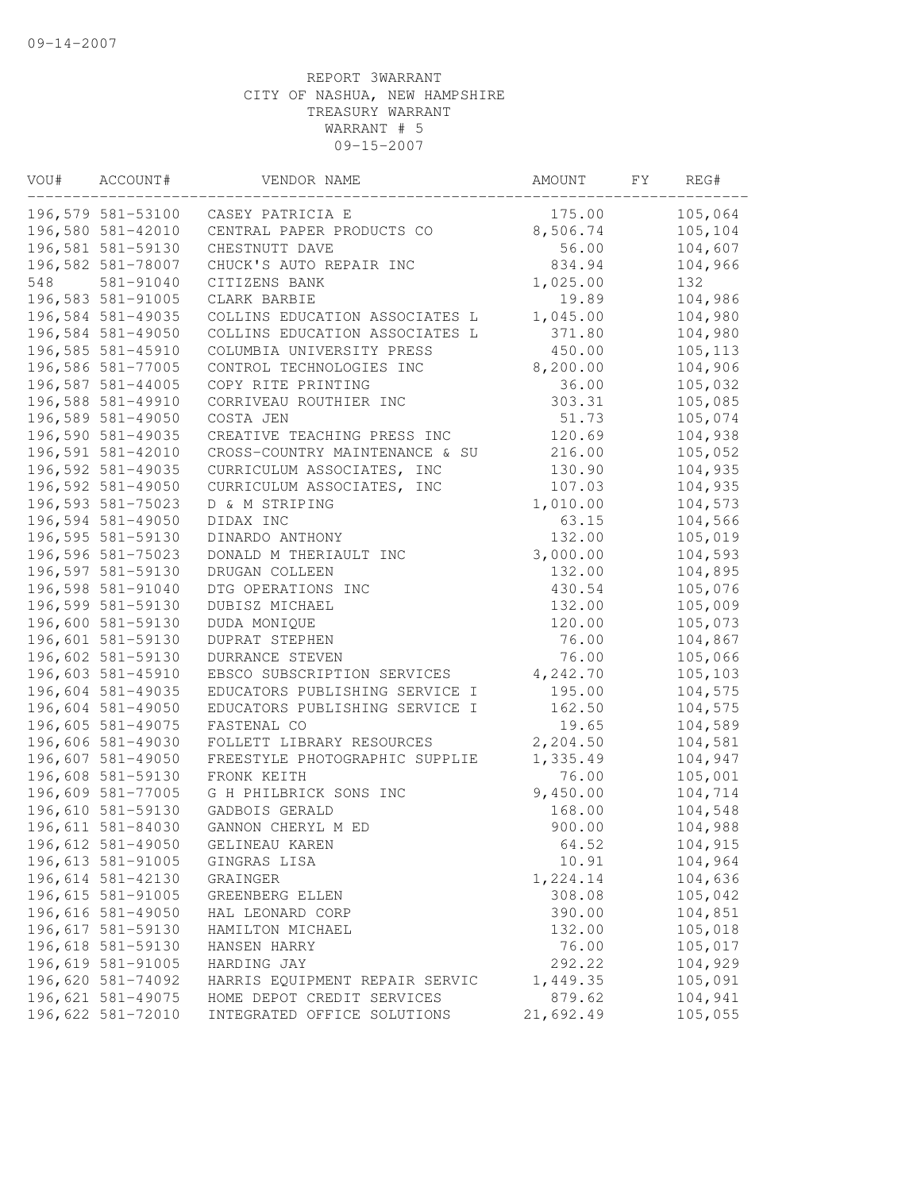09-14-2007

REPORT 3WARRANT
CITY OF NASHUA, NEW HAMPSHIRE
TREASURY WARRANT
WARRANT # 5
09-15-2007

| VOU# | ACCOUNT# | VENDOR NAME | AMOUNT | FY | REG# |
|---|---|---|---|---|---|
| 196,579 | 581-53100 | CASEY PATRICIA E | 175.00 | | 105,064 |
| 196,580 | 581-42010 | CENTRAL PAPER PRODUCTS CO | 8,506.74 | | 105,104 |
| 196,581 | 581-59130 | CHESTNUTT DAVE | 56.00 | | 104,607 |
| 196,582 | 581-78007 | CHUCK'S AUTO REPAIR INC | 834.94 | | 104,966 |
| 548 | 581-91040 | CITIZENS BANK | 1,025.00 | | 132 |
| 196,583 | 581-91005 | CLARK BARBIE | 19.89 | | 104,986 |
| 196,584 | 581-49035 | COLLINS EDUCATION ASSOCIATES L | 1,045.00 | | 104,980 |
| 196,584 | 581-49050 | COLLINS EDUCATION ASSOCIATES L | 371.80 | | 104,980 |
| 196,585 | 581-45910 | COLUMBIA UNIVERSITY PRESS | 450.00 | | 105,113 |
| 196,586 | 581-77005 | CONTROL TECHNOLOGIES INC | 8,200.00 | | 104,906 |
| 196,587 | 581-44005 | COPY RITE PRINTING | 36.00 | | 105,032 |
| 196,588 | 581-49910 | CORRIVEAU ROUTHIER INC | 303.31 | | 105,085 |
| 196,589 | 581-49050 | COSTA JEN | 51.73 | | 105,074 |
| 196,590 | 581-49035 | CREATIVE TEACHING PRESS INC | 120.69 | | 104,938 |
| 196,591 | 581-42010 | CROSS-COUNTRY MAINTENANCE & SU | 216.00 | | 105,052 |
| 196,592 | 581-49035 | CURRICULUM ASSOCIATES, INC | 130.90 | | 104,935 |
| 196,592 | 581-49050 | CURRICULUM ASSOCIATES, INC | 107.03 | | 104,935 |
| 196,593 | 581-75023 | D & M STRIPING | 1,010.00 | | 104,573 |
| 196,594 | 581-49050 | DIDAX INC | 63.15 | | 104,566 |
| 196,595 | 581-59130 | DINARDO ANTHONY | 132.00 | | 105,019 |
| 196,596 | 581-75023 | DONALD M THERIAULT INC | 3,000.00 | | 104,593 |
| 196,597 | 581-59130 | DRUGAN COLLEEN | 132.00 | | 104,895 |
| 196,598 | 581-91040 | DTG OPERATIONS INC | 430.54 | | 105,076 |
| 196,599 | 581-59130 | DUBISZ MICHAEL | 132.00 | | 105,009 |
| 196,600 | 581-59130 | DUDA MONIQUE | 120.00 | | 105,073 |
| 196,601 | 581-59130 | DUPRAT STEPHEN | 76.00 | | 104,867 |
| 196,602 | 581-59130 | DURRANCE STEVEN | 76.00 | | 105,066 |
| 196,603 | 581-45910 | EBSCO SUBSCRIPTION SERVICES | 4,242.70 | | 105,103 |
| 196,604 | 581-49035 | EDUCATORS PUBLISHING SERVICE I | 195.00 | | 104,575 |
| 196,604 | 581-49050 | EDUCATORS PUBLISHING SERVICE I | 162.50 | | 104,575 |
| 196,605 | 581-49075 | FASTENAL CO | 19.65 | | 104,589 |
| 196,606 | 581-49030 | FOLLETT LIBRARY RESOURCES | 2,204.50 | | 104,581 |
| 196,607 | 581-49050 | FREESTYLE PHOTOGRAPHIC SUPPLIE | 1,335.49 | | 104,947 |
| 196,608 | 581-59130 | FRONK KEITH | 76.00 | | 105,001 |
| 196,609 | 581-77005 | G H PHILBRICK SONS INC | 9,450.00 | | 104,714 |
| 196,610 | 581-59130 | GADBOIS GERALD | 168.00 | | 104,548 |
| 196,611 | 581-84030 | GANNON CHERYL M ED | 900.00 | | 104,988 |
| 196,612 | 581-49050 | GELINEAU KAREN | 64.52 | | 104,915 |
| 196,613 | 581-91005 | GINGRAS LISA | 10.91 | | 104,964 |
| 196,614 | 581-42130 | GRAINGER | 1,224.14 | | 104,636 |
| 196,615 | 581-91005 | GREENBERG ELLEN | 308.08 | | 105,042 |
| 196,616 | 581-49050 | HAL LEONARD CORP | 390.00 | | 104,851 |
| 196,617 | 581-59130 | HAMILTON MICHAEL | 132.00 | | 105,018 |
| 196,618 | 581-59130 | HANSEN HARRY | 76.00 | | 105,017 |
| 196,619 | 581-91005 | HARDING JAY | 292.22 | | 104,929 |
| 196,620 | 581-74092 | HARRIS EQUIPMENT REPAIR SERVIC | 1,449.35 | | 105,091 |
| 196,621 | 581-49075 | HOME DEPOT CREDIT SERVICES | 879.62 | | 104,941 |
| 196,622 | 581-72010 | INTEGRATED OFFICE SOLUTIONS | 21,692.49 | | 105,055 |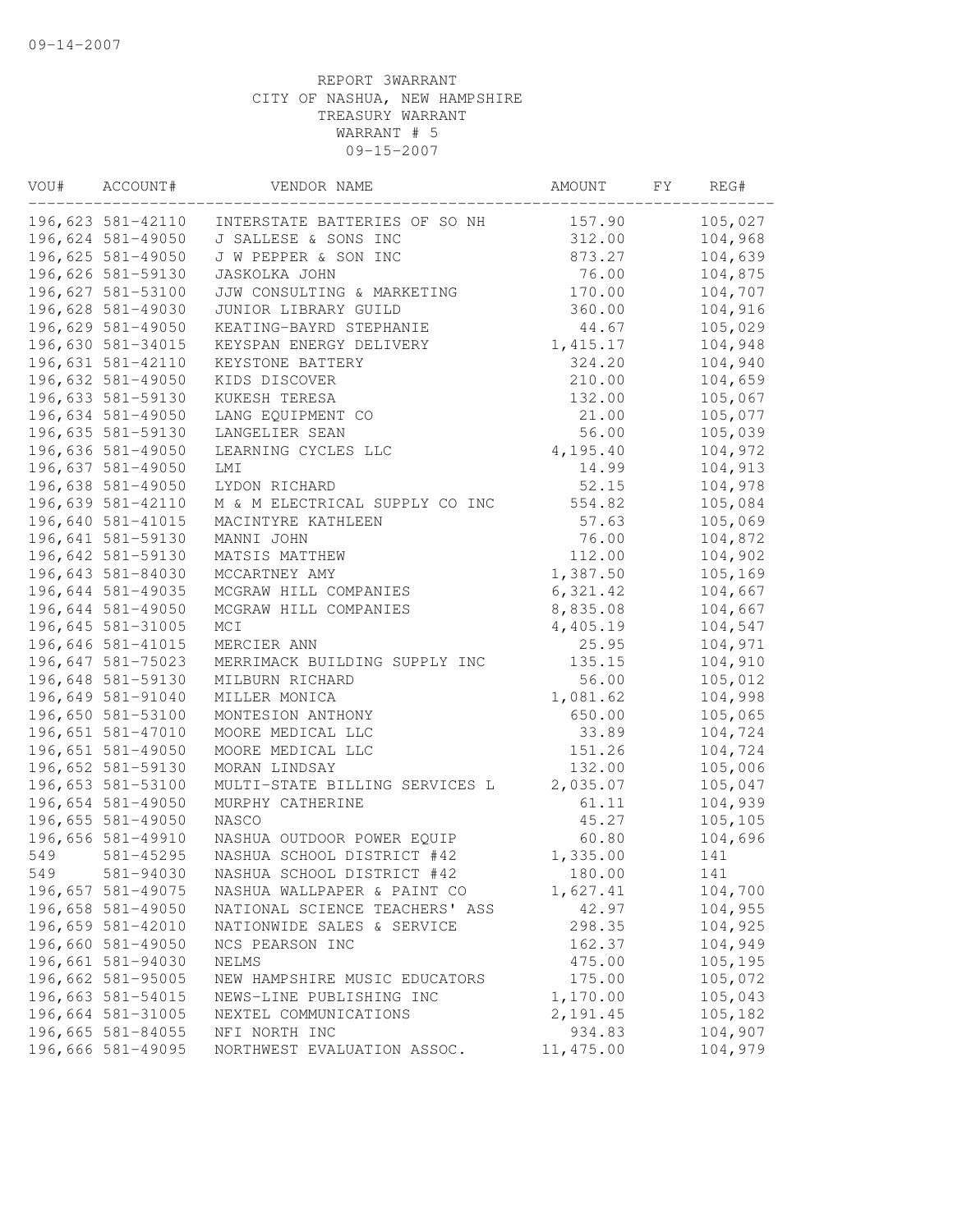09-14-2007

REPORT 3WARRANT
CITY OF NASHUA, NEW HAMPSHIRE
TREASURY WARRANT
WARRANT # 5
09-15-2007

| VOU# | ACCOUNT# | VENDOR NAME | AMOUNT | FY | REG# |
|---|---|---|---|---|---|
| 196,623 | 581-42110 | INTERSTATE BATTERIES OF SO NH | 157.90 | | 105,027 |
| 196,624 | 581-49050 | J SALLESE & SONS INC | 312.00 | | 104,968 |
| 196,625 | 581-49050 | J W PEPPER & SON INC | 873.27 | | 104,639 |
| 196,626 | 581-59130 | JASKOLKA JOHN | 76.00 | | 104,875 |
| 196,627 | 581-53100 | JJW CONSULTING & MARKETING | 170.00 | | 104,707 |
| 196,628 | 581-49030 | JUNIOR LIBRARY GUILD | 360.00 | | 104,916 |
| 196,629 | 581-49050 | KEATING-BAYRD STEPHANIE | 44.67 | | 105,029 |
| 196,630 | 581-34015 | KEYSPAN ENERGY DELIVERY | 1,415.17 | | 104,948 |
| 196,631 | 581-42110 | KEYSTONE BATTERY | 324.20 | | 104,940 |
| 196,632 | 581-49050 | KIDS DISCOVER | 210.00 | | 104,659 |
| 196,633 | 581-59130 | KUKESH TERESA | 132.00 | | 105,067 |
| 196,634 | 581-49050 | LANG EQUIPMENT CO | 21.00 | | 105,077 |
| 196,635 | 581-59130 | LANGELIER SEAN | 56.00 | | 105,039 |
| 196,636 | 581-49050 | LEARNING CYCLES LLC | 4,195.40 | | 104,972 |
| 196,637 | 581-49050 | LMI | 14.99 | | 104,913 |
| 196,638 | 581-49050 | LYDON RICHARD | 52.15 | | 104,978 |
| 196,639 | 581-42110 | M & M ELECTRICAL SUPPLY CO INC | 554.82 | | 105,084 |
| 196,640 | 581-41015 | MACINTYRE KATHLEEN | 57.63 | | 105,069 |
| 196,641 | 581-59130 | MANNI JOHN | 76.00 | | 104,872 |
| 196,642 | 581-59130 | MATSIS MATTHEW | 112.00 | | 104,902 |
| 196,643 | 581-84030 | MCCARTNEY AMY | 1,387.50 | | 105,169 |
| 196,644 | 581-49035 | MCGRAW HILL COMPANIES | 6,321.42 | | 104,667 |
| 196,644 | 581-49050 | MCGRAW HILL COMPANIES | 8,835.08 | | 104,667 |
| 196,645 | 581-31005 | MCI | 4,405.19 | | 104,547 |
| 196,646 | 581-41015 | MERCIER ANN | 25.95 | | 104,971 |
| 196,647 | 581-75023 | MERRIMACK BUILDING SUPPLY INC | 135.15 | | 104,910 |
| 196,648 | 581-59130 | MILBURN RICHARD | 56.00 | | 105,012 |
| 196,649 | 581-91040 | MILLER MONICA | 1,081.62 | | 104,998 |
| 196,650 | 581-53100 | MONTESION ANTHONY | 650.00 | | 105,065 |
| 196,651 | 581-47010 | MOORE MEDICAL LLC | 33.89 | | 104,724 |
| 196,651 | 581-49050 | MOORE MEDICAL LLC | 151.26 | | 104,724 |
| 196,652 | 581-59130 | MORAN LINDSAY | 132.00 | | 105,006 |
| 196,653 | 581-53100 | MULTI-STATE BILLING SERVICES L | 2,035.07 | | 105,047 |
| 196,654 | 581-49050 | MURPHY CATHERINE | 61.11 | | 104,939 |
| 196,655 | 581-49050 | NASCO | 45.27 | | 105,105 |
| 196,656 | 581-49910 | NASHUA OUTDOOR POWER EQUIP | 60.80 | | 104,696 |
| 549 | 581-45295 | NASHUA SCHOOL DISTRICT #42 | 1,335.00 | | 141 |
| 549 | 581-94030 | NASHUA SCHOOL DISTRICT #42 | 180.00 | | 141 |
| 196,657 | 581-49075 | NASHUA WALLPAPER & PAINT CO | 1,627.41 | | 104,700 |
| 196,658 | 581-49050 | NATIONAL SCIENCE TEACHERS' ASS | 42.97 | | 104,955 |
| 196,659 | 581-42010 | NATIONWIDE SALES & SERVICE | 298.35 | | 104,925 |
| 196,660 | 581-49050 | NCS PEARSON INC | 162.37 | | 104,949 |
| 196,661 | 581-94030 | NELMS | 475.00 | | 105,195 |
| 196,662 | 581-95005 | NEW HAMPSHIRE MUSIC EDUCATORS | 175.00 | | 105,072 |
| 196,663 | 581-54015 | NEWS-LINE PUBLISHING INC | 1,170.00 | | 105,043 |
| 196,664 | 581-31005 | NEXTEL COMMUNICATIONS | 2,191.45 | | 105,182 |
| 196,665 | 581-84055 | NFI NORTH INC | 934.83 | | 104,907 |
| 196,666 | 581-49095 | NORTHWEST EVALUATION ASSOC. | 11,475.00 | | 104,979 |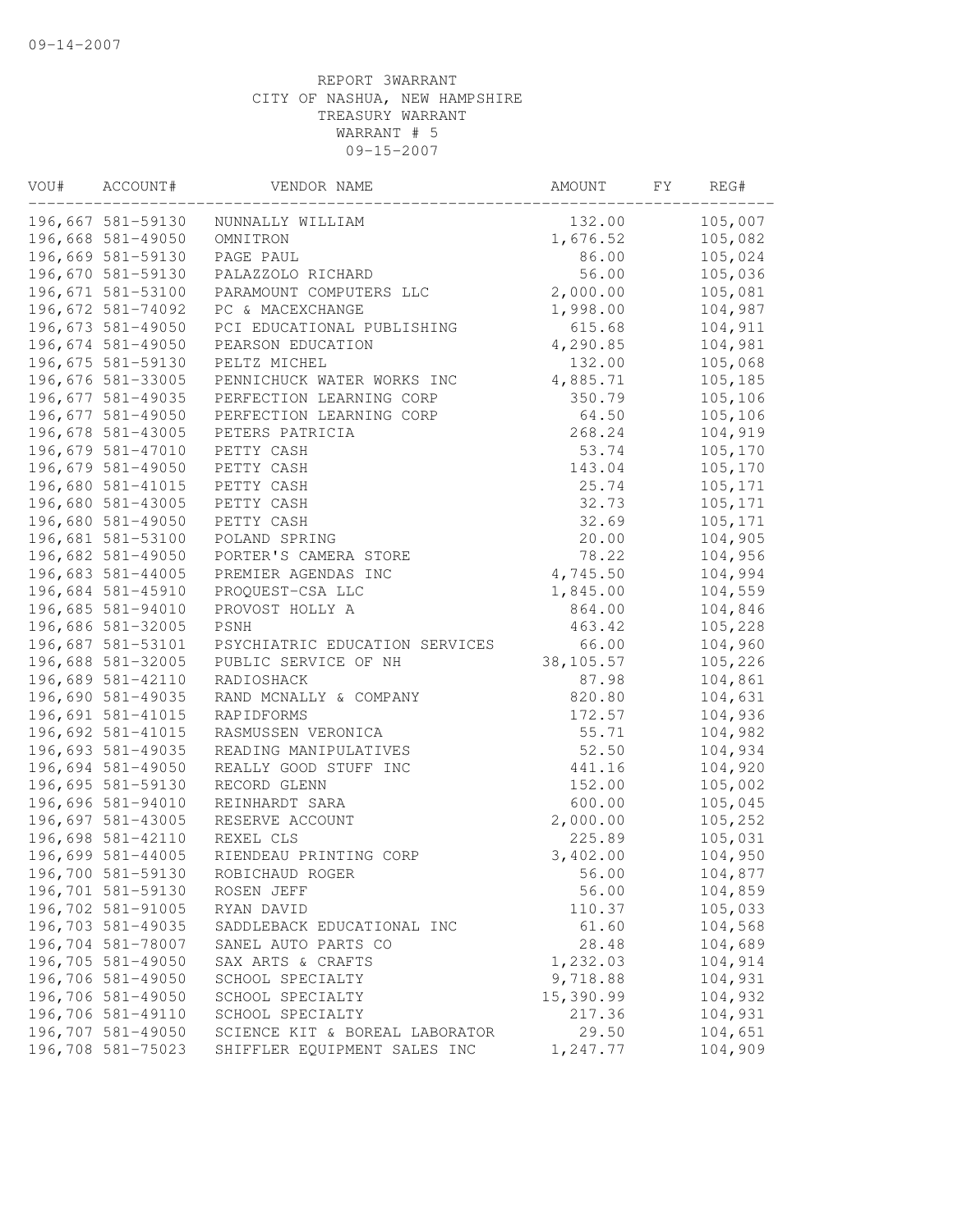09-14-2007

REPORT 3WARRANT
CITY OF NASHUA, NEW HAMPSHIRE
TREASURY WARRANT
WARRANT # 5
09-15-2007

| VOU# | ACCOUNT# | VENDOR NAME | AMOUNT | FY | REG# |
|---|---|---|---|---|---|
| 196,667 | 581-59130 | NUNNALLY WILLIAM | 132.00 | | 105,007 |
| 196,668 | 581-49050 | OMNITRON | 1,676.52 | | 105,082 |
| 196,669 | 581-59130 | PAGE PAUL | 86.00 | | 105,024 |
| 196,670 | 581-59130 | PALAZZOLO RICHARD | 56.00 | | 105,036 |
| 196,671 | 581-53100 | PARAMOUNT COMPUTERS LLC | 2,000.00 | | 105,081 |
| 196,672 | 581-74092 | PC & MACEXCHANGE | 1,998.00 | | 104,987 |
| 196,673 | 581-49050 | PCI EDUCATIONAL PUBLISHING | 615.68 | | 104,911 |
| 196,674 | 581-49050 | PEARSON EDUCATION | 4,290.85 | | 104,981 |
| 196,675 | 581-59130 | PELTZ MICHEL | 132.00 | | 105,068 |
| 196,676 | 581-33005 | PENNICHUCK WATER WORKS INC | 4,885.71 | | 105,185 |
| 196,677 | 581-49035 | PERFECTION LEARNING CORP | 350.79 | | 105,106 |
| 196,677 | 581-49050 | PERFECTION LEARNING CORP | 64.50 | | 105,106 |
| 196,678 | 581-43005 | PETERS PATRICIA | 268.24 | | 104,919 |
| 196,679 | 581-47010 | PETTY CASH | 53.74 | | 105,170 |
| 196,679 | 581-49050 | PETTY CASH | 143.04 | | 105,170 |
| 196,680 | 581-41015 | PETTY CASH | 25.74 | | 105,171 |
| 196,680 | 581-43005 | PETTY CASH | 32.73 | | 105,171 |
| 196,680 | 581-49050 | PETTY CASH | 32.69 | | 105,171 |
| 196,681 | 581-53100 | POLAND SPRING | 20.00 | | 104,905 |
| 196,682 | 581-49050 | PORTER'S CAMERA STORE | 78.22 | | 104,956 |
| 196,683 | 581-44005 | PREMIER AGENDAS INC | 4,745.50 | | 104,994 |
| 196,684 | 581-45910 | PROQUEST-CSA LLC | 1,845.00 | | 104,559 |
| 196,685 | 581-94010 | PROVOST HOLLY A | 864.00 | | 104,846 |
| 196,686 | 581-32005 | PSNH | 463.42 | | 105,228 |
| 196,687 | 581-53101 | PSYCHIATRIC EDUCATION SERVICES | 66.00 | | 104,960 |
| 196,688 | 581-32005 | PUBLIC SERVICE OF NH | 38,105.57 | | 105,226 |
| 196,689 | 581-42110 | RADIOSHACK | 87.98 | | 104,861 |
| 196,690 | 581-49035 | RAND MCNALLY & COMPANY | 820.80 | | 104,631 |
| 196,691 | 581-41015 | RAPIDFORMS | 172.57 | | 104,936 |
| 196,692 | 581-41015 | RASMUSSEN VERONICA | 55.71 | | 104,982 |
| 196,693 | 581-49035 | READING MANIPULATIVES | 52.50 | | 104,934 |
| 196,694 | 581-49050 | REALLY GOOD STUFF INC | 441.16 | | 104,920 |
| 196,695 | 581-59130 | RECORD GLENN | 152.00 | | 105,002 |
| 196,696 | 581-94010 | REINHARDT SARA | 600.00 | | 105,045 |
| 196,697 | 581-43005 | RESERVE ACCOUNT | 2,000.00 | | 105,252 |
| 196,698 | 581-42110 | REXEL CLS | 225.89 | | 105,031 |
| 196,699 | 581-44005 | RIENDEAU PRINTING CORP | 3,402.00 | | 104,950 |
| 196,700 | 581-59130 | ROBICHAUD ROGER | 56.00 | | 104,877 |
| 196,701 | 581-59130 | ROSEN JEFF | 56.00 | | 104,859 |
| 196,702 | 581-91005 | RYAN DAVID | 110.37 | | 105,033 |
| 196,703 | 581-49035 | SADDLEBACK EDUCATIONAL INC | 61.60 | | 104,568 |
| 196,704 | 581-78007 | SANEL AUTO PARTS CO | 28.48 | | 104,689 |
| 196,705 | 581-49050 | SAX ARTS & CRAFTS | 1,232.03 | | 104,914 |
| 196,706 | 581-49050 | SCHOOL SPECIALTY | 9,718.88 | | 104,931 |
| 196,706 | 581-49050 | SCHOOL SPECIALTY | 15,390.99 | | 104,932 |
| 196,706 | 581-49110 | SCHOOL SPECIALTY | 217.36 | | 104,931 |
| 196,707 | 581-49050 | SCIENCE KIT & BOREAL LABORATOR | 29.50 | | 104,651 |
| 196,708 | 581-75023 | SHIFFLER EQUIPMENT SALES INC | 1,247.77 | | 104,909 |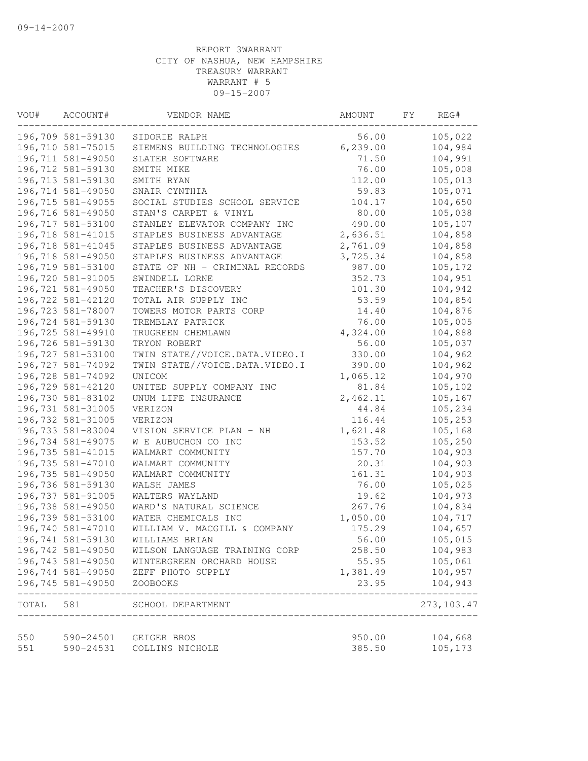09-14-2007

REPORT 3WARRANT
CITY OF NASHUA, NEW HAMPSHIRE
TREASURY WARRANT
WARRANT # 5
09-15-2007

| VOU# | ACCOUNT# | VENDOR NAME | AMOUNT | FY | REG# |
|---|---|---|---|---|---|
| 196,709 | 581-59130 | SIDORIE RALPH | 56.00 | | 105,022 |
| 196,710 | 581-75015 | SIEMENS BUILDING TECHNOLOGIES | 6,239.00 | | 104,984 |
| 196,711 | 581-49050 | SLATER SOFTWARE | 71.50 | | 104,991 |
| 196,712 | 581-59130 | SMITH MIKE | 76.00 | | 105,008 |
| 196,713 | 581-59130 | SMITH RYAN | 112.00 | | 105,013 |
| 196,714 | 581-49050 | SNAIR CYNTHIA | 59.83 | | 105,071 |
| 196,715 | 581-49055 | SOCIAL STUDIES SCHOOL SERVICE | 104.17 | | 104,650 |
| 196,716 | 581-49050 | STAN'S CARPET & VINYL | 80.00 | | 105,038 |
| 196,717 | 581-53100 | STANLEY ELEVATOR COMPANY INC | 490.00 | | 105,107 |
| 196,718 | 581-41015 | STAPLES BUSINESS ADVANTAGE | 2,636.51 | | 104,858 |
| 196,718 | 581-41045 | STAPLES BUSINESS ADVANTAGE | 2,761.09 | | 104,858 |
| 196,718 | 581-49050 | STAPLES BUSINESS ADVANTAGE | 3,725.34 | | 104,858 |
| 196,719 | 581-53100 | STATE OF NH - CRIMINAL RECORDS | 987.00 | | 105,172 |
| 196,720 | 581-91005 | SWINDELL LORNE | 352.73 | | 104,951 |
| 196,721 | 581-49050 | TEACHER'S DISCOVERY | 101.30 | | 104,942 |
| 196,722 | 581-42120 | TOTAL AIR SUPPLY INC | 53.59 | | 104,854 |
| 196,723 | 581-78007 | TOWERS MOTOR PARTS CORP | 14.40 | | 104,876 |
| 196,724 | 581-59130 | TREMBLAY PATRICK | 76.00 | | 105,005 |
| 196,725 | 581-49910 | TRUGREEN CHEMLAWN | 4,324.00 | | 104,888 |
| 196,726 | 581-59130 | TRYON ROBERT | 56.00 | | 105,037 |
| 196,727 | 581-53100 | TWIN STATE//VOICE.DATA.VIDEO.I | 330.00 | | 104,962 |
| 196,727 | 581-74092 | TWIN STATE//VOICE.DATA.VIDEO.I | 390.00 | | 104,962 |
| 196,728 | 581-74092 | UNICOM | 1,065.12 | | 104,970 |
| 196,729 | 581-42120 | UNITED SUPPLY COMPANY INC | 81.84 | | 105,102 |
| 196,730 | 581-83102 | UNUM LIFE INSURANCE | 2,462.11 | | 105,167 |
| 196,731 | 581-31005 | VERIZON | 44.84 | | 105,234 |
| 196,732 | 581-31005 | VERIZON | 116.44 | | 105,253 |
| 196,733 | 581-83004 | VISION SERVICE PLAN - NH | 1,621.48 | | 105,168 |
| 196,734 | 581-49075 | W E AUBUCHON CO INC | 153.52 | | 105,250 |
| 196,735 | 581-41015 | WALMART COMMUNITY | 157.70 | | 104,903 |
| 196,735 | 581-47010 | WALMART COMMUNITY | 20.31 | | 104,903 |
| 196,735 | 581-49050 | WALMART COMMUNITY | 161.31 | | 104,903 |
| 196,736 | 581-59130 | WALSH JAMES | 76.00 | | 105,025 |
| 196,737 | 581-91005 | WALTERS WAYLAND | 19.62 | | 104,973 |
| 196,738 | 581-49050 | WARD'S NATURAL SCIENCE | 267.76 | | 104,834 |
| 196,739 | 581-53100 | WATER CHEMICALS INC | 1,050.00 | | 104,717 |
| 196,740 | 581-47010 | WILLIAM V. MACGILL & COMPANY | 175.29 | | 104,657 |
| 196,741 | 581-59130 | WILLIAMS BRIAN | 56.00 | | 105,015 |
| 196,742 | 581-49050 | WILSON LANGUAGE TRAINING CORP | 258.50 | | 104,983 |
| 196,743 | 581-49050 | WINTERGREEN ORCHARD HOUSE | 55.95 | | 105,061 |
| 196,744 | 581-49050 | ZEFF PHOTO SUPPLY | 1,381.49 | | 104,957 |
| 196,745 | 581-49050 | ZOOBOOKS | 23.95 | | 104,943 |
| TOTAL | 581 | SCHOOL DEPARTMENT | | | 273,103.47 |
| 550 | 590-24501 | GEIGER BROS | 950.00 | | 104,668 |
| 551 | 590-24531 | COLLINS NICHOLE | 385.50 | | 105,173 |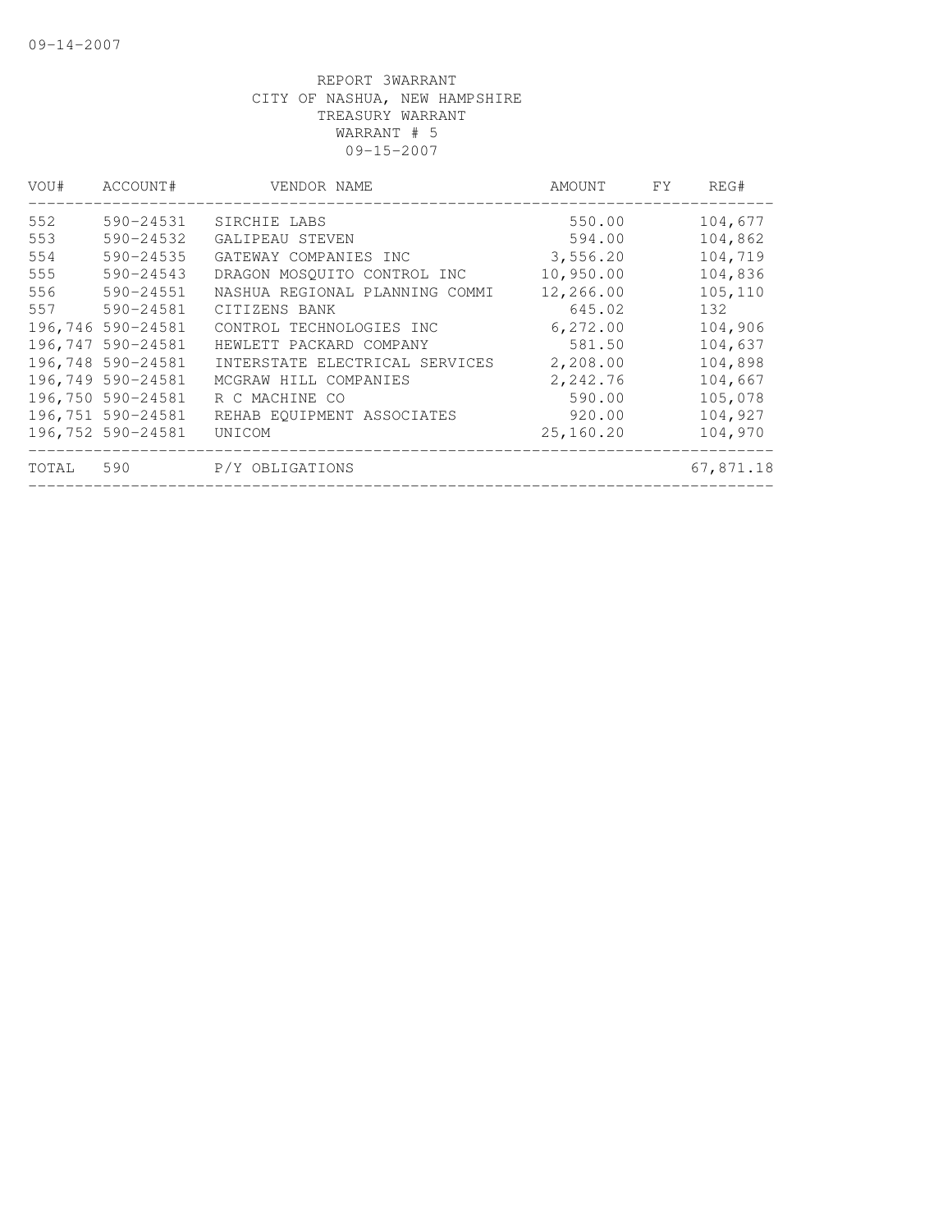REPORT 3WARRANT
CITY OF NASHUA, NEW HAMPSHIRE
TREASURY WARRANT
WARRANT # 5
09-15-2007

| VOU# | ACCOUNT# | VENDOR NAME | AMOUNT | FY | REG# |
|---|---|---|---|---|---|
| 552 | 590-24531 | SIRCHIE LABS | 550.00 | | 104,677 |
| 553 | 590-24532 | GALIPEAU STEVEN | 594.00 | | 104,862 |
| 554 | 590-24535 | GATEWAY COMPANIES INC | 3,556.20 | | 104,719 |
| 555 | 590-24543 | DRAGON MOSQUITO CONTROL INC | 10,950.00 | | 104,836 |
| 556 | 590-24551 | NASHUA REGIONAL PLANNING COMMI | 12,266.00 | | 105,110 |
| 557 | 590-24581 | CITIZENS BANK | 645.02 | | 132 |
| 196,746 | 590-24581 | CONTROL TECHNOLOGIES INC | 6,272.00 | | 104,906 |
| 196,747 | 590-24581 | HEWLETT PACKARD COMPANY | 581.50 | | 104,637 |
| 196,748 | 590-24581 | INTERSTATE ELECTRICAL SERVICES | 2,208.00 | | 104,898 |
| 196,749 | 590-24581 | MCGRAW HILL COMPANIES | 2,242.76 | | 104,667 |
| 196,750 | 590-24581 | R C MACHINE CO | 590.00 | | 105,078 |
| 196,751 | 590-24581 | REHAB EQUIPMENT ASSOCIATES | 920.00 | | 104,927 |
| 196,752 | 590-24581 | UNICOM | 25,160.20 | | 104,970 |
| TOTAL | 590 | P/Y OBLIGATIONS | | | 67,871.18 |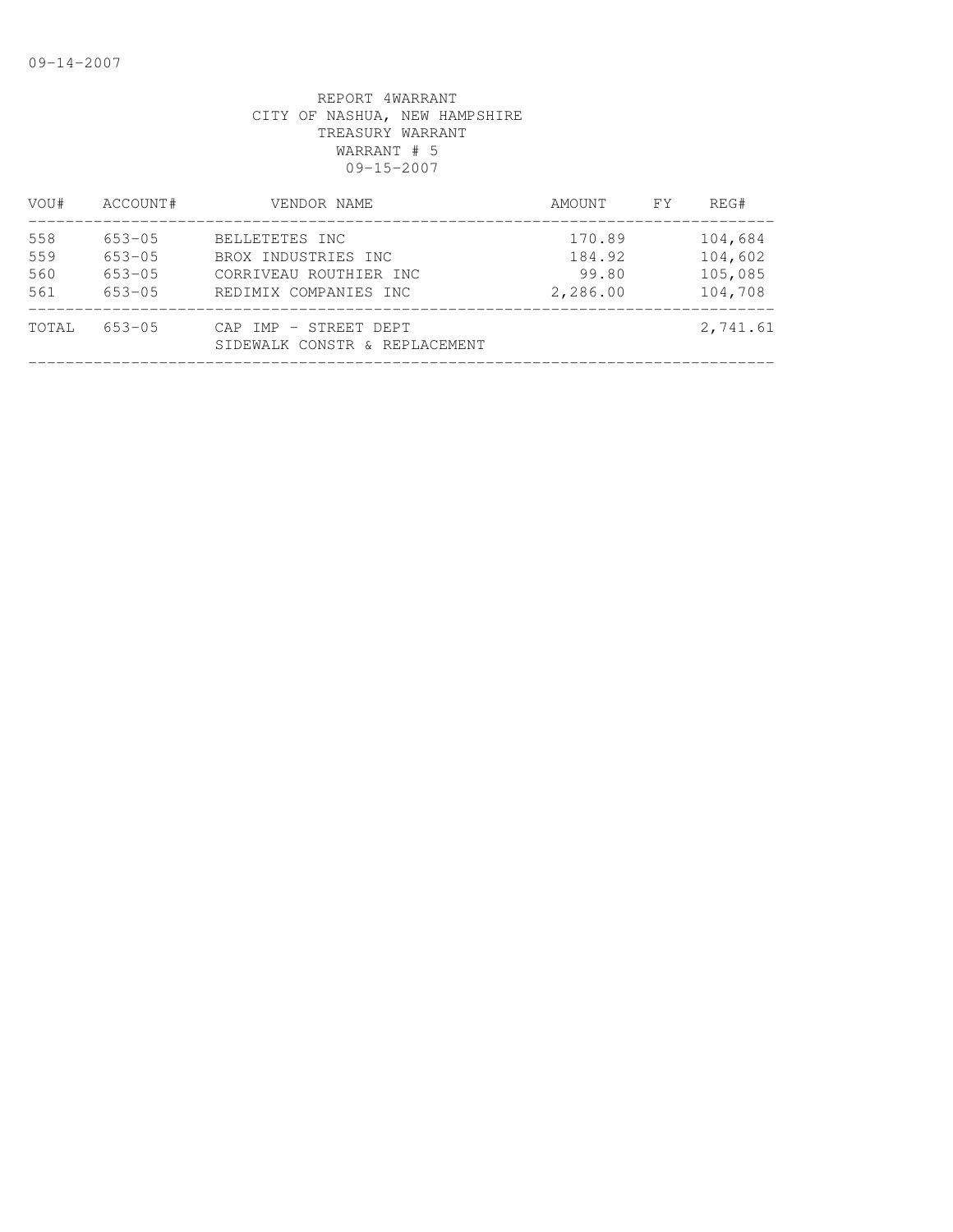09-14-2007

REPORT 4WARRANT
CITY OF NASHUA, NEW HAMPSHIRE
TREASURY WARRANT
WARRANT # 5
09-15-2007

| VOU# | ACCOUNT# | VENDOR NAME | AMOUNT | FY | REG# |
|---|---|---|---|---|---|
| 558 | 653-05 | BELLETETES INC | 170.89 | | 104,684 |
| 559 | 653-05 | BROX INDUSTRIES INC | 184.92 | | 104,602 |
| 560 | 653-05 | CORRIVEAU ROUTHIER INC | 99.80 | | 105,085 |
| 561 | 653-05 | REDIMIX COMPANIES INC | 2,286.00 | | 104,708 |
| TOTAL | 653-05 | CAP IMP - STREET DEPT SIDEWALK CONSTR & REPLACEMENT | | | 2,741.61 |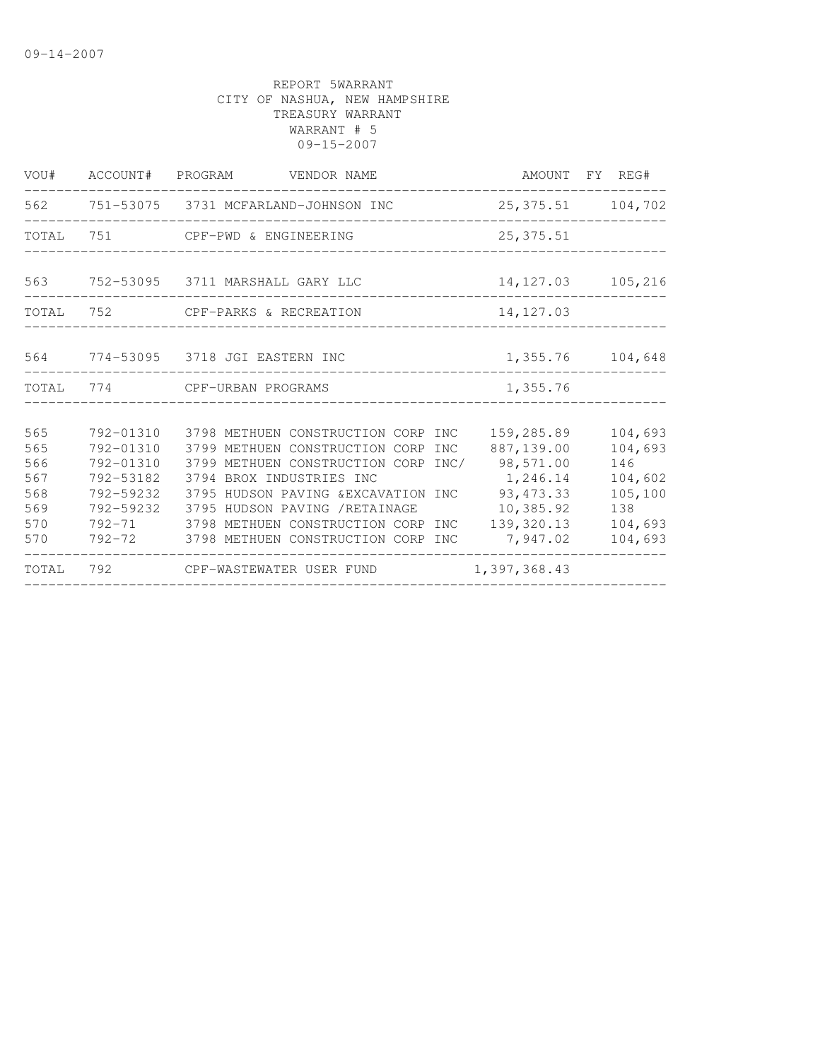09-14-2007

REPORT 5WARRANT
CITY OF NASHUA, NEW HAMPSHIRE
TREASURY WARRANT
WARRANT # 5
09-15-2007

| VOU# | ACCOUNT# | PROGRAM | VENDOR NAME | AMOUNT | FY | REG# |
|---|---|---|---|---|---|---|
| 562 | 751-53075 | 3731 | MCFARLAND-JOHNSON INC | 25,375.51 | | 104,702 |
| TOTAL | 751 | | CPF-PWD & ENGINEERING | 25,375.51 | | |
| 563 | 752-53095 | 3711 | MARSHALL GARY LLC | 14,127.03 | | 105,216 |
| TOTAL | 752 | | CPF-PARKS & RECREATION | 14,127.03 | | |
| 564 | 774-53095 | 3718 | JGI EASTERN INC | 1,355.76 | | 104,648 |
| TOTAL | 774 | | CPF-URBAN PROGRAMS | 1,355.76 | | |
| 565 | 792-01310 | 3798 | METHUEN CONSTRUCTION CORP INC | 159,285.89 | | 104,693 |
| 565 | 792-01310 | 3799 | METHUEN CONSTRUCTION CORP INC | 887,139.00 | | 104,693 |
| 566 | 792-01310 | 3799 | METHUEN CONSTRUCTION CORP INC/ | 98,571.00 | | 146 |
| 567 | 792-53182 | 3794 | BROX INDUSTRIES INC | 1,246.14 | | 104,602 |
| 568 | 792-59232 | 3795 | HUDSON PAVING &EXCAVATION INC | 93,473.33 | | 105,100 |
| 569 | 792-59232 | 3795 | HUDSON PAVING /RETAINAGE | 10,385.92 | | 138 |
| 570 | 792-71 | 3798 | METHUEN CONSTRUCTION CORP INC | 139,320.13 | | 104,693 |
| 570 | 792-72 | 3798 | METHUEN CONSTRUCTION CORP INC | 7,947.02 | | 104,693 |
| TOTAL | 792 | | CPF-WASTEWATER USER FUND | 1,397,368.43 | | |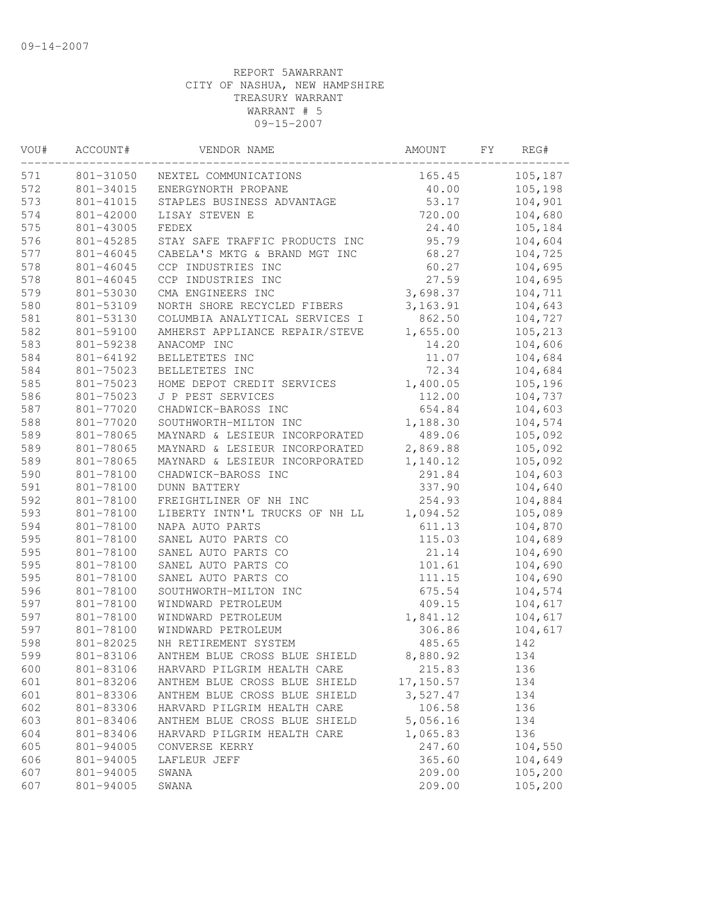09-14-2007

REPORT 5AWARRANT
CITY OF NASHUA, NEW HAMPSHIRE
TREASURY WARRANT
WARRANT # 5
09-15-2007

| VOU# | ACCOUNT# | VENDOR NAME | AMOUNT | FY | REG# |
|---|---|---|---|---|---|
| 571 | 801-31050 | NEXTEL COMMUNICATIONS | 165.45 | | 105,187 |
| 572 | 801-34015 | ENERGYNORTH PROPANE | 40.00 | | 105,198 |
| 573 | 801-41015 | STAPLES BUSINESS ADVANTAGE | 53.17 | | 104,901 |
| 574 | 801-42000 | LISAY STEVEN E | 720.00 | | 104,680 |
| 575 | 801-43005 | FEDEX | 24.40 | | 105,184 |
| 576 | 801-45285 | STAY SAFE TRAFFIC PRODUCTS INC | 95.79 | | 104,604 |
| 577 | 801-46045 | CABELA'S MKTG & BRAND MGT INC | 68.27 | | 104,725 |
| 578 | 801-46045 | CCP INDUSTRIES INC | 60.27 | | 104,695 |
| 578 | 801-46045 | CCP INDUSTRIES INC | 27.59 | | 104,695 |
| 579 | 801-53030 | CMA ENGINEERS INC | 3,698.37 | | 104,711 |
| 580 | 801-53109 | NORTH SHORE RECYCLED FIBERS | 3,163.91 | | 104,643 |
| 581 | 801-53130 | COLUMBIA ANALYTICAL SERVICES I | 862.50 | | 104,727 |
| 582 | 801-59100 | AMHERST APPLIANCE REPAIR/STEVE | 1,655.00 | | 105,213 |
| 583 | 801-59238 | ANACOMP INC | 14.20 | | 104,606 |
| 584 | 801-64192 | BELLETETES INC | 11.07 | | 104,684 |
| 584 | 801-75023 | BELLETETES INC | 72.34 | | 104,684 |
| 585 | 801-75023 | HOME DEPOT CREDIT SERVICES | 1,400.05 | | 105,196 |
| 586 | 801-75023 | J P PEST SERVICES | 112.00 | | 104,737 |
| 587 | 801-77020 | CHADWICK-BAROSS INC | 654.84 | | 104,603 |
| 588 | 801-77020 | SOUTHWORTH-MILTON INC | 1,188.30 | | 104,574 |
| 589 | 801-78065 | MAYNARD & LESIEUR INCORPORATED | 489.06 | | 105,092 |
| 589 | 801-78065 | MAYNARD & LESIEUR INCORPORATED | 2,869.88 | | 105,092 |
| 589 | 801-78065 | MAYNARD & LESIEUR INCORPORATED | 1,140.12 | | 105,092 |
| 590 | 801-78100 | CHADWICK-BAROSS INC | 291.84 | | 104,603 |
| 591 | 801-78100 | DUNN BATTERY | 337.90 | | 104,640 |
| 592 | 801-78100 | FREIGHTLINER OF NH INC | 254.93 | | 104,884 |
| 593 | 801-78100 | LIBERTY INTN'L TRUCKS OF NH LL | 1,094.52 | | 105,089 |
| 594 | 801-78100 | NAPA AUTO PARTS | 611.13 | | 104,870 |
| 595 | 801-78100 | SANEL AUTO PARTS CO | 115.03 | | 104,689 |
| 595 | 801-78100 | SANEL AUTO PARTS CO | 21.14 | | 104,690 |
| 595 | 801-78100 | SANEL AUTO PARTS CO | 101.61 | | 104,690 |
| 595 | 801-78100 | SANEL AUTO PARTS CO | 111.15 | | 104,690 |
| 596 | 801-78100 | SOUTHWORTH-MILTON INC | 675.54 | | 104,574 |
| 597 | 801-78100 | WINDWARD PETROLEUM | 409.15 | | 104,617 |
| 597 | 801-78100 | WINDWARD PETROLEUM | 1,841.12 | | 104,617 |
| 597 | 801-78100 | WINDWARD PETROLEUM | 306.86 | | 104,617 |
| 598 | 801-82025 | NH RETIREMENT SYSTEM | 485.65 | | 142 |
| 599 | 801-83106 | ANTHEM BLUE CROSS BLUE SHIELD | 8,880.92 | | 134 |
| 600 | 801-83106 | HARVARD PILGRIM HEALTH CARE | 215.83 | | 136 |
| 601 | 801-83206 | ANTHEM BLUE CROSS BLUE SHIELD | 17,150.57 | | 134 |
| 601 | 801-83306 | ANTHEM BLUE CROSS BLUE SHIELD | 3,527.47 | | 134 |
| 602 | 801-83306 | HARVARD PILGRIM HEALTH CARE | 106.58 | | 136 |
| 603 | 801-83406 | ANTHEM BLUE CROSS BLUE SHIELD | 5,056.16 | | 134 |
| 604 | 801-83406 | HARVARD PILGRIM HEALTH CARE | 1,065.83 | | 136 |
| 605 | 801-94005 | CONVERSE KERRY | 247.60 | | 104,550 |
| 606 | 801-94005 | LAFLEUR JEFF | 365.60 | | 104,649 |
| 607 | 801-94005 | SWANA | 209.00 | | 105,200 |
| 607 | 801-94005 | SWANA | 209.00 | | 105,200 |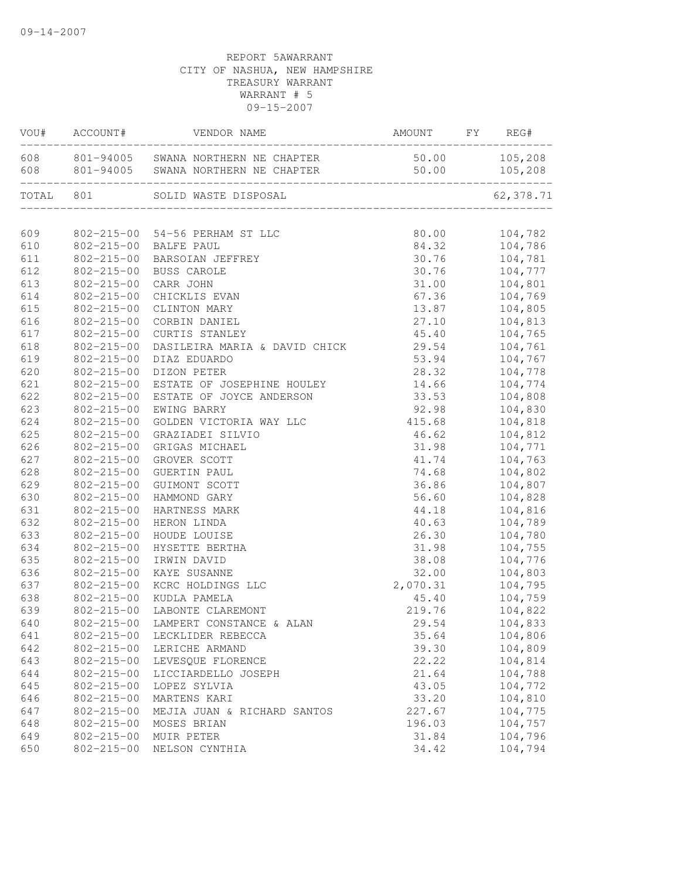REPORT 5AWARRANT
CITY OF NASHUA, NEW HAMPSHIRE
TREASURY WARRANT
WARRANT # 5
09-15-2007

| VOU# | ACCOUNT# | VENDOR NAME | AMOUNT | FY | REG# |
|---|---|---|---|---|---|
| 608 | 801-94005 | SWANA NORTHERN NE CHAPTER | 50.00 | | 105,208 |
| 608 | 801-94005 | SWANA NORTHERN NE CHAPTER | 50.00 | | 105,208 |
| TOTAL | 801 | SOLID WASTE DISPOSAL | | | 62,378.71 |
| 609 | 802-215-00 | 54-56 PERHAM ST LLC | 80.00 | | 104,782 |
| 610 | 802-215-00 | BALFE PAUL | 84.32 | | 104,786 |
| 611 | 802-215-00 | BARSOIAN JEFFREY | 30.76 | | 104,781 |
| 612 | 802-215-00 | BUSS CAROLE | 30.76 | | 104,777 |
| 613 | 802-215-00 | CARR JOHN | 31.00 | | 104,801 |
| 614 | 802-215-00 | CHICKLIS EVAN | 67.36 | | 104,769 |
| 615 | 802-215-00 | CLINTON MARY | 13.87 | | 104,805 |
| 616 | 802-215-00 | CORBIN DANIEL | 27.10 | | 104,813 |
| 617 | 802-215-00 | CURTIS STANLEY | 45.40 | | 104,765 |
| 618 | 802-215-00 | DASILEIRA MARIA & DAVID CHICK | 29.54 | | 104,761 |
| 619 | 802-215-00 | DIAZ EDUARDO | 53.94 | | 104,767 |
| 620 | 802-215-00 | DIZON PETER | 28.32 | | 104,778 |
| 621 | 802-215-00 | ESTATE OF JOSEPHINE HOULEY | 14.66 | | 104,774 |
| 622 | 802-215-00 | ESTATE OF JOYCE ANDERSON | 33.53 | | 104,808 |
| 623 | 802-215-00 | EWING BARRY | 92.98 | | 104,830 |
| 624 | 802-215-00 | GOLDEN VICTORIA WAY LLC | 415.68 | | 104,818 |
| 625 | 802-215-00 | GRAZIADEI SILVIO | 46.62 | | 104,812 |
| 626 | 802-215-00 | GRIGAS MICHAEL | 31.98 | | 104,771 |
| 627 | 802-215-00 | GROVER SCOTT | 41.74 | | 104,763 |
| 628 | 802-215-00 | GUERTIN PAUL | 74.68 | | 104,802 |
| 629 | 802-215-00 | GUIMONT SCOTT | 36.86 | | 104,807 |
| 630 | 802-215-00 | HAMMOND GARY | 56.60 | | 104,828 |
| 631 | 802-215-00 | HARTNESS MARK | 44.18 | | 104,816 |
| 632 | 802-215-00 | HERON LINDA | 40.63 | | 104,789 |
| 633 | 802-215-00 | HOUDE LOUISE | 26.30 | | 104,780 |
| 634 | 802-215-00 | HYSETTE BERTHA | 31.98 | | 104,755 |
| 635 | 802-215-00 | IRWIN DAVID | 38.08 | | 104,776 |
| 636 | 802-215-00 | KAYE SUSANNE | 32.00 | | 104,803 |
| 637 | 802-215-00 | KCRC HOLDINGS LLC | 2,070.31 | | 104,795 |
| 638 | 802-215-00 | KUDLA PAMELA | 45.40 | | 104,759 |
| 639 | 802-215-00 | LABONTE CLAREMONT | 219.76 | | 104,822 |
| 640 | 802-215-00 | LAMPERT CONSTANCE & ALAN | 29.54 | | 104,833 |
| 641 | 802-215-00 | LECKLIDER REBECCA | 35.64 | | 104,806 |
| 642 | 802-215-00 | LERICHE ARMAND | 39.30 | | 104,809 |
| 643 | 802-215-00 | LEVESQUE FLORENCE | 22.22 | | 104,814 |
| 644 | 802-215-00 | LICCIARDELLO JOSEPH | 21.64 | | 104,788 |
| 645 | 802-215-00 | LOPEZ SYLVIA | 43.05 | | 104,772 |
| 646 | 802-215-00 | MARTENS KARI | 33.20 | | 104,810 |
| 647 | 802-215-00 | MEJIA JUAN & RICHARD SANTOS | 227.67 | | 104,775 |
| 648 | 802-215-00 | MOSES BRIAN | 196.03 | | 104,757 |
| 649 | 802-215-00 | MUIR PETER | 31.84 | | 104,796 |
| 650 | 802-215-00 | NELSON CYNTHIA | 34.42 | | 104,794 |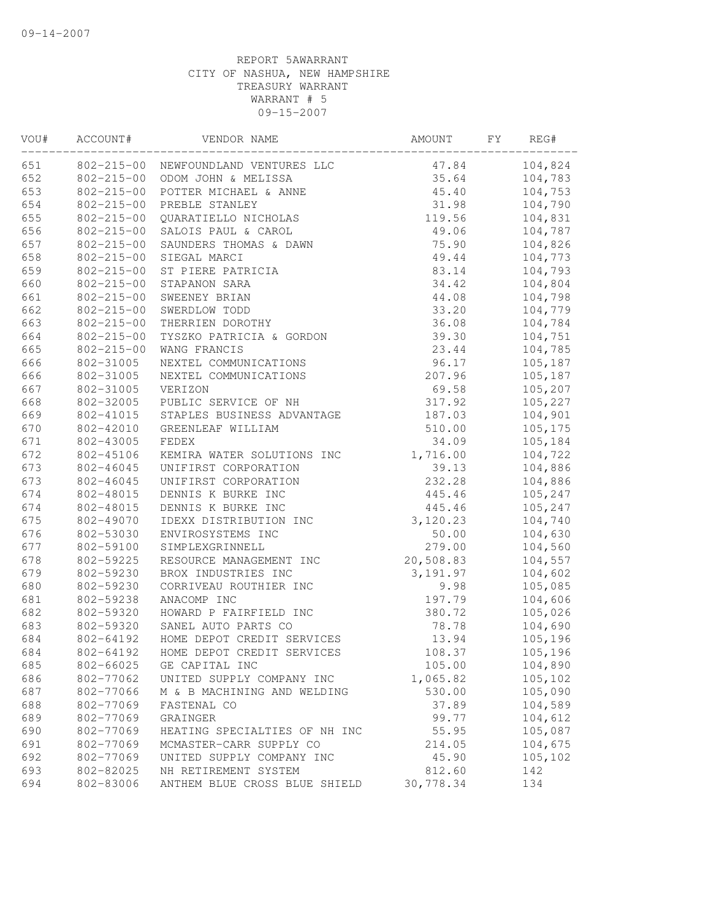09-14-2007

REPORT 5AWARRANT
CITY OF NASHUA, NEW HAMPSHIRE
TREASURY WARRANT
WARRANT # 5
09-15-2007

| VOU# | ACCOUNT# | VENDOR NAME | AMOUNT | FY | REG# |
|---|---|---|---|---|---|
| 651 | 802-215-00 | NEWFOUNDLAND VENTURES LLC | 47.84 | | 104,824 |
| 652 | 802-215-00 | ODOM JOHN & MELISSA | 35.64 | | 104,783 |
| 653 | 802-215-00 | POTTER MICHAEL & ANNE | 45.40 | | 104,753 |
| 654 | 802-215-00 | PREBLE STANLEY | 31.98 | | 104,790 |
| 655 | 802-215-00 | QUARATIELLO NICHOLAS | 119.56 | | 104,831 |
| 656 | 802-215-00 | SALOIS PAUL & CAROL | 49.06 | | 104,787 |
| 657 | 802-215-00 | SAUNDERS THOMAS & DAWN | 75.90 | | 104,826 |
| 658 | 802-215-00 | SIEGAL MARCI | 49.44 | | 104,773 |
| 659 | 802-215-00 | ST PIERE PATRICIA | 83.14 | | 104,793 |
| 660 | 802-215-00 | STAPANON SARA | 34.42 | | 104,804 |
| 661 | 802-215-00 | SWEENEY BRIAN | 44.08 | | 104,798 |
| 662 | 802-215-00 | SWERDLOW TODD | 33.20 | | 104,779 |
| 663 | 802-215-00 | THERRIEN DOROTHY | 36.08 | | 104,784 |
| 664 | 802-215-00 | TYSZKO PATRICIA & GORDON | 39.30 | | 104,751 |
| 665 | 802-215-00 | WANG FRANCIS | 23.44 | | 104,785 |
| 666 | 802-31005 | NEXTEL COMMUNICATIONS | 96.17 | | 105,187 |
| 666 | 802-31005 | NEXTEL COMMUNICATIONS | 207.96 | | 105,187 |
| 667 | 802-31005 | VERIZON | 69.58 | | 105,207 |
| 668 | 802-32005 | PUBLIC SERVICE OF NH | 317.92 | | 105,227 |
| 669 | 802-41015 | STAPLES BUSINESS ADVANTAGE | 187.03 | | 104,901 |
| 670 | 802-42010 | GREENLEAF WILLIAM | 510.00 | | 105,175 |
| 671 | 802-43005 | FEDEX | 34.09 | | 105,184 |
| 672 | 802-45106 | KEMIRA WATER SOLUTIONS INC | 1,716.00 | | 104,722 |
| 673 | 802-46045 | UNIFIRST CORPORATION | 39.13 | | 104,886 |
| 673 | 802-46045 | UNIFIRST CORPORATION | 232.28 | | 104,886 |
| 674 | 802-48015 | DENNIS K BURKE INC | 445.46 | | 105,247 |
| 674 | 802-48015 | DENNIS K BURKE INC | 445.46 | | 105,247 |
| 675 | 802-49070 | IDEXX DISTRIBUTION INC | 3,120.23 | | 104,740 |
| 676 | 802-53030 | ENVIROSYSTEMS INC | 50.00 | | 104,630 |
| 677 | 802-59100 | SIMPLEXGRINNELL | 279.00 | | 104,560 |
| 678 | 802-59225 | RESOURCE MANAGEMENT INC | 20,508.83 | | 104,557 |
| 679 | 802-59230 | BROX INDUSTRIES INC | 3,191.97 | | 104,602 |
| 680 | 802-59230 | CORRIVEAU ROUTHIER INC | 9.98 | | 105,085 |
| 681 | 802-59238 | ANACOMP INC | 197.79 | | 104,606 |
| 682 | 802-59320 | HOWARD P FAIRFIELD INC | 380.72 | | 105,026 |
| 683 | 802-59320 | SANEL AUTO PARTS CO | 78.78 | | 104,690 |
| 684 | 802-64192 | HOME DEPOT CREDIT SERVICES | 13.94 | | 105,196 |
| 684 | 802-64192 | HOME DEPOT CREDIT SERVICES | 108.37 | | 105,196 |
| 685 | 802-66025 | GE CAPITAL INC | 105.00 | | 104,890 |
| 686 | 802-77062 | UNITED SUPPLY COMPANY INC | 1,065.82 | | 105,102 |
| 687 | 802-77066 | M & B MACHINING AND WELDING | 530.00 | | 105,090 |
| 688 | 802-77069 | FASTENAL CO | 37.89 | | 104,589 |
| 689 | 802-77069 | GRAINGER | 99.77 | | 104,612 |
| 690 | 802-77069 | HEATING SPECIALTIES OF NH INC | 55.95 | | 105,087 |
| 691 | 802-77069 | MCMASTER-CARR SUPPLY CO | 214.05 | | 104,675 |
| 692 | 802-77069 | UNITED SUPPLY COMPANY INC | 45.90 | | 105,102 |
| 693 | 802-82025 | NH RETIREMENT SYSTEM | 812.60 | | 142 |
| 694 | 802-83006 | ANTHEM BLUE CROSS BLUE SHIELD | 30,778.34 | | 134 |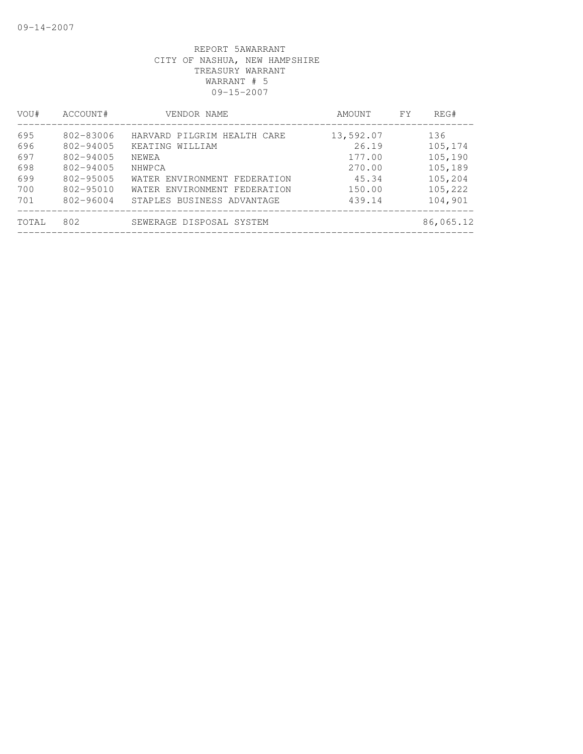REPORT 5AWARRANT
CITY OF NASHUA, NEW HAMPSHIRE
TREASURY WARRANT
WARRANT # 5
09-15-2007

| VOU# | ACCOUNT# | VENDOR NAME | AMOUNT | FY | REG# |
|---|---|---|---|---|---|
| 695 | 802-83006 | HARVARD PILGRIM HEALTH CARE | 13,592.07 | | 136 |
| 696 | 802-94005 | KEATING WILLIAM | 26.19 | | 105,174 |
| 697 | 802-94005 | NEWEA | 177.00 | | 105,190 |
| 698 | 802-94005 | NHWPCA | 270.00 | | 105,189 |
| 699 | 802-95005 | WATER ENVIRONMENT FEDERATION | 45.34 | | 105,204 |
| 700 | 802-95010 | WATER ENVIRONMENT FEDERATION | 150.00 | | 105,222 |
| 701 | 802-96004 | STAPLES BUSINESS ADVANTAGE | 439.14 | | 104,901 |
| TOTAL | 802 | SEWERAGE DISPOSAL SYSTEM | | | 86,065.12 |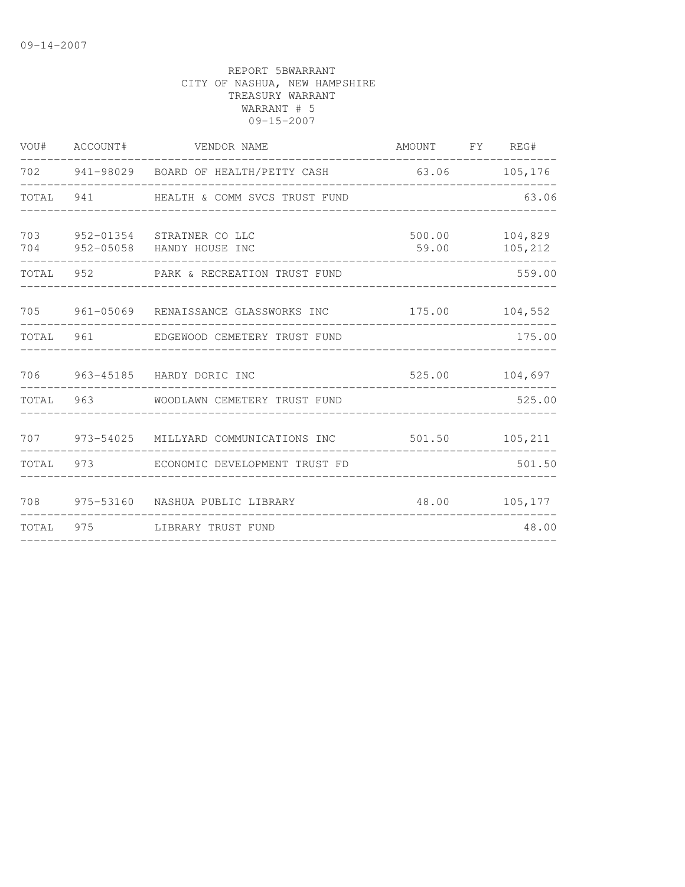09-14-2007

REPORT 5BWARRANT
CITY OF NASHUA, NEW HAMPSHIRE
TREASURY WARRANT
WARRANT # 5
09-15-2007

| VOU# | ACCOUNT# | VENDOR NAME | AMOUNT | FY | REG# |
|---|---|---|---|---|---|
| 702 | 941-98029 | BOARD OF HEALTH/PETTY CASH | 63.06 | | 105,176 |
| TOTAL | 941 | HEALTH & COMM SVCS TRUST FUND | | | 63.06 |
| 703 | 952-01354 | STRATNER CO LLC | 500.00 | | 104,829 |
| 704 | 952-05058 | HANDY HOUSE INC | 59.00 | | 105,212 |
| TOTAL | 952 | PARK & RECREATION TRUST FUND | | | 559.00 |
| 705 | 961-05069 | RENAISSANCE GLASSWORKS INC | 175.00 | | 104,552 |
| TOTAL | 961 | EDGEWOOD CEMETERY TRUST FUND | | | 175.00 |
| 706 | 963-45185 | HARDY DORIC INC | 525.00 | | 104,697 |
| TOTAL | 963 | WOODLAWN CEMETERY TRUST FUND | | | 525.00 |
| 707 | 973-54025 | MILLYARD COMMUNICATIONS INC | 501.50 | | 105,211 |
| TOTAL | 973 | ECONOMIC DEVELOPMENT TRUST FD | | | 501.50 |
| 708 | 975-53160 | NASHUA PUBLIC LIBRARY | 48.00 | | 105,177 |
| TOTAL | 975 | LIBRARY TRUST FUND | | | 48.00 |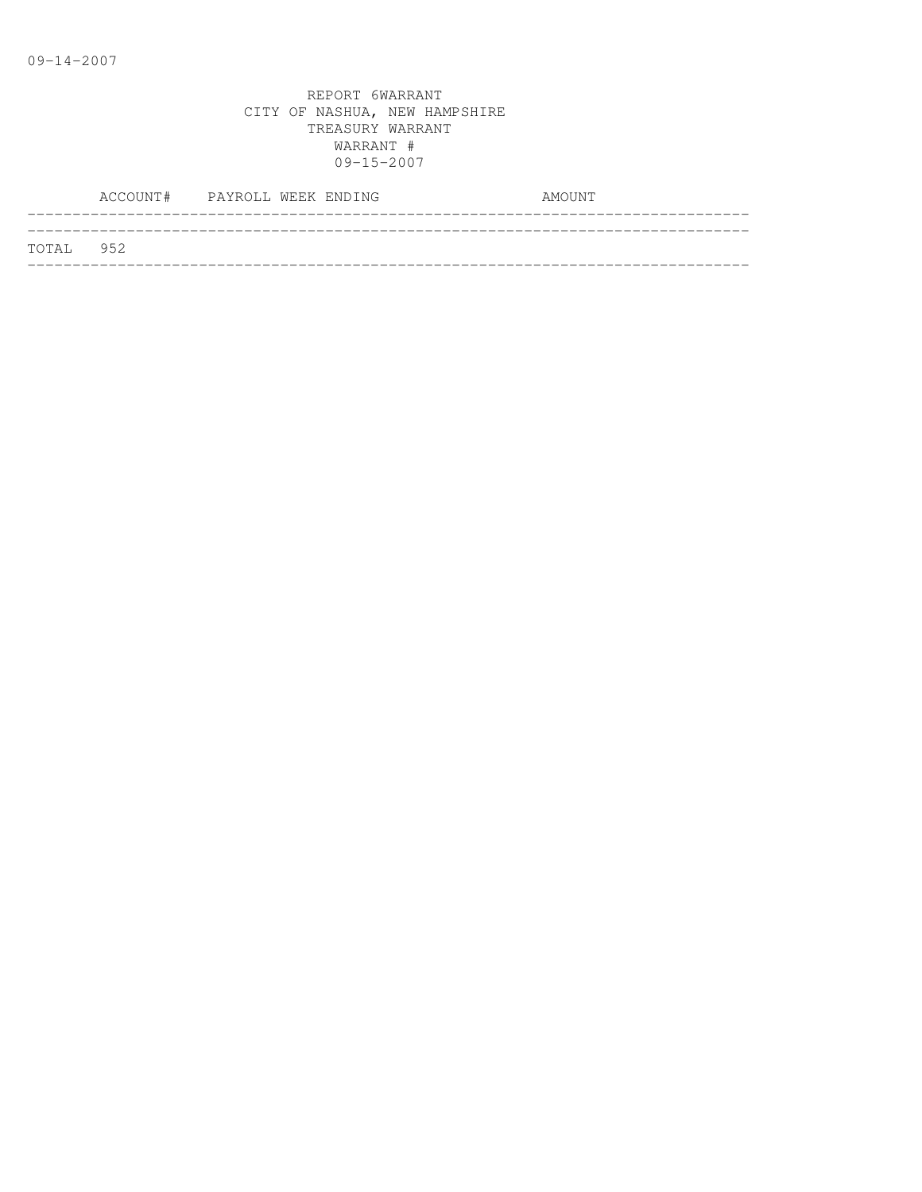09-14-2007

REPORT 6WARRANT
CITY OF NASHUA, NEW HAMPSHIRE
TREASURY WARRANT
WARRANT #
09-15-2007

| ACCOUNT# | PAYROLL WEEK ENDING | AMOUNT |
| --- | --- | --- |
| TOTAL 952 | | |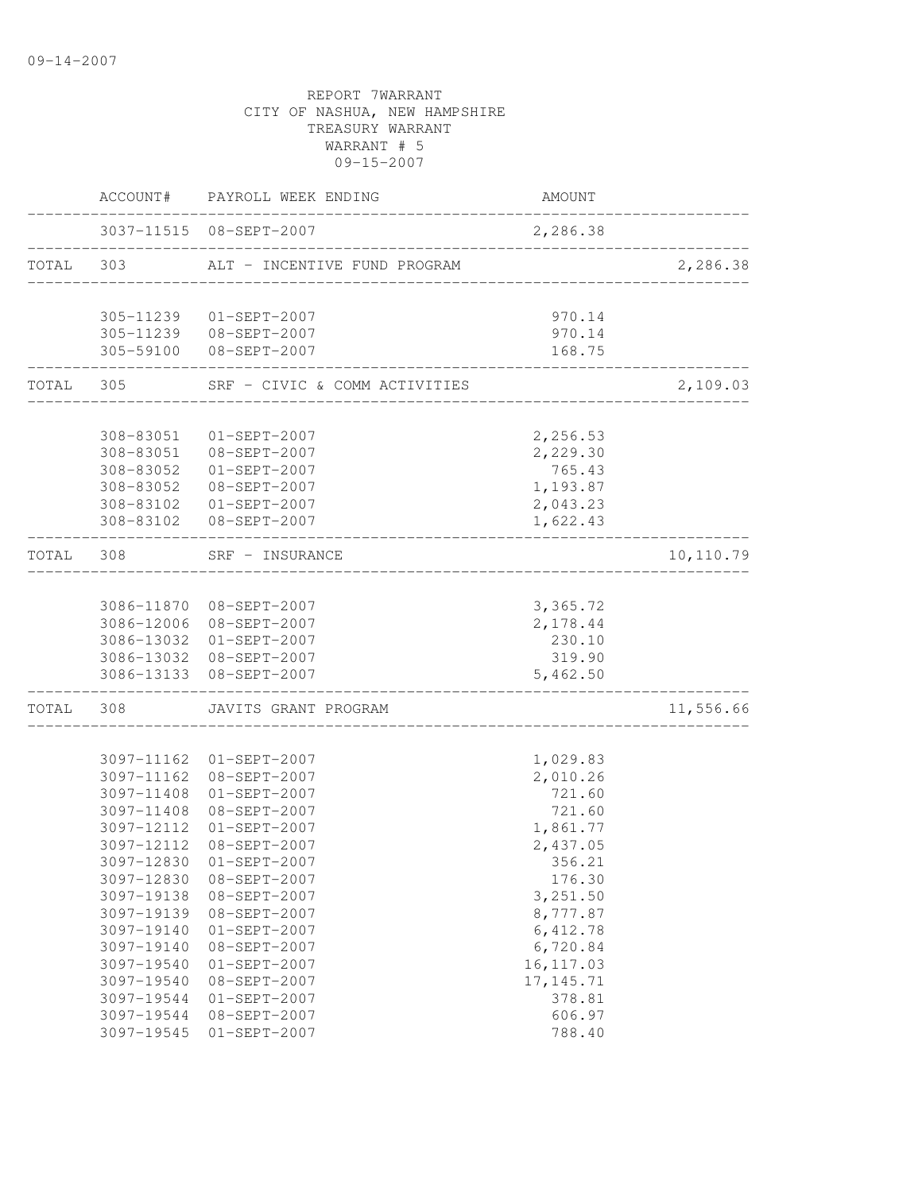09-14-2007

REPORT 7WARRANT
CITY OF NASHUA, NEW HAMPSHIRE
TREASURY WARRANT
WARRANT # 5
09-15-2007

| | ACCOUNT# | PAYROLL WEEK ENDING | AMOUNT | |
|---|---|---|---|---|
| | 3037-11515 | 08-SEPT-2007 | 2,286.38 | |
| TOTAL | 303 | ALT - INCENTIVE FUND PROGRAM | | 2,286.38 |
| | 305-11239 | 01-SEPT-2007 | 970.14 | |
| | 305-11239 | 08-SEPT-2007 | 970.14 | |
| | 305-59100 | 08-SEPT-2007 | 168.75 | |
| TOTAL | 305 | SRF - CIVIC & COMM ACTIVITIES | | 2,109.03 |
| | 308-83051 | 01-SEPT-2007 | 2,256.53 | |
| | 308-83051 | 08-SEPT-2007 | 2,229.30 | |
| | 308-83052 | 01-SEPT-2007 | 765.43 | |
| | 308-83052 | 08-SEPT-2007 | 1,193.87 | |
| | 308-83102 | 01-SEPT-2007 | 2,043.23 | |
| | 308-83102 | 08-SEPT-2007 | 1,622.43 | |
| TOTAL | 308 | SRF - INSURANCE | | 10,110.79 |
| | 3086-11870 | 08-SEPT-2007 | 3,365.72 | |
| | 3086-12006 | 08-SEPT-2007 | 2,178.44 | |
| | 3086-13032 | 01-SEPT-2007 | 230.10 | |
| | 3086-13032 | 08-SEPT-2007 | 319.90 | |
| | 3086-13133 | 08-SEPT-2007 | 5,462.50 | |
| TOTAL | 308 | JAVITS GRANT PROGRAM | | 11,556.66 |
| | 3097-11162 | 01-SEPT-2007 | 1,029.83 | |
| | 3097-11162 | 08-SEPT-2007 | 2,010.26 | |
| | 3097-11408 | 01-SEPT-2007 | 721.60 | |
| | 3097-11408 | 08-SEPT-2007 | 721.60 | |
| | 3097-12112 | 01-SEPT-2007 | 1,861.77 | |
| | 3097-12112 | 08-SEPT-2007 | 2,437.05 | |
| | 3097-12830 | 01-SEPT-2007 | 356.21 | |
| | 3097-12830 | 08-SEPT-2007 | 176.30 | |
| | 3097-19138 | 08-SEPT-2007 | 3,251.50 | |
| | 3097-19139 | 08-SEPT-2007 | 8,777.87 | |
| | 3097-19140 | 01-SEPT-2007 | 6,412.78 | |
| | 3097-19140 | 08-SEPT-2007 | 6,720.84 | |
| | 3097-19540 | 01-SEPT-2007 | 16,117.03 | |
| | 3097-19540 | 08-SEPT-2007 | 17,145.71 | |
| | 3097-19544 | 01-SEPT-2007 | 378.81 | |
| | 3097-19544 | 08-SEPT-2007 | 606.97 | |
| | 3097-19545 | 01-SEPT-2007 | 788.40 | |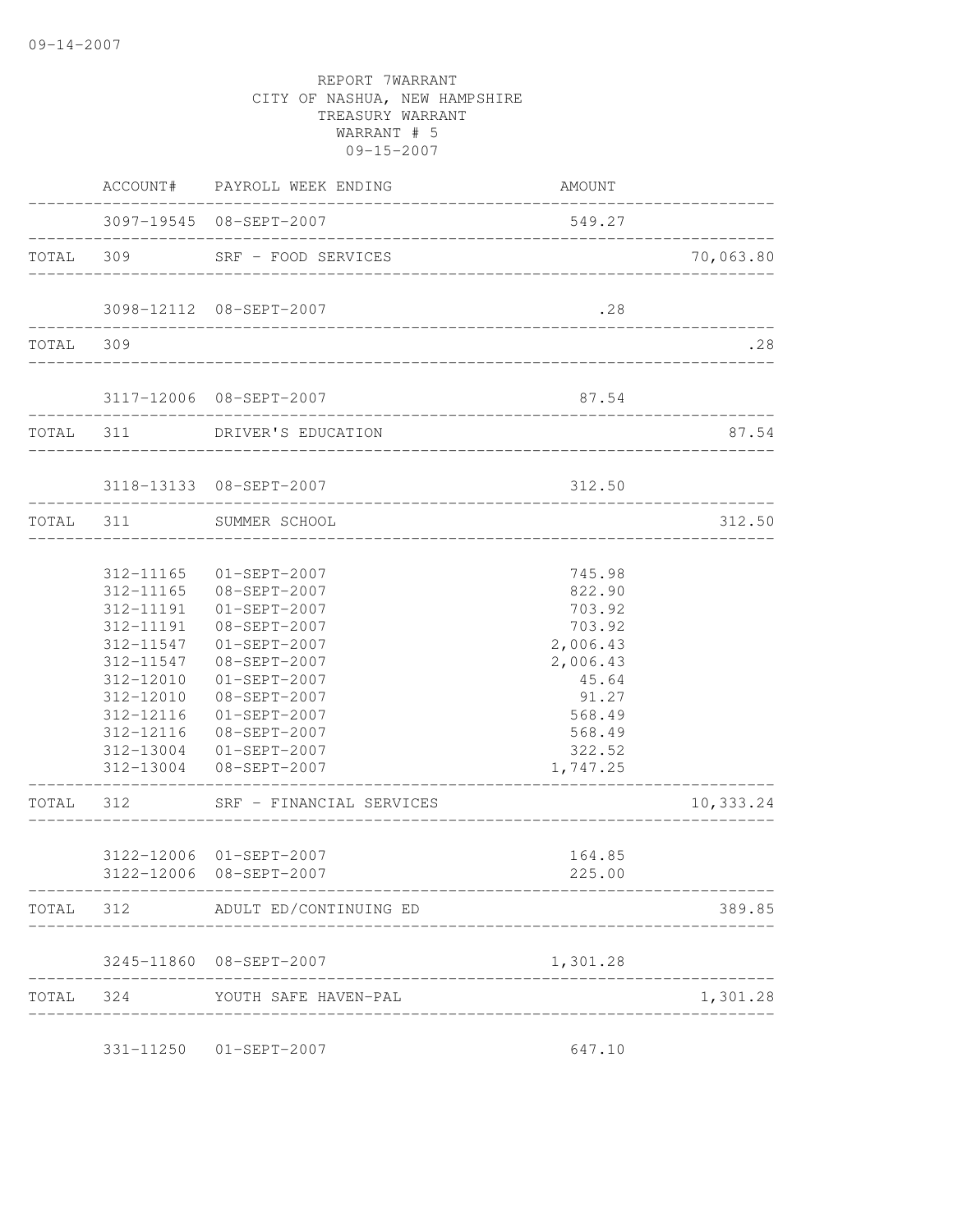09-14-2007

REPORT 7WARRANT
CITY OF NASHUA, NEW HAMPSHIRE
TREASURY WARRANT
WARRANT # 5
09-15-2007

| | ACCOUNT# | PAYROLL WEEK ENDING | AMOUNT | |
|---|---|---|---|---|
| | 3097-19545 | 08-SEPT-2007 | 549.27 | |
| TOTAL | 309 | SRF - FOOD SERVICES | | 70,063.80 |
| | 3098-12112 | 08-SEPT-2007 | .28 | |
| TOTAL | 309 | | | .28 |
| | 3117-12006 | 08-SEPT-2007 | 87.54 | |
| TOTAL | 311 | DRIVER'S EDUCATION | | 87.54 |
| | 3118-13133 | 08-SEPT-2007 | 312.50 | |
| TOTAL | 311 | SUMMER SCHOOL | | 312.50 |
| | 312-11165 | 01-SEPT-2007 | 745.98 | |
| | 312-11165 | 08-SEPT-2007 | 822.90 | |
| | 312-11191 | 01-SEPT-2007 | 703.92 | |
| | 312-11191 | 08-SEPT-2007 | 703.92 | |
| | 312-11547 | 01-SEPT-2007 | 2,006.43 | |
| | 312-11547 | 08-SEPT-2007 | 2,006.43 | |
| | 312-12010 | 01-SEPT-2007 | 45.64 | |
| | 312-12010 | 08-SEPT-2007 | 91.27 | |
| | 312-12116 | 01-SEPT-2007 | 568.49 | |
| | 312-12116 | 08-SEPT-2007 | 568.49 | |
| | 312-13004 | 01-SEPT-2007 | 322.52 | |
| | 312-13004 | 08-SEPT-2007 | 1,747.25 | |
| TOTAL | 312 | SRF - FINANCIAL SERVICES | | 10,333.24 |
| | 3122-12006 | 01-SEPT-2007 | 164.85 | |
| | 3122-12006 | 08-SEPT-2007 | 225.00 | |
| TOTAL | 312 | ADULT ED/CONTINUING ED | | 389.85 |
| | 3245-11860 | 08-SEPT-2007 | 1,301.28 | |
| TOTAL | 324 | YOUTH SAFE HAVEN-PAL | | 1,301.28 |
| | 331-11250 | 01-SEPT-2007 | 647.10 | |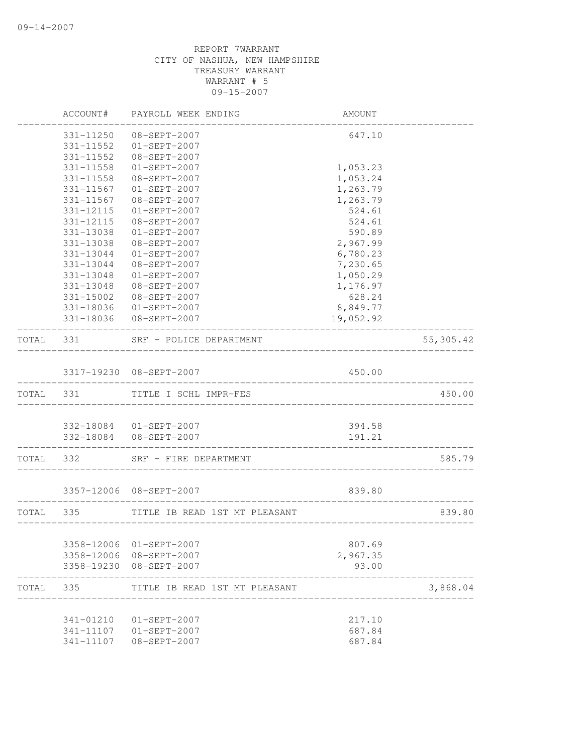09-14-2007

REPORT 7WARRANT
CITY OF NASHUA, NEW HAMPSHIRE
TREASURY WARRANT
WARRANT # 5
09-15-2007

| | ACCOUNT# | PAYROLL WEEK ENDING | AMOUNT | |
|---|---|---|---|---|
| | 331-11250 | 08-SEPT-2007 | 647.10 | |
| | 331-11552 | 01-SEPT-2007 | | |
| | 331-11552 | 08-SEPT-2007 | | |
| | 331-11558 | 01-SEPT-2007 | 1,053.23 | |
| | 331-11558 | 08-SEPT-2007 | 1,053.24 | |
| | 331-11567 | 01-SEPT-2007 | 1,263.79 | |
| | 331-11567 | 08-SEPT-2007 | 1,263.79 | |
| | 331-12115 | 01-SEPT-2007 | 524.61 | |
| | 331-12115 | 08-SEPT-2007 | 524.61 | |
| | 331-13038 | 01-SEPT-2007 | 590.89 | |
| | 331-13038 | 08-SEPT-2007 | 2,967.99 | |
| | 331-13044 | 01-SEPT-2007 | 6,780.23 | |
| | 331-13044 | 08-SEPT-2007 | 7,230.65 | |
| | 331-13048 | 01-SEPT-2007 | 1,050.29 | |
| | 331-13048 | 08-SEPT-2007 | 1,176.97 | |
| | 331-15002 | 08-SEPT-2007 | 628.24 | |
| | 331-18036 | 01-SEPT-2007 | 8,849.77 | |
| | 331-18036 | 08-SEPT-2007 | 19,052.92 | |
| TOTAL | 331 | SRF - POLICE DEPARTMENT | | 55,305.42 |
| | 3317-19230 | 08-SEPT-2007 | 450.00 | |
| TOTAL | 331 | TITLE I SCHL IMPR-FES | | 450.00 |
| | 332-18084 | 01-SEPT-2007 | 394.58 | |
| | 332-18084 | 08-SEPT-2007 | 191.21 | |
| TOTAL | 332 | SRF - FIRE DEPARTMENT | | 585.79 |
| | 3357-12006 | 08-SEPT-2007 | 839.80 | |
| TOTAL | 335 | TITLE IB READ 1ST MT PLEASANT | | 839.80 |
| | 3358-12006 | 01-SEPT-2007 | 807.69 | |
| | 3358-12006 | 08-SEPT-2007 | 2,967.35 | |
| | 3358-19230 | 08-SEPT-2007 | 93.00 | |
| TOTAL | 335 | TITLE IB READ 1ST MT PLEASANT | | 3,868.04 |
| | 341-01210 | 01-SEPT-2007 | 217.10 | |
| | 341-11107 | 01-SEPT-2007 | 687.84 | |
| | 341-11107 | 08-SEPT-2007 | 687.84 | |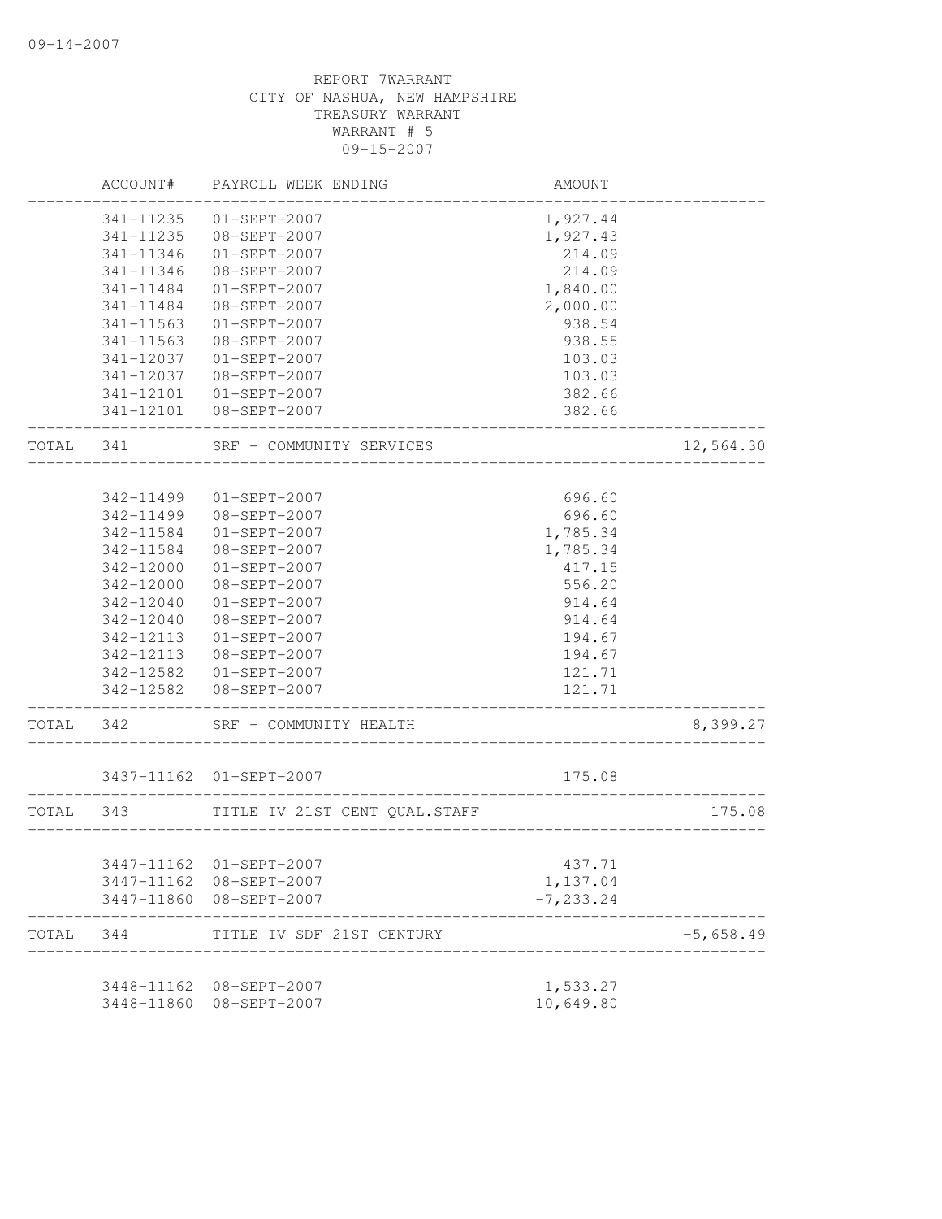REPORT 7WARRANT
CITY OF NASHUA, NEW HAMPSHIRE
TREASURY WARRANT
WARRANT # 5
09-15-2007

| | ACCOUNT# | PAYROLL WEEK ENDING | AMOUNT | |
|---|---|---|---|---|
| | 341-11235 | 01-SEPT-2007 | 1,927.44 | |
| | 341-11235 | 08-SEPT-2007 | 1,927.43 | |
| | 341-11346 | 01-SEPT-2007 | 214.09 | |
| | 341-11346 | 08-SEPT-2007 | 214.09 | |
| | 341-11484 | 01-SEPT-2007 | 1,840.00 | |
| | 341-11484 | 08-SEPT-2007 | 2,000.00 | |
| | 341-11563 | 01-SEPT-2007 | 938.54 | |
| | 341-11563 | 08-SEPT-2007 | 938.55 | |
| | 341-12037 | 01-SEPT-2007 | 103.03 | |
| | 341-12037 | 08-SEPT-2007 | 103.03 | |
| | 341-12101 | 01-SEPT-2007 | 382.66 | |
| | 341-12101 | 08-SEPT-2007 | 382.66 | |
| TOTAL | 341 | SRF - COMMUNITY SERVICES | | 12,564.30 |
| | 342-11499 | 01-SEPT-2007 | 696.60 | |
| | 342-11499 | 08-SEPT-2007 | 696.60 | |
| | 342-11584 | 01-SEPT-2007 | 1,785.34 | |
| | 342-11584 | 08-SEPT-2007 | 1,785.34 | |
| | 342-12000 | 01-SEPT-2007 | 417.15 | |
| | 342-12000 | 08-SEPT-2007 | 556.20 | |
| | 342-12040 | 01-SEPT-2007 | 914.64 | |
| | 342-12040 | 08-SEPT-2007 | 914.64 | |
| | 342-12113 | 01-SEPT-2007 | 194.67 | |
| | 342-12113 | 08-SEPT-2007 | 194.67 | |
| | 342-12582 | 01-SEPT-2007 | 121.71 | |
| | 342-12582 | 08-SEPT-2007 | 121.71 | |
| TOTAL | 342 | SRF - COMMUNITY HEALTH | | 8,399.27 |
| | 3437-11162 | 01-SEPT-2007 | 175.08 | |
| TOTAL | 343 | TITLE IV 21ST CENT QUAL.STAFF | | 175.08 |
| | 3447-11162 | 01-SEPT-2007 | 437.71 | |
| | 3447-11162 | 08-SEPT-2007 | 1,137.04 | |
| | 3447-11860 | 08-SEPT-2007 | -7,233.24 | |
| TOTAL | 344 | TITLE IV SDF 21ST CENTURY | | -5,658.49 |
| | 3448-11162 | 08-SEPT-2007 | 1,533.27 | |
| | 3448-11860 | 08-SEPT-2007 | 10,649.80 | |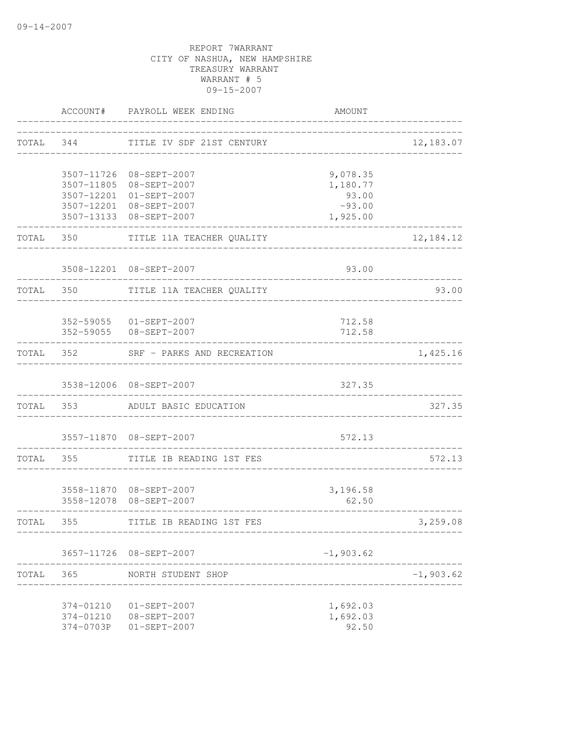REPORT 7WARRANT
CITY OF NASHUA, NEW HAMPSHIRE
TREASURY WARRANT
WARRANT # 5
09-15-2007

| | ACCOUNT# | PAYROLL WEEK ENDING | AMOUNT | |
|---|---|---|---|---|
| TOTAL | 344 | TITLE IV SDF 21ST CENTURY | | 12,183.07 |
| | 3507-11726 | 08-SEPT-2007 | 9,078.35 | |
| | 3507-11805 | 08-SEPT-2007 | 1,180.77 | |
| | 3507-12201 | 01-SEPT-2007 | 93.00 | |
| | 3507-12201 | 08-SEPT-2007 | -93.00 | |
| | 3507-13133 | 08-SEPT-2007 | 1,925.00 | |
| TOTAL | 350 | TITLE 11A TEACHER QUALITY | | 12,184.12 |
| | 3508-12201 | 08-SEPT-2007 | 93.00 | |
| TOTAL | 350 | TITLE 11A TEACHER QUALITY | | 93.00 |
| | 352-59055 | 01-SEPT-2007 | 712.58 | |
| | 352-59055 | 08-SEPT-2007 | 712.58 | |
| TOTAL | 352 | SRF - PARKS AND RECREATION | | 1,425.16 |
| | 3538-12006 | 08-SEPT-2007 | 327.35 | |
| TOTAL | 353 | ADULT BASIC EDUCATION | | 327.35 |
| | 3557-11870 | 08-SEPT-2007 | 572.13 | |
| TOTAL | 355 | TITLE IB READING 1ST FES | | 572.13 |
| | 3558-11870 | 08-SEPT-2007 | 3,196.58 | |
| | 3558-12078 | 08-SEPT-2007 | 62.50 | |
| TOTAL | 355 | TITLE IB READING 1ST FES | | 3,259.08 |
| | 3657-11726 | 08-SEPT-2007 | -1,903.62 | |
| TOTAL | 365 | NORTH STUDENT SHOP | | -1,903.62 |
| | 374-01210 | 01-SEPT-2007 | 1,692.03 | |
| | 374-01210 | 08-SEPT-2007 | 1,692.03 | |
| | 374-0703P | 01-SEPT-2007 | 92.50 | |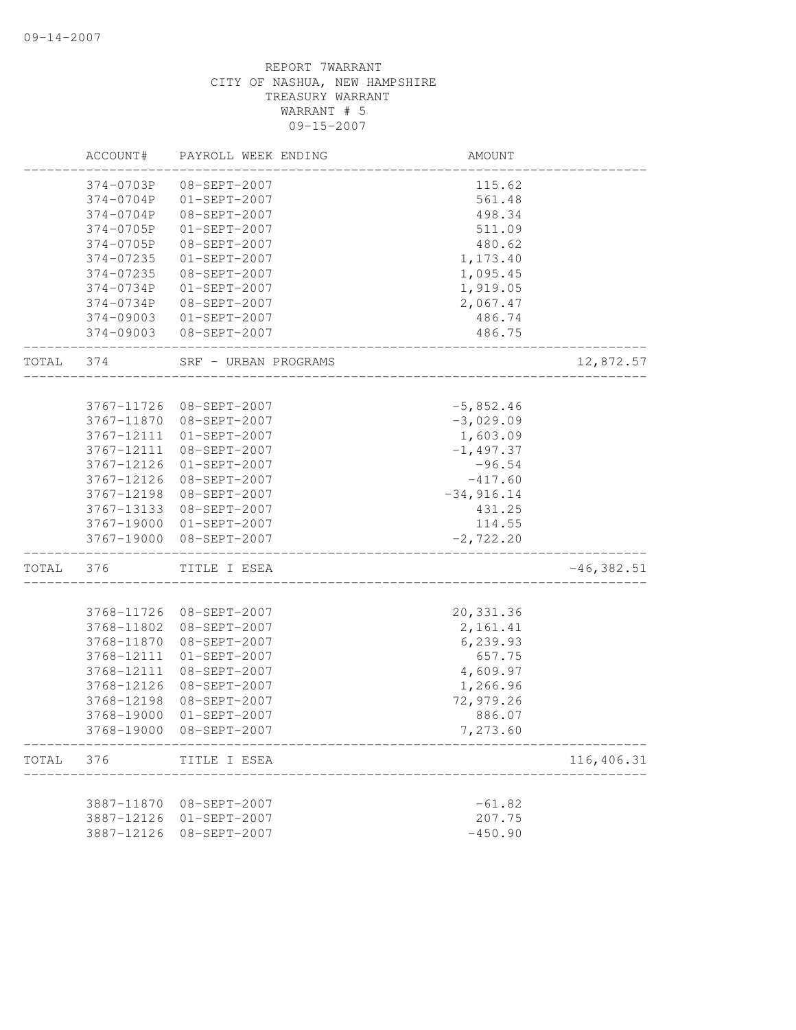REPORT 7WARRANT
CITY OF NASHUA, NEW HAMPSHIRE
TREASURY WARRANT
WARRANT # 5
09-15-2007

| | ACCOUNT# | PAYROLL WEEK ENDING | AMOUNT | |
|---|---|---|---|---|
| | 374-0703P | 08-SEPT-2007 | 115.62 | |
| | 374-0704P | 01-SEPT-2007 | 561.48 | |
| | 374-0704P | 08-SEPT-2007 | 498.34 | |
| | 374-0705P | 01-SEPT-2007 | 511.09 | |
| | 374-0705P | 08-SEPT-2007 | 480.62 | |
| | 374-07235 | 01-SEPT-2007 | 1,173.40 | |
| | 374-07235 | 08-SEPT-2007 | 1,095.45 | |
| | 374-0734P | 01-SEPT-2007 | 1,919.05 | |
| | 374-0734P | 08-SEPT-2007 | 2,067.47 | |
| | 374-09003 | 01-SEPT-2007 | 486.74 | |
| | 374-09003 | 08-SEPT-2007 | 486.75 | |
| TOTAL | 374 | SRF - URBAN PROGRAMS | | 12,872.57 |
| | 3767-11726 | 08-SEPT-2007 | -5,852.46 | |
| | 3767-11870 | 08-SEPT-2007 | -3,029.09 | |
| | 3767-12111 | 01-SEPT-2007 | 1,603.09 | |
| | 3767-12111 | 08-SEPT-2007 | -1,497.37 | |
| | 3767-12126 | 01-SEPT-2007 | -96.54 | |
| | 3767-12126 | 08-SEPT-2007 | -417.60 | |
| | 3767-12198 | 08-SEPT-2007 | -34,916.14 | |
| | 3767-13133 | 08-SEPT-2007 | 431.25 | |
| | 3767-19000 | 01-SEPT-2007 | 114.55 | |
| | 3767-19000 | 08-SEPT-2007 | -2,722.20 | |
| TOTAL | 376 | TITLE I ESEA | | -46,382.51 |
| | 3768-11726 | 08-SEPT-2007 | 20,331.36 | |
| | 3768-11802 | 08-SEPT-2007 | 2,161.41 | |
| | 3768-11870 | 08-SEPT-2007 | 6,239.93 | |
| | 3768-12111 | 01-SEPT-2007 | 657.75 | |
| | 3768-12111 | 08-SEPT-2007 | 4,609.97 | |
| | 3768-12126 | 08-SEPT-2007 | 1,266.96 | |
| | 3768-12198 | 08-SEPT-2007 | 72,979.26 | |
| | 3768-19000 | 01-SEPT-2007 | 886.07 | |
| | 3768-19000 | 08-SEPT-2007 | 7,273.60 | |
| TOTAL | 376 | TITLE I ESEA | | 116,406.31 |
| | 3887-11870 | 08-SEPT-2007 | -61.82 | |
| | 3887-12126 | 01-SEPT-2007 | 207.75 | |
| | 3887-12126 | 08-SEPT-2007 | -450.90 | |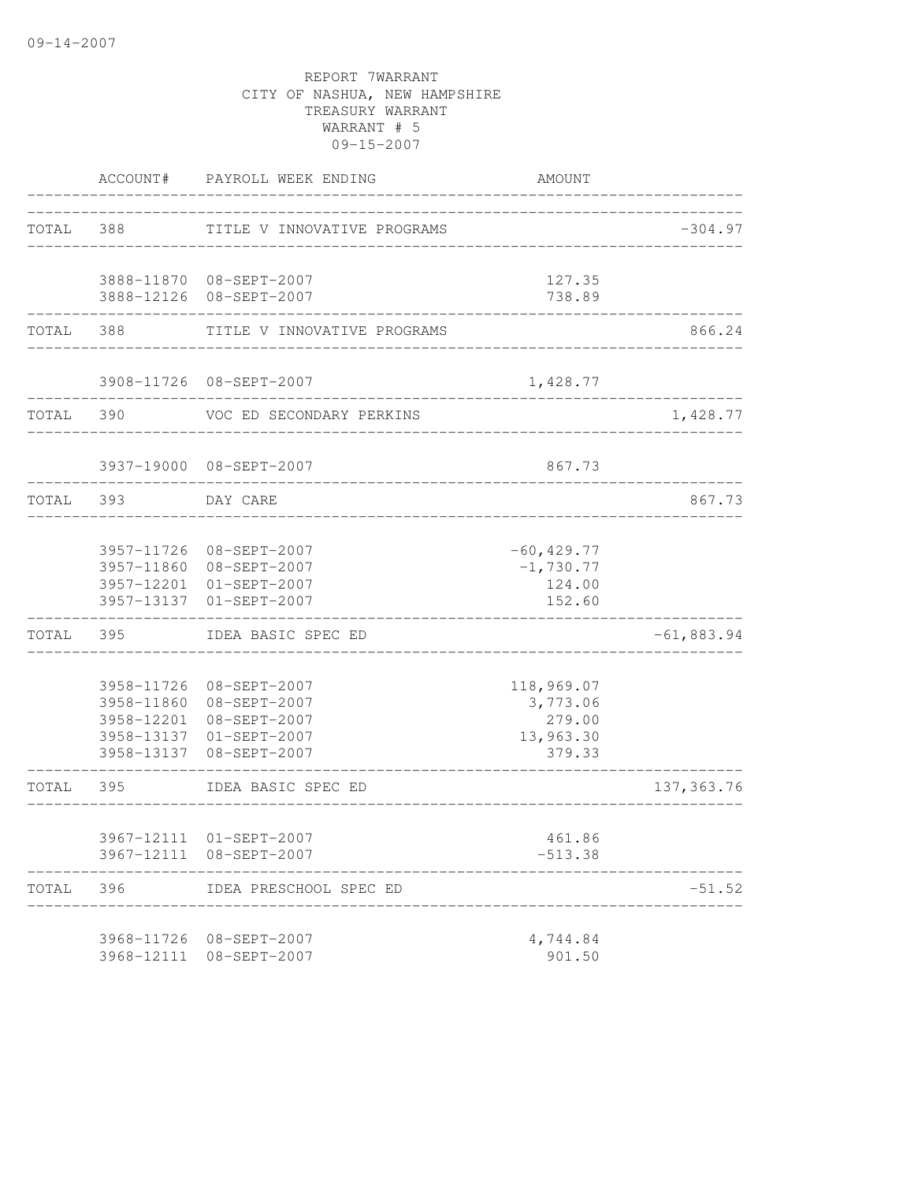REPORT 7WARRANT
CITY OF NASHUA, NEW HAMPSHIRE
TREASURY WARRANT
WARRANT # 5
09-15-2007

| | ACCOUNT# | PAYROLL WEEK ENDING | AMOUNT | |
|---|---|---|---|---|
| TOTAL | 388 | TITLE V INNOVATIVE PROGRAMS | | -304.97 |
| | 3888-11870 | 08-SEPT-2007 | 127.35 | |
| | 3888-12126 | 08-SEPT-2007 | 738.89 | |
| TOTAL | 388 | TITLE V INNOVATIVE PROGRAMS | | 866.24 |
| | 3908-11726 | 08-SEPT-2007 | 1,428.77 | |
| TOTAL | 390 | VOC ED SECONDARY PERKINS | | 1,428.77 |
| | 3937-19000 | 08-SEPT-2007 | 867.73 | |
| TOTAL | 393 | DAY CARE | | 867.73 |
| | 3957-11726 | 08-SEPT-2007 | -60,429.77 | |
| | 3957-11860 | 08-SEPT-2007 | -1,730.77 | |
| | 3957-12201 | 01-SEPT-2007 | 124.00 | |
| | 3957-13137 | 01-SEPT-2007 | 152.60 | |
| TOTAL | 395 | IDEA BASIC SPEC ED | | -61,883.94 |
| | 3958-11726 | 08-SEPT-2007 | 118,969.07 | |
| | 3958-11860 | 08-SEPT-2007 | 3,773.06 | |
| | 3958-12201 | 08-SEPT-2007 | 279.00 | |
| | 3958-13137 | 01-SEPT-2007 | 13,963.30 | |
| | 3958-13137 | 08-SEPT-2007 | 379.33 | |
| TOTAL | 395 | IDEA BASIC SPEC ED | | 137,363.76 |
| | 3967-12111 | 01-SEPT-2007 | 461.86 | |
| | 3967-12111 | 08-SEPT-2007 | -513.38 | |
| TOTAL | 396 | IDEA PRESCHOOL SPEC ED | | -51.52 |
| | 3968-11726 | 08-SEPT-2007 | 4,744.84 | |
| | 3968-12111 | 08-SEPT-2007 | 901.50 | |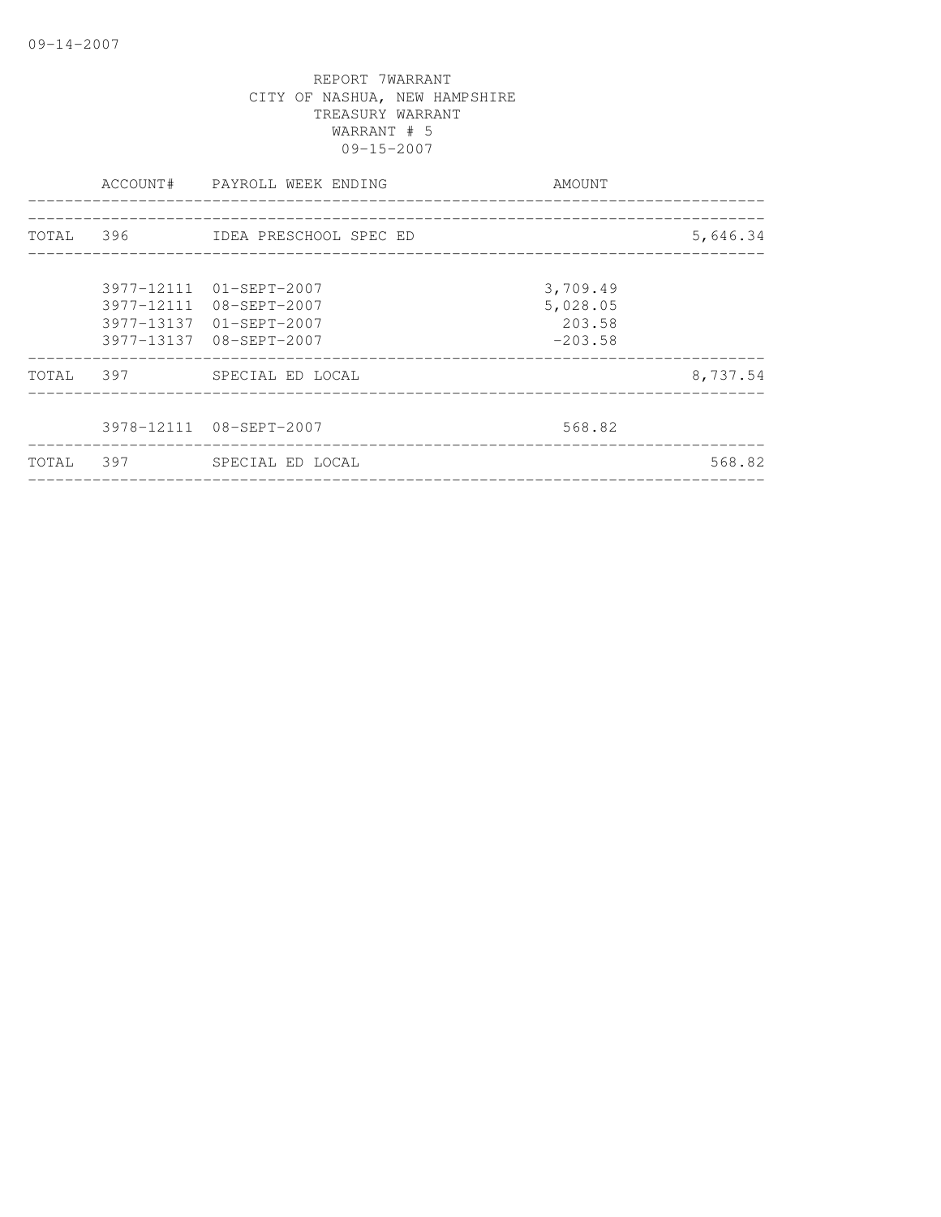09-14-2007

REPORT 7WARRANT
CITY OF NASHUA, NEW HAMPSHIRE
TREASURY WARRANT
WARRANT # 5
09-15-2007

| | ACCOUNT# | PAYROLL WEEK ENDING | AMOUNT | |
|---|---|---|---|---|
| TOTAL | 396 | IDEA PRESCHOOL SPEC ED | | 5,646.34 |
| | 3977-12111 | 01-SEPT-2007 | 3,709.49 | |
| | 3977-12111 | 08-SEPT-2007 | 5,028.05 | |
| | 3977-13137 | 01-SEPT-2007 | 203.58 | |
| | 3977-13137 | 08-SEPT-2007 | -203.58 | |
| TOTAL | 397 | SPECIAL ED LOCAL | | 8,737.54 |
| | 3978-12111 | 08-SEPT-2007 | 568.82 | |
| TOTAL | 397 | SPECIAL ED LOCAL | | 568.82 |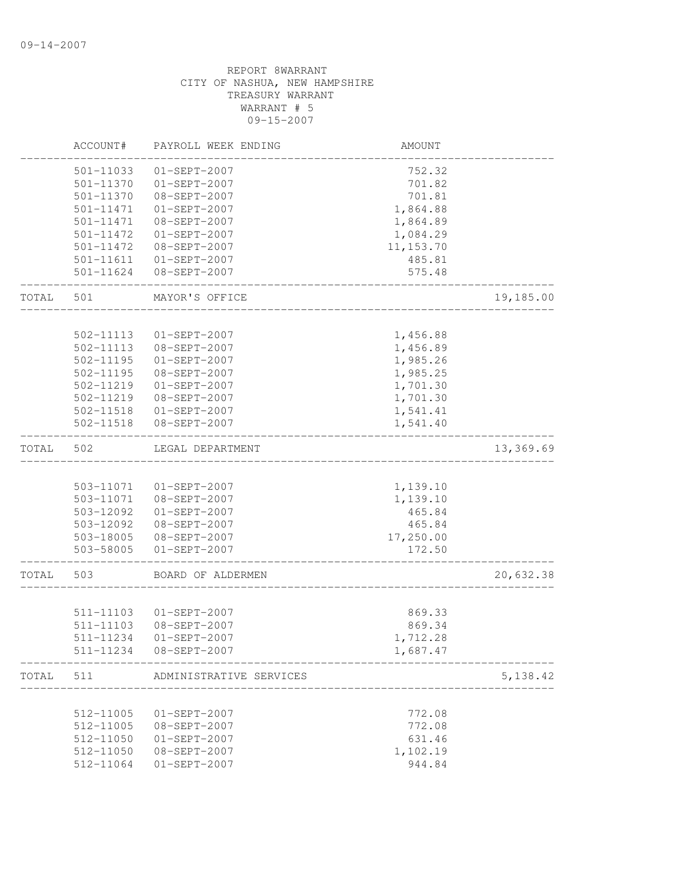09-14-2007

REPORT 8WARRANT
CITY OF NASHUA, NEW HAMPSHIRE
TREASURY WARRANT
WARRANT # 5
09-15-2007

| | ACCOUNT# | PAYROLL WEEK ENDING | AMOUNT | |
|---|---|---|---|---|
| | 501-11033 | 01-SEPT-2007 | 752.32 | |
| | 501-11370 | 01-SEPT-2007 | 701.82 | |
| | 501-11370 | 08-SEPT-2007 | 701.81 | |
| | 501-11471 | 01-SEPT-2007 | 1,864.88 | |
| | 501-11471 | 08-SEPT-2007 | 1,864.89 | |
| | 501-11472 | 01-SEPT-2007 | 1,084.29 | |
| | 501-11472 | 08-SEPT-2007 | 11,153.70 | |
| | 501-11611 | 01-SEPT-2007 | 485.81 | |
| | 501-11624 | 08-SEPT-2007 | 575.48 | |
| TOTAL | 501 | MAYOR'S OFFICE | | 19,185.00 |
| | 502-11113 | 01-SEPT-2007 | 1,456.88 | |
| | 502-11113 | 08-SEPT-2007 | 1,456.89 | |
| | 502-11195 | 01-SEPT-2007 | 1,985.26 | |
| | 502-11195 | 08-SEPT-2007 | 1,985.25 | |
| | 502-11219 | 01-SEPT-2007 | 1,701.30 | |
| | 502-11219 | 08-SEPT-2007 | 1,701.30 | |
| | 502-11518 | 01-SEPT-2007 | 1,541.41 | |
| | 502-11518 | 08-SEPT-2007 | 1,541.40 | |
| TOTAL | 502 | LEGAL DEPARTMENT | | 13,369.69 |
| | 503-11071 | 01-SEPT-2007 | 1,139.10 | |
| | 503-11071 | 08-SEPT-2007 | 1,139.10 | |
| | 503-12092 | 01-SEPT-2007 | 465.84 | |
| | 503-12092 | 08-SEPT-2007 | 465.84 | |
| | 503-18005 | 08-SEPT-2007 | 17,250.00 | |
| | 503-58005 | 01-SEPT-2007 | 172.50 | |
| TOTAL | 503 | BOARD OF ALDERMEN | | 20,632.38 |
| | 511-11103 | 01-SEPT-2007 | 869.33 | |
| | 511-11103 | 08-SEPT-2007 | 869.34 | |
| | 511-11234 | 01-SEPT-2007 | 1,712.28 | |
| | 511-11234 | 08-SEPT-2007 | 1,687.47 | |
| TOTAL | 511 | ADMINISTRATIVE SERVICES | | 5,138.42 |
| | 512-11005 | 01-SEPT-2007 | 772.08 | |
| | 512-11005 | 08-SEPT-2007 | 772.08 | |
| | 512-11050 | 01-SEPT-2007 | 631.46 | |
| | 512-11050 | 08-SEPT-2007 | 1,102.19 | |
| | 512-11064 | 01-SEPT-2007 | 944.84 | |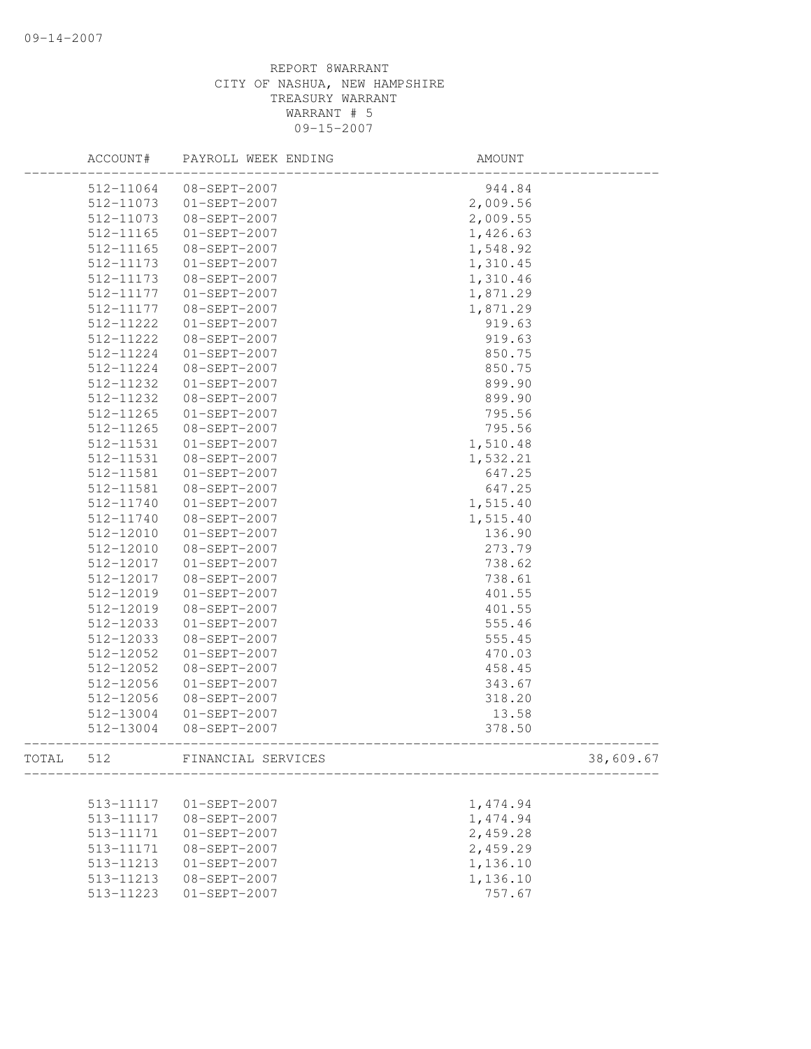REPORT 8WARRANT
CITY OF NASHUA, NEW HAMPSHIRE
TREASURY WARRANT
WARRANT # 5
09-15-2007

| | ACCOUNT# | PAYROLL WEEK ENDING | AMOUNT | |
|---|---|---|---|---|
| | 512-11064 | 08-SEPT-2007 | 944.84 | |
| | 512-11073 | 01-SEPT-2007 | 2,009.56 | |
| | 512-11073 | 08-SEPT-2007 | 2,009.55 | |
| | 512-11165 | 01-SEPT-2007 | 1,426.63 | |
| | 512-11165 | 08-SEPT-2007 | 1,548.92 | |
| | 512-11173 | 01-SEPT-2007 | 1,310.45 | |
| | 512-11173 | 08-SEPT-2007 | 1,310.46 | |
| | 512-11177 | 01-SEPT-2007 | 1,871.29 | |
| | 512-11177 | 08-SEPT-2007 | 1,871.29 | |
| | 512-11222 | 01-SEPT-2007 | 919.63 | |
| | 512-11222 | 08-SEPT-2007 | 919.63 | |
| | 512-11224 | 01-SEPT-2007 | 850.75 | |
| | 512-11224 | 08-SEPT-2007 | 850.75 | |
| | 512-11232 | 01-SEPT-2007 | 899.90 | |
| | 512-11232 | 08-SEPT-2007 | 899.90 | |
| | 512-11265 | 01-SEPT-2007 | 795.56 | |
| | 512-11265 | 08-SEPT-2007 | 795.56 | |
| | 512-11531 | 01-SEPT-2007 | 1,510.48 | |
| | 512-11531 | 08-SEPT-2007 | 1,532.21 | |
| | 512-11581 | 01-SEPT-2007 | 647.25 | |
| | 512-11581 | 08-SEPT-2007 | 647.25 | |
| | 512-11740 | 01-SEPT-2007 | 1,515.40 | |
| | 512-11740 | 08-SEPT-2007 | 1,515.40 | |
| | 512-12010 | 01-SEPT-2007 | 136.90 | |
| | 512-12010 | 08-SEPT-2007 | 273.79 | |
| | 512-12017 | 01-SEPT-2007 | 738.62 | |
| | 512-12017 | 08-SEPT-2007 | 738.61 | |
| | 512-12019 | 01-SEPT-2007 | 401.55 | |
| | 512-12019 | 08-SEPT-2007 | 401.55 | |
| | 512-12033 | 01-SEPT-2007 | 555.46 | |
| | 512-12033 | 08-SEPT-2007 | 555.45 | |
| | 512-12052 | 01-SEPT-2007 | 470.03 | |
| | 512-12052 | 08-SEPT-2007 | 458.45 | |
| | 512-12056 | 01-SEPT-2007 | 343.67 | |
| | 512-12056 | 08-SEPT-2007 | 318.20 | |
| | 512-13004 | 01-SEPT-2007 | 13.58 | |
| | 512-13004 | 08-SEPT-2007 | 378.50 | |
| TOTAL | 512 | FINANCIAL SERVICES | | 38,609.67 |
| | 513-11117 | 01-SEPT-2007 | 1,474.94 | |
| | 513-11117 | 08-SEPT-2007 | 1,474.94 | |
| | 513-11171 | 01-SEPT-2007 | 2,459.28 | |
| | 513-11171 | 08-SEPT-2007 | 2,459.29 | |
| | 513-11213 | 01-SEPT-2007 | 1,136.10 | |
| | 513-11213 | 08-SEPT-2007 | 1,136.10 | |
| | 513-11223 | 01-SEPT-2007 | 757.67 | |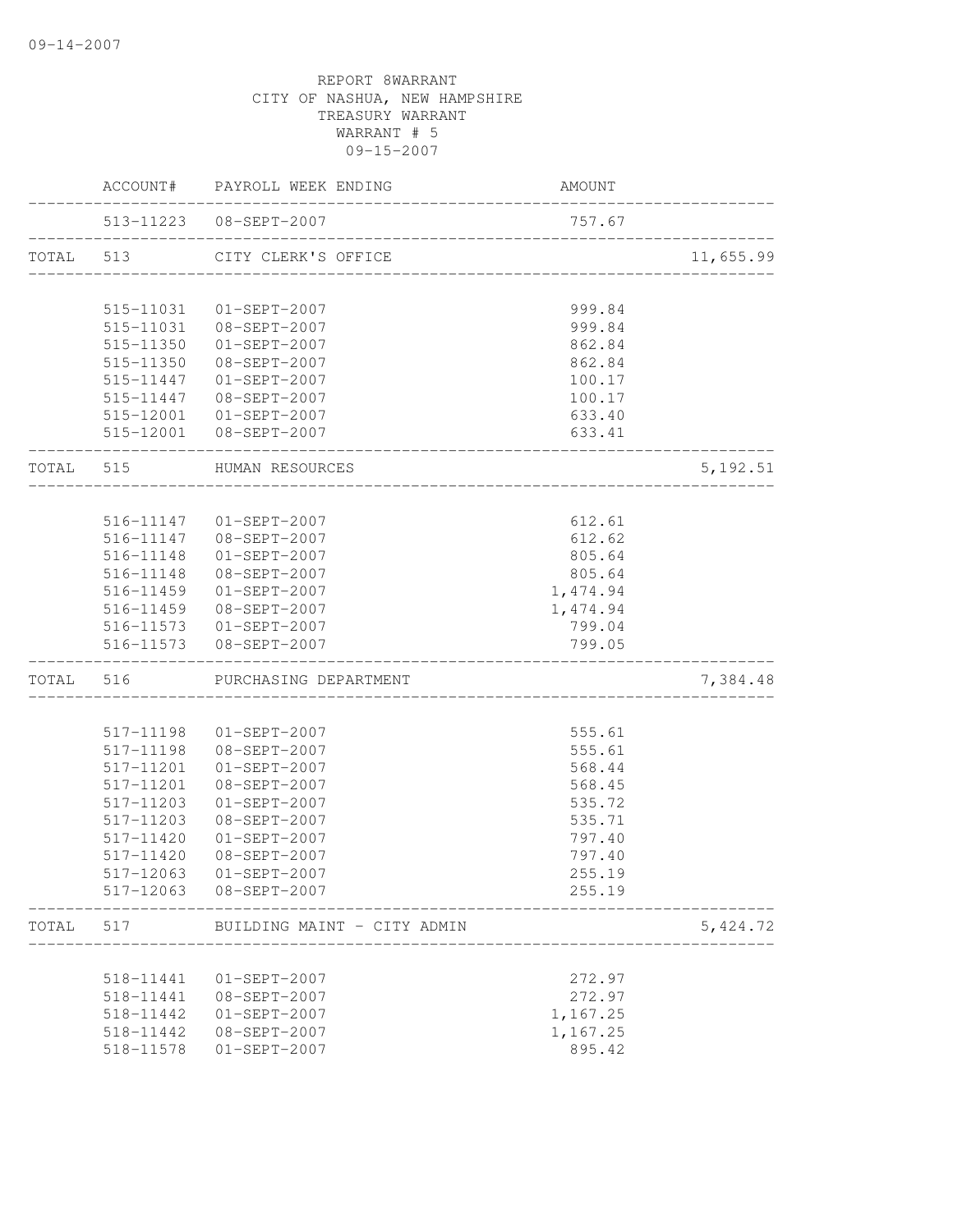09-14-2007

REPORT 8WARRANT
CITY OF NASHUA, NEW HAMPSHIRE
TREASURY WARRANT
WARRANT # 5
09-15-2007

| | ACCOUNT# | PAYROLL WEEK ENDING | AMOUNT | |
|---|---|---|---|---|
| | 513-11223 | 08-SEPT-2007 | 757.67 | |
| TOTAL | 513 | CITY CLERK'S OFFICE | | 11,655.99 |
| | 515-11031 | 01-SEPT-2007 | 999.84 | |
| | 515-11031 | 08-SEPT-2007 | 999.84 | |
| | 515-11350 | 01-SEPT-2007 | 862.84 | |
| | 515-11350 | 08-SEPT-2007 | 862.84 | |
| | 515-11447 | 01-SEPT-2007 | 100.17 | |
| | 515-11447 | 08-SEPT-2007 | 100.17 | |
| | 515-12001 | 01-SEPT-2007 | 633.40 | |
| | 515-12001 | 08-SEPT-2007 | 633.41 | |
| TOTAL | 515 | HUMAN RESOURCES | | 5,192.51 |
| | 516-11147 | 01-SEPT-2007 | 612.61 | |
| | 516-11147 | 08-SEPT-2007 | 612.62 | |
| | 516-11148 | 01-SEPT-2007 | 805.64 | |
| | 516-11148 | 08-SEPT-2007 | 805.64 | |
| | 516-11459 | 01-SEPT-2007 | 1,474.94 | |
| | 516-11459 | 08-SEPT-2007 | 1,474.94 | |
| | 516-11573 | 01-SEPT-2007 | 799.04 | |
| | 516-11573 | 08-SEPT-2007 | 799.05 | |
| TOTAL | 516 | PURCHASING DEPARTMENT | | 7,384.48 |
| | 517-11198 | 01-SEPT-2007 | 555.61 | |
| | 517-11198 | 08-SEPT-2007 | 555.61 | |
| | 517-11201 | 01-SEPT-2007 | 568.44 | |
| | 517-11201 | 08-SEPT-2007 | 568.45 | |
| | 517-11203 | 01-SEPT-2007 | 535.72 | |
| | 517-11203 | 08-SEPT-2007 | 535.71 | |
| | 517-11420 | 01-SEPT-2007 | 797.40 | |
| | 517-11420 | 08-SEPT-2007 | 797.40 | |
| | 517-12063 | 01-SEPT-2007 | 255.19 | |
| | 517-12063 | 08-SEPT-2007 | 255.19 | |
| TOTAL | 517 | BUILDING MAINT - CITY ADMIN | | 5,424.72 |
| | 518-11441 | 01-SEPT-2007 | 272.97 | |
| | 518-11441 | 08-SEPT-2007 | 272.97 | |
| | 518-11442 | 01-SEPT-2007 | 1,167.25 | |
| | 518-11442 | 08-SEPT-2007 | 1,167.25 | |
| | 518-11578 | 01-SEPT-2007 | 895.42 | |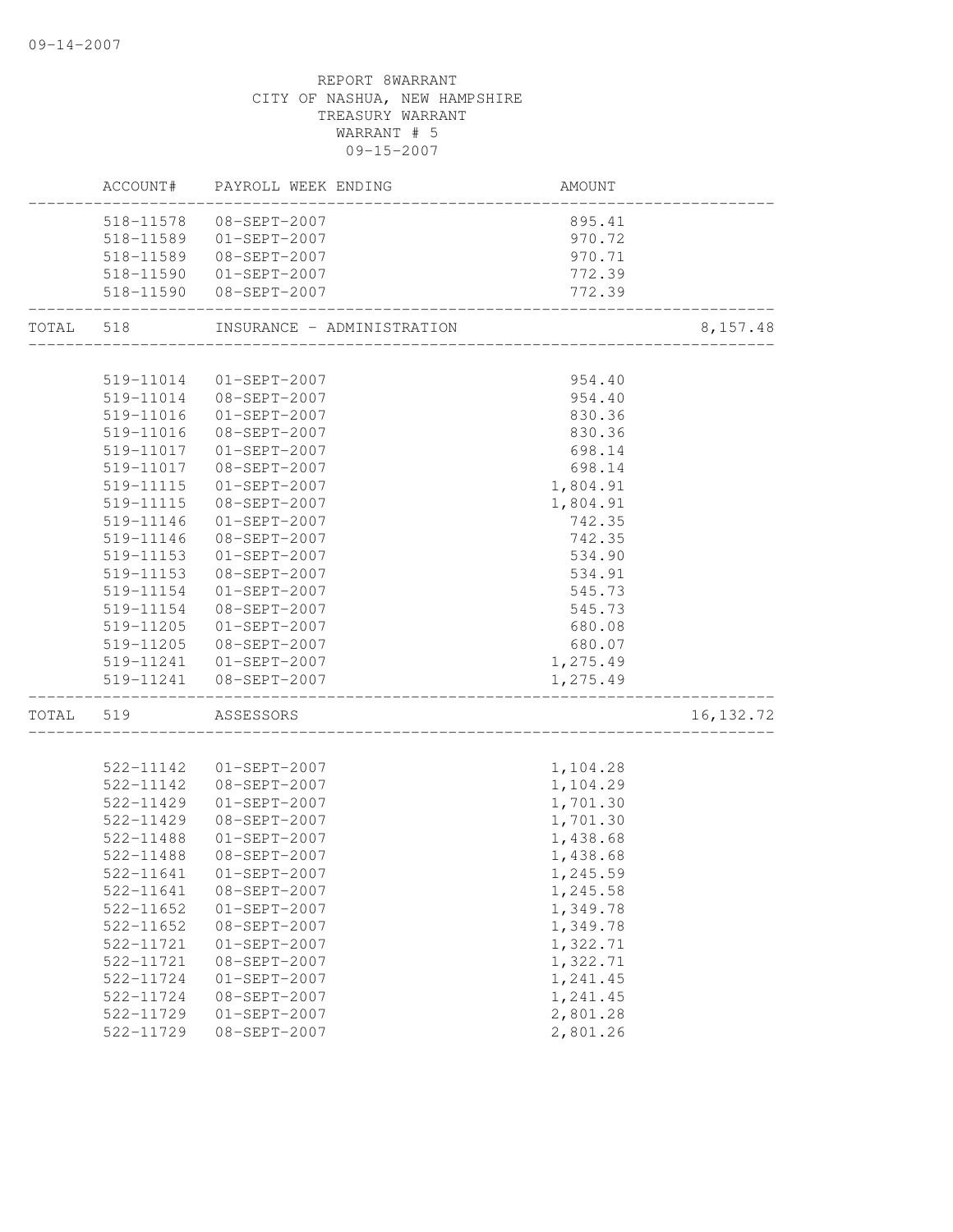09-14-2007

REPORT 8WARRANT
CITY OF NASHUA, NEW HAMPSHIRE
TREASURY WARRANT
WARRANT # 5
09-15-2007

| | ACCOUNT# | PAYROLL WEEK ENDING | AMOUNT | |
|---|---|---|---|---|
| | 518-11578 | 08-SEPT-2007 | 895.41 | |
| | 518-11589 | 01-SEPT-2007 | 970.72 | |
| | 518-11589 | 08-SEPT-2007 | 970.71 | |
| | 518-11590 | 01-SEPT-2007 | 772.39 | |
| | 518-11590 | 08-SEPT-2007 | 772.39 | |
| TOTAL | 518 | INSURANCE - ADMINISTRATION | | 8,157.48 |
| | 519-11014 | 01-SEPT-2007 | 954.40 | |
| | 519-11014 | 08-SEPT-2007 | 954.40 | |
| | 519-11016 | 01-SEPT-2007 | 830.36 | |
| | 519-11016 | 08-SEPT-2007 | 830.36 | |
| | 519-11017 | 01-SEPT-2007 | 698.14 | |
| | 519-11017 | 08-SEPT-2007 | 698.14 | |
| | 519-11115 | 01-SEPT-2007 | 1,804.91 | |
| | 519-11115 | 08-SEPT-2007 | 1,804.91 | |
| | 519-11146 | 01-SEPT-2007 | 742.35 | |
| | 519-11146 | 08-SEPT-2007 | 742.35 | |
| | 519-11153 | 01-SEPT-2007 | 534.90 | |
| | 519-11153 | 08-SEPT-2007 | 534.91 | |
| | 519-11154 | 01-SEPT-2007 | 545.73 | |
| | 519-11154 | 08-SEPT-2007 | 545.73 | |
| | 519-11205 | 01-SEPT-2007 | 680.08 | |
| | 519-11205 | 08-SEPT-2007 | 680.07 | |
| | 519-11241 | 01-SEPT-2007 | 1,275.49 | |
| | 519-11241 | 08-SEPT-2007 | 1,275.49 | |
| TOTAL | 519 | ASSESSORS | | 16,132.72 |
| | 522-11142 | 01-SEPT-2007 | 1,104.28 | |
| | 522-11142 | 08-SEPT-2007 | 1,104.29 | |
| | 522-11429 | 01-SEPT-2007 | 1,701.30 | |
| | 522-11429 | 08-SEPT-2007 | 1,701.30 | |
| | 522-11488 | 01-SEPT-2007 | 1,438.68 | |
| | 522-11488 | 08-SEPT-2007 | 1,438.68 | |
| | 522-11641 | 01-SEPT-2007 | 1,245.59 | |
| | 522-11641 | 08-SEPT-2007 | 1,245.58 | |
| | 522-11652 | 01-SEPT-2007 | 1,349.78 | |
| | 522-11652 | 08-SEPT-2007 | 1,349.78 | |
| | 522-11721 | 01-SEPT-2007 | 1,322.71 | |
| | 522-11721 | 08-SEPT-2007 | 1,322.71 | |
| | 522-11724 | 01-SEPT-2007 | 1,241.45 | |
| | 522-11724 | 08-SEPT-2007 | 1,241.45 | |
| | 522-11729 | 01-SEPT-2007 | 2,801.28 | |
| | 522-11729 | 08-SEPT-2007 | 2,801.26 | |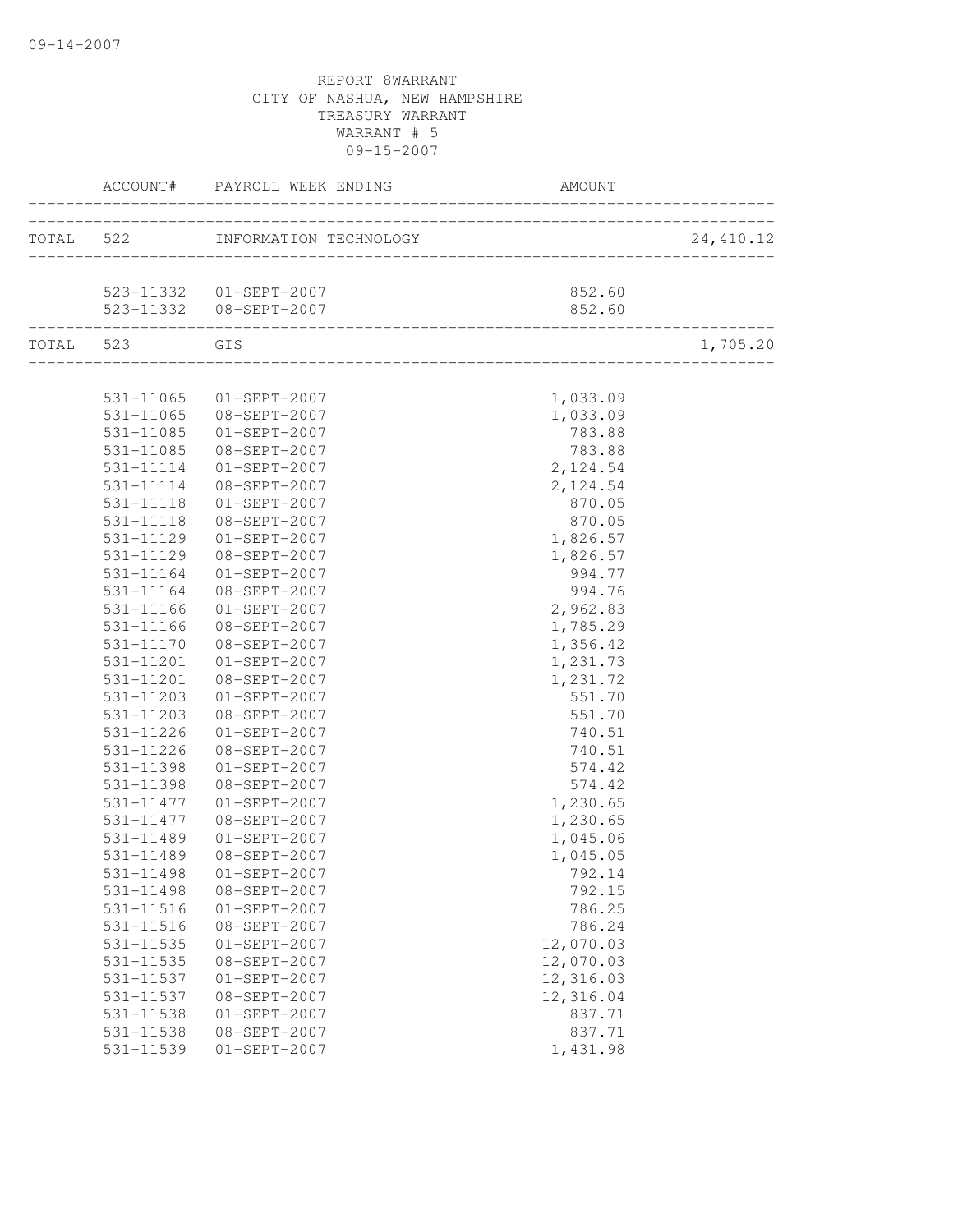REPORT 8WARRANT
CITY OF NASHUA, NEW HAMPSHIRE
TREASURY WARRANT
WARRANT # 5
09-15-2007

| | ACCOUNT# | PAYROLL WEEK ENDING | AMOUNT | |
|---|---|---|---|---|
| TOTAL | 522 | INFORMATION TECHNOLOGY | | 24,410.12 |
| | 523-11332 | 01-SEPT-2007 | 852.60 | |
| | 523-11332 | 08-SEPT-2007 | 852.60 | |
| TOTAL | 523 | GIS | | 1,705.20 |
| | 531-11065 | 01-SEPT-2007 | 1,033.09 | |
| | 531-11065 | 08-SEPT-2007 | 1,033.09 | |
| | 531-11085 | 01-SEPT-2007 | 783.88 | |
| | 531-11085 | 08-SEPT-2007 | 783.88 | |
| | 531-11114 | 01-SEPT-2007 | 2,124.54 | |
| | 531-11114 | 08-SEPT-2007 | 2,124.54 | |
| | 531-11118 | 01-SEPT-2007 | 870.05 | |
| | 531-11118 | 08-SEPT-2007 | 870.05 | |
| | 531-11129 | 01-SEPT-2007 | 1,826.57 | |
| | 531-11129 | 08-SEPT-2007 | 1,826.57 | |
| | 531-11164 | 01-SEPT-2007 | 994.77 | |
| | 531-11164 | 08-SEPT-2007 | 994.76 | |
| | 531-11166 | 01-SEPT-2007 | 2,962.83 | |
| | 531-11166 | 08-SEPT-2007 | 1,785.29 | |
| | 531-11170 | 08-SEPT-2007 | 1,356.42 | |
| | 531-11201 | 01-SEPT-2007 | 1,231.73 | |
| | 531-11201 | 08-SEPT-2007 | 1,231.72 | |
| | 531-11203 | 01-SEPT-2007 | 551.70 | |
| | 531-11203 | 08-SEPT-2007 | 551.70 | |
| | 531-11226 | 01-SEPT-2007 | 740.51 | |
| | 531-11226 | 08-SEPT-2007 | 740.51 | |
| | 531-11398 | 01-SEPT-2007 | 574.42 | |
| | 531-11398 | 08-SEPT-2007 | 574.42 | |
| | 531-11477 | 01-SEPT-2007 | 1,230.65 | |
| | 531-11477 | 08-SEPT-2007 | 1,230.65 | |
| | 531-11489 | 01-SEPT-2007 | 1,045.06 | |
| | 531-11489 | 08-SEPT-2007 | 1,045.05 | |
| | 531-11498 | 01-SEPT-2007 | 792.14 | |
| | 531-11498 | 08-SEPT-2007 | 792.15 | |
| | 531-11516 | 01-SEPT-2007 | 786.25 | |
| | 531-11516 | 08-SEPT-2007 | 786.24 | |
| | 531-11535 | 01-SEPT-2007 | 12,070.03 | |
| | 531-11535 | 08-SEPT-2007 | 12,070.03 | |
| | 531-11537 | 01-SEPT-2007 | 12,316.03 | |
| | 531-11537 | 08-SEPT-2007 | 12,316.04 | |
| | 531-11538 | 01-SEPT-2007 | 837.71 | |
| | 531-11538 | 08-SEPT-2007 | 837.71 | |
| | 531-11539 | 01-SEPT-2007 | 1,431.98 | |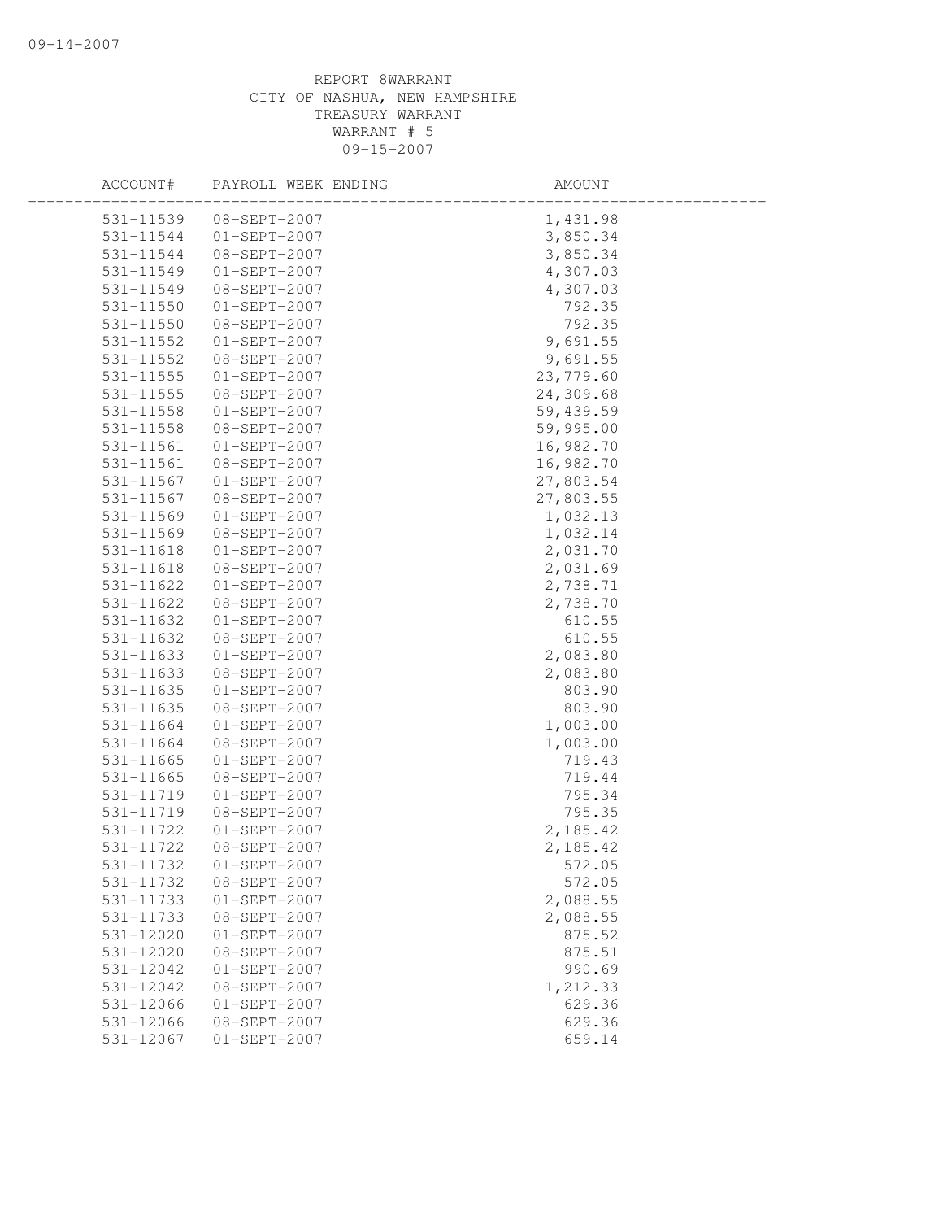REPORT 8WARRANT
CITY OF NASHUA, NEW HAMPSHIRE
TREASURY WARRANT
WARRANT # 5
09-15-2007

| ACCOUNT# | PAYROLL WEEK ENDING | AMOUNT |
|---|---|---|
| 531-11539 | 08-SEPT-2007 | 1,431.98 |
| 531-11544 | 01-SEPT-2007 | 3,850.34 |
| 531-11544 | 08-SEPT-2007 | 3,850.34 |
| 531-11549 | 01-SEPT-2007 | 4,307.03 |
| 531-11549 | 08-SEPT-2007 | 4,307.03 |
| 531-11550 | 01-SEPT-2007 | 792.35 |
| 531-11550 | 08-SEPT-2007 | 792.35 |
| 531-11552 | 01-SEPT-2007 | 9,691.55 |
| 531-11552 | 08-SEPT-2007 | 9,691.55 |
| 531-11555 | 01-SEPT-2007 | 23,779.60 |
| 531-11555 | 08-SEPT-2007 | 24,309.68 |
| 531-11558 | 01-SEPT-2007 | 59,439.59 |
| 531-11558 | 08-SEPT-2007 | 59,995.00 |
| 531-11561 | 01-SEPT-2007 | 16,982.70 |
| 531-11561 | 08-SEPT-2007 | 16,982.70 |
| 531-11567 | 01-SEPT-2007 | 27,803.54 |
| 531-11567 | 08-SEPT-2007 | 27,803.55 |
| 531-11569 | 01-SEPT-2007 | 1,032.13 |
| 531-11569 | 08-SEPT-2007 | 1,032.14 |
| 531-11618 | 01-SEPT-2007 | 2,031.70 |
| 531-11618 | 08-SEPT-2007 | 2,031.69 |
| 531-11622 | 01-SEPT-2007 | 2,738.71 |
| 531-11622 | 08-SEPT-2007 | 2,738.70 |
| 531-11632 | 01-SEPT-2007 | 610.55 |
| 531-11632 | 08-SEPT-2007 | 610.55 |
| 531-11633 | 01-SEPT-2007 | 2,083.80 |
| 531-11633 | 08-SEPT-2007 | 2,083.80 |
| 531-11635 | 01-SEPT-2007 | 803.90 |
| 531-11635 | 08-SEPT-2007 | 803.90 |
| 531-11664 | 01-SEPT-2007 | 1,003.00 |
| 531-11664 | 08-SEPT-2007 | 1,003.00 |
| 531-11665 | 01-SEPT-2007 | 719.43 |
| 531-11665 | 08-SEPT-2007 | 719.44 |
| 531-11719 | 01-SEPT-2007 | 795.34 |
| 531-11719 | 08-SEPT-2007 | 795.35 |
| 531-11722 | 01-SEPT-2007 | 2,185.42 |
| 531-11722 | 08-SEPT-2007 | 2,185.42 |
| 531-11732 | 01-SEPT-2007 | 572.05 |
| 531-11732 | 08-SEPT-2007 | 572.05 |
| 531-11733 | 01-SEPT-2007 | 2,088.55 |
| 531-11733 | 08-SEPT-2007 | 2,088.55 |
| 531-12020 | 01-SEPT-2007 | 875.52 |
| 531-12020 | 08-SEPT-2007 | 875.51 |
| 531-12042 | 01-SEPT-2007 | 990.69 |
| 531-12042 | 08-SEPT-2007 | 1,212.33 |
| 531-12066 | 01-SEPT-2007 | 629.36 |
| 531-12066 | 08-SEPT-2007 | 629.36 |
| 531-12067 | 01-SEPT-2007 | 659.14 |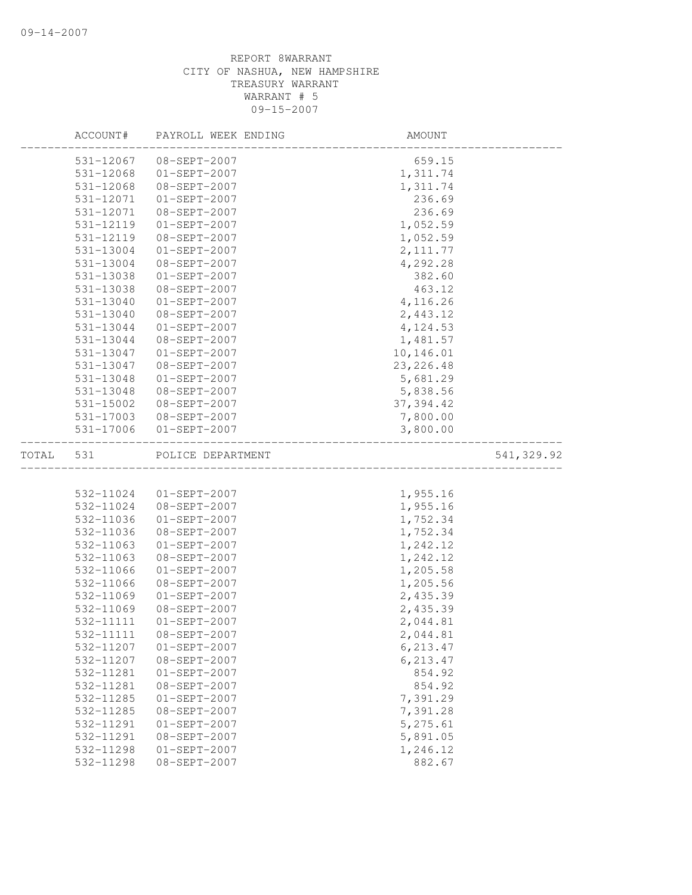REPORT 8WARRANT
CITY OF NASHUA, NEW HAMPSHIRE
TREASURY WARRANT
WARRANT # 5
09-15-2007

| | ACCOUNT# | PAYROLL WEEK ENDING | AMOUNT | |
|---|---|---|---|---|
| | 531-12067 | 08-SEPT-2007 | 659.15 | |
| | 531-12068 | 01-SEPT-2007 | 1,311.74 | |
| | 531-12068 | 08-SEPT-2007 | 1,311.74 | |
| | 531-12071 | 01-SEPT-2007 | 236.69 | |
| | 531-12071 | 08-SEPT-2007 | 236.69 | |
| | 531-12119 | 01-SEPT-2007 | 1,052.59 | |
| | 531-12119 | 08-SEPT-2007 | 1,052.59 | |
| | 531-13004 | 01-SEPT-2007 | 2,111.77 | |
| | 531-13004 | 08-SEPT-2007 | 4,292.28 | |
| | 531-13038 | 01-SEPT-2007 | 382.60 | |
| | 531-13038 | 08-SEPT-2007 | 463.12 | |
| | 531-13040 | 01-SEPT-2007 | 4,116.26 | |
| | 531-13040 | 08-SEPT-2007 | 2,443.12 | |
| | 531-13044 | 01-SEPT-2007 | 4,124.53 | |
| | 531-13044 | 08-SEPT-2007 | 1,481.57 | |
| | 531-13047 | 01-SEPT-2007 | 10,146.01 | |
| | 531-13047 | 08-SEPT-2007 | 23,226.48 | |
| | 531-13048 | 01-SEPT-2007 | 5,681.29 | |
| | 531-13048 | 08-SEPT-2007 | 5,838.56 | |
| | 531-15002 | 08-SEPT-2007 | 37,394.42 | |
| | 531-17003 | 08-SEPT-2007 | 7,800.00 | |
| | 531-17006 | 01-SEPT-2007 | 3,800.00 | |
| TOTAL | 531 | POLICE DEPARTMENT | | 541,329.92 |
| | 532-11024 | 01-SEPT-2007 | 1,955.16 | |
| | 532-11024 | 08-SEPT-2007 | 1,955.16 | |
| | 532-11036 | 01-SEPT-2007 | 1,752.34 | |
| | 532-11036 | 08-SEPT-2007 | 1,752.34 | |
| | 532-11063 | 01-SEPT-2007 | 1,242.12 | |
| | 532-11063 | 08-SEPT-2007 | 1,242.12 | |
| | 532-11066 | 01-SEPT-2007 | 1,205.58 | |
| | 532-11066 | 08-SEPT-2007 | 1,205.56 | |
| | 532-11069 | 01-SEPT-2007 | 2,435.39 | |
| | 532-11069 | 08-SEPT-2007 | 2,435.39 | |
| | 532-11111 | 01-SEPT-2007 | 2,044.81 | |
| | 532-11111 | 08-SEPT-2007 | 2,044.81 | |
| | 532-11207 | 01-SEPT-2007 | 6,213.47 | |
| | 532-11207 | 08-SEPT-2007 | 6,213.47 | |
| | 532-11281 | 01-SEPT-2007 | 854.92 | |
| | 532-11281 | 08-SEPT-2007 | 854.92 | |
| | 532-11285 | 01-SEPT-2007 | 7,391.29 | |
| | 532-11285 | 08-SEPT-2007 | 7,391.28 | |
| | 532-11291 | 01-SEPT-2007 | 5,275.61 | |
| | 532-11291 | 08-SEPT-2007 | 5,891.05 | |
| | 532-11298 | 01-SEPT-2007 | 1,246.12 | |
| | 532-11298 | 08-SEPT-2007 | 882.67 | |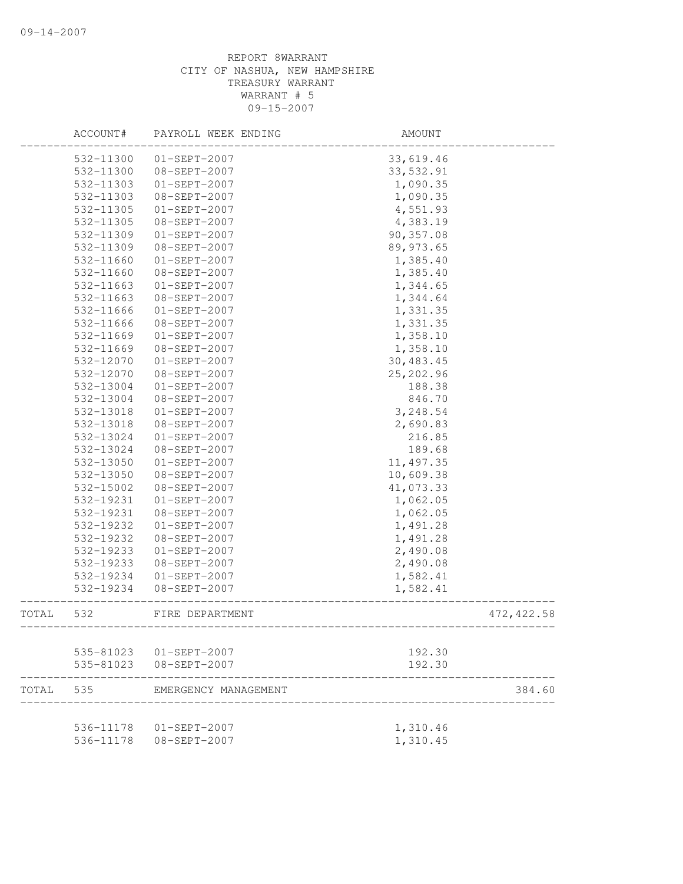09-14-2007

REPORT 8WARRANT
CITY OF NASHUA, NEW HAMPSHIRE
TREASURY WARRANT
WARRANT # 5
09-15-2007

| | ACCOUNT# | PAYROLL WEEK ENDING | AMOUNT | |
|---|---|---|---|---|
| | 532-11300 | 01-SEPT-2007 | 33,619.46 | |
| | 532-11300 | 08-SEPT-2007 | 33,532.91 | |
| | 532-11303 | 01-SEPT-2007 | 1,090.35 | |
| | 532-11303 | 08-SEPT-2007 | 1,090.35 | |
| | 532-11305 | 01-SEPT-2007 | 4,551.93 | |
| | 532-11305 | 08-SEPT-2007 | 4,383.19 | |
| | 532-11309 | 01-SEPT-2007 | 90,357.08 | |
| | 532-11309 | 08-SEPT-2007 | 89,973.65 | |
| | 532-11660 | 01-SEPT-2007 | 1,385.40 | |
| | 532-11660 | 08-SEPT-2007 | 1,385.40 | |
| | 532-11663 | 01-SEPT-2007 | 1,344.65 | |
| | 532-11663 | 08-SEPT-2007 | 1,344.64 | |
| | 532-11666 | 01-SEPT-2007 | 1,331.35 | |
| | 532-11666 | 08-SEPT-2007 | 1,331.35 | |
| | 532-11669 | 01-SEPT-2007 | 1,358.10 | |
| | 532-11669 | 08-SEPT-2007 | 1,358.10 | |
| | 532-12070 | 01-SEPT-2007 | 30,483.45 | |
| | 532-12070 | 08-SEPT-2007 | 25,202.96 | |
| | 532-13004 | 01-SEPT-2007 | 188.38 | |
| | 532-13004 | 08-SEPT-2007 | 846.70 | |
| | 532-13018 | 01-SEPT-2007 | 3,248.54 | |
| | 532-13018 | 08-SEPT-2007 | 2,690.83 | |
| | 532-13024 | 01-SEPT-2007 | 216.85 | |
| | 532-13024 | 08-SEPT-2007 | 189.68 | |
| | 532-13050 | 01-SEPT-2007 | 11,497.35 | |
| | 532-13050 | 08-SEPT-2007 | 10,609.38 | |
| | 532-15002 | 08-SEPT-2007 | 41,073.33 | |
| | 532-19231 | 01-SEPT-2007 | 1,062.05 | |
| | 532-19231 | 08-SEPT-2007 | 1,062.05 | |
| | 532-19232 | 01-SEPT-2007 | 1,491.28 | |
| | 532-19232 | 08-SEPT-2007 | 1,491.28 | |
| | 532-19233 | 01-SEPT-2007 | 2,490.08 | |
| | 532-19233 | 08-SEPT-2007 | 2,490.08 | |
| | 532-19234 | 01-SEPT-2007 | 1,582.41 | |
| | 532-19234 | 08-SEPT-2007 | 1,582.41 | |
| TOTAL | 532 | FIRE DEPARTMENT | | 472,422.58 |
| | 535-81023 | 01-SEPT-2007 | 192.30 | |
| | 535-81023 | 08-SEPT-2007 | 192.30 | |
| TOTAL | 535 | EMERGENCY MANAGEMENT | | 384.60 |
| | 536-11178 | 01-SEPT-2007 | 1,310.46 | |
| | 536-11178 | 08-SEPT-2007 | 1,310.45 | |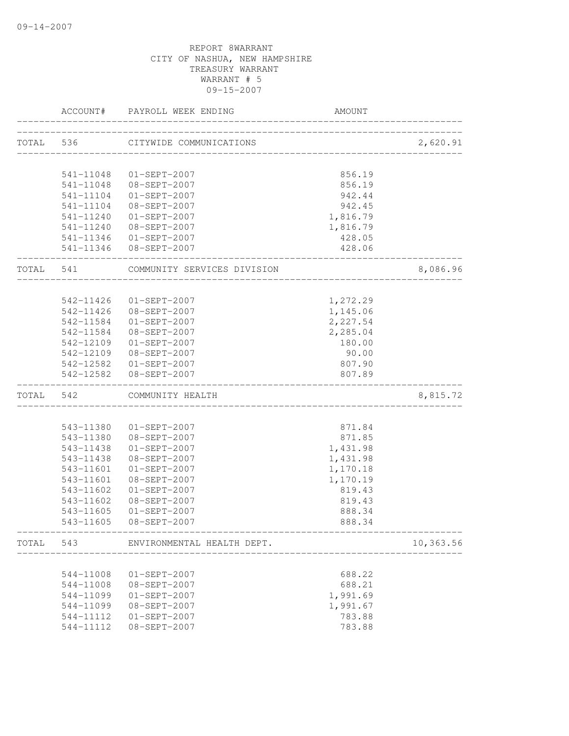09-14-2007

REPORT 8WARRANT
CITY OF NASHUA, NEW HAMPSHIRE
TREASURY WARRANT
WARRANT # 5
09-15-2007

| | ACCOUNT# | PAYROLL WEEK ENDING | AMOUNT | |
|---|---|---|---|---|
| TOTAL | 536 | CITYWIDE COMMUNICATIONS | | 2,620.91 |
| | 541-11048 | 01-SEPT-2007 | 856.19 | |
| | 541-11048 | 08-SEPT-2007 | 856.19 | |
| | 541-11104 | 01-SEPT-2007 | 942.44 | |
| | 541-11104 | 08-SEPT-2007 | 942.45 | |
| | 541-11240 | 01-SEPT-2007 | 1,816.79 | |
| | 541-11240 | 08-SEPT-2007 | 1,816.79 | |
| | 541-11346 | 01-SEPT-2007 | 428.05 | |
| | 541-11346 | 08-SEPT-2007 | 428.06 | |
| TOTAL | 541 | COMMUNITY SERVICES DIVISION | | 8,086.96 |
| | 542-11426 | 01-SEPT-2007 | 1,272.29 | |
| | 542-11426 | 08-SEPT-2007 | 1,145.06 | |
| | 542-11584 | 01-SEPT-2007 | 2,227.54 | |
| | 542-11584 | 08-SEPT-2007 | 2,285.04 | |
| | 542-12109 | 01-SEPT-2007 | 180.00 | |
| | 542-12109 | 08-SEPT-2007 | 90.00 | |
| | 542-12582 | 01-SEPT-2007 | 807.90 | |
| | 542-12582 | 08-SEPT-2007 | 807.89 | |
| TOTAL | 542 | COMMUNITY HEALTH | | 8,815.72 |
| | 543-11380 | 01-SEPT-2007 | 871.84 | |
| | 543-11380 | 08-SEPT-2007 | 871.85 | |
| | 543-11438 | 01-SEPT-2007 | 1,431.98 | |
| | 543-11438 | 08-SEPT-2007 | 1,431.98 | |
| | 543-11601 | 01-SEPT-2007 | 1,170.18 | |
| | 543-11601 | 08-SEPT-2007 | 1,170.19 | |
| | 543-11602 | 01-SEPT-2007 | 819.43 | |
| | 543-11602 | 08-SEPT-2007 | 819.43 | |
| | 543-11605 | 01-SEPT-2007 | 888.34 | |
| | 543-11605 | 08-SEPT-2007 | 888.34 | |
| TOTAL | 543 | ENVIRONMENTAL HEALTH DEPT. | | 10,363.56 |
| | 544-11008 | 01-SEPT-2007 | 688.22 | |
| | 544-11008 | 08-SEPT-2007 | 688.21 | |
| | 544-11099 | 01-SEPT-2007 | 1,991.69 | |
| | 544-11099 | 08-SEPT-2007 | 1,991.67 | |
| | 544-11112 | 01-SEPT-2007 | 783.88 | |
| | 544-11112 | 08-SEPT-2007 | 783.88 | |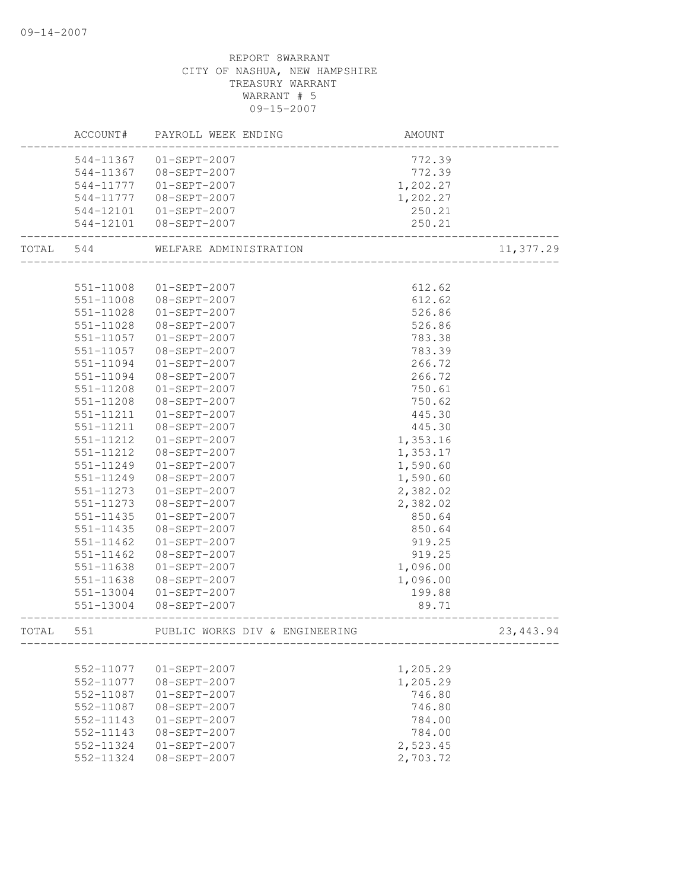REPORT 8WARRANT
CITY OF NASHUA, NEW HAMPSHIRE
TREASURY WARRANT
WARRANT # 5
09-15-2007

| | ACCOUNT# | PAYROLL WEEK ENDING | AMOUNT | |
|---|---|---|---|---|
| | 544-11367 | 01-SEPT-2007 | 772.39 | |
| | 544-11367 | 08-SEPT-2007 | 772.39 | |
| | 544-11777 | 01-SEPT-2007 | 1,202.27 | |
| | 544-11777 | 08-SEPT-2007 | 1,202.27 | |
| | 544-12101 | 01-SEPT-2007 | 250.21 | |
| | 544-12101 | 08-SEPT-2007 | 250.21 | |
| TOTAL | 544 | WELFARE ADMINISTRATION | | 11,377.29 |
| | 551-11008 | 01-SEPT-2007 | 612.62 | |
| | 551-11008 | 08-SEPT-2007 | 612.62 | |
| | 551-11028 | 01-SEPT-2007 | 526.86 | |
| | 551-11028 | 08-SEPT-2007 | 526.86 | |
| | 551-11057 | 01-SEPT-2007 | 783.38 | |
| | 551-11057 | 08-SEPT-2007 | 783.39 | |
| | 551-11094 | 01-SEPT-2007 | 266.72 | |
| | 551-11094 | 08-SEPT-2007 | 266.72 | |
| | 551-11208 | 01-SEPT-2007 | 750.61 | |
| | 551-11208 | 08-SEPT-2007 | 750.62 | |
| | 551-11211 | 01-SEPT-2007 | 445.30 | |
| | 551-11211 | 08-SEPT-2007 | 445.30 | |
| | 551-11212 | 01-SEPT-2007 | 1,353.16 | |
| | 551-11212 | 08-SEPT-2007 | 1,353.17 | |
| | 551-11249 | 01-SEPT-2007 | 1,590.60 | |
| | 551-11249 | 08-SEPT-2007 | 1,590.60 | |
| | 551-11273 | 01-SEPT-2007 | 2,382.02 | |
| | 551-11273 | 08-SEPT-2007 | 2,382.02 | |
| | 551-11435 | 01-SEPT-2007 | 850.64 | |
| | 551-11435 | 08-SEPT-2007 | 850.64 | |
| | 551-11462 | 01-SEPT-2007 | 919.25 | |
| | 551-11462 | 08-SEPT-2007 | 919.25 | |
| | 551-11638 | 01-SEPT-2007 | 1,096.00 | |
| | 551-11638 | 08-SEPT-2007 | 1,096.00 | |
| | 551-13004 | 01-SEPT-2007 | 199.88 | |
| | 551-13004 | 08-SEPT-2007 | 89.71 | |
| TOTAL | 551 | PUBLIC WORKS DIV & ENGINEERING | | 23,443.94 |
| | 552-11077 | 01-SEPT-2007 | 1,205.29 | |
| | 552-11077 | 08-SEPT-2007 | 1,205.29 | |
| | 552-11087 | 01-SEPT-2007 | 746.80 | |
| | 552-11087 | 08-SEPT-2007 | 746.80 | |
| | 552-11143 | 01-SEPT-2007 | 784.00 | |
| | 552-11143 | 08-SEPT-2007 | 784.00 | |
| | 552-11324 | 01-SEPT-2007 | 2,523.45 | |
| | 552-11324 | 08-SEPT-2007 | 2,703.72 | |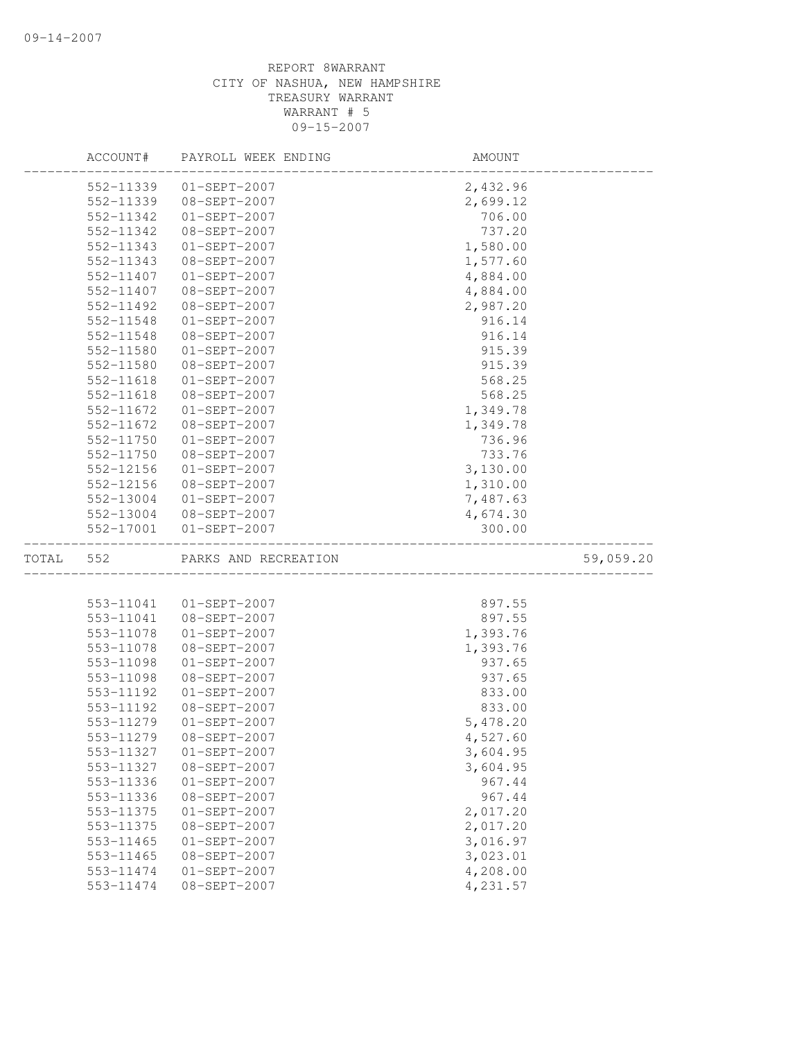REPORT 8WARRANT
CITY OF NASHUA, NEW HAMPSHIRE
TREASURY WARRANT
WARRANT # 5
09-15-2007

| ACCOUNT# | PAYROLL WEEK ENDING | AMOUNT | |
|---|---|---|---|
| 552-11339 | 01-SEPT-2007 | 2,432.96 | |
| 552-11339 | 08-SEPT-2007 | 2,699.12 | |
| 552-11342 | 01-SEPT-2007 | 706.00 | |
| 552-11342 | 08-SEPT-2007 | 737.20 | |
| 552-11343 | 01-SEPT-2007 | 1,580.00 | |
| 552-11343 | 08-SEPT-2007 | 1,577.60 | |
| 552-11407 | 01-SEPT-2007 | 4,884.00 | |
| 552-11407 | 08-SEPT-2007 | 4,884.00 | |
| 552-11492 | 08-SEPT-2007 | 2,987.20 | |
| 552-11548 | 01-SEPT-2007 | 916.14 | |
| 552-11548 | 08-SEPT-2007 | 916.14 | |
| 552-11580 | 01-SEPT-2007 | 915.39 | |
| 552-11580 | 08-SEPT-2007 | 915.39 | |
| 552-11618 | 01-SEPT-2007 | 568.25 | |
| 552-11618 | 08-SEPT-2007 | 568.25 | |
| 552-11672 | 01-SEPT-2007 | 1,349.78 | |
| 552-11672 | 08-SEPT-2007 | 1,349.78 | |
| 552-11750 | 01-SEPT-2007 | 736.96 | |
| 552-11750 | 08-SEPT-2007 | 733.76 | |
| 552-12156 | 01-SEPT-2007 | 3,130.00 | |
| 552-12156 | 08-SEPT-2007 | 1,310.00 | |
| 552-13004 | 01-SEPT-2007 | 7,487.63 | |
| 552-13004 | 08-SEPT-2007 | 4,674.30 | |
| 552-17001 | 01-SEPT-2007 | 300.00 | |
| TOTAL 552 | PARKS AND RECREATION | | 59,059.20 |
| 553-11041 | 01-SEPT-2007 | 897.55 | |
| 553-11041 | 08-SEPT-2007 | 897.55 | |
| 553-11078 | 01-SEPT-2007 | 1,393.76 | |
| 553-11078 | 08-SEPT-2007 | 1,393.76 | |
| 553-11098 | 01-SEPT-2007 | 937.65 | |
| 553-11098 | 08-SEPT-2007 | 937.65 | |
| 553-11192 | 01-SEPT-2007 | 833.00 | |
| 553-11192 | 08-SEPT-2007 | 833.00 | |
| 553-11279 | 01-SEPT-2007 | 5,478.20 | |
| 553-11279 | 08-SEPT-2007 | 4,527.60 | |
| 553-11327 | 01-SEPT-2007 | 3,604.95 | |
| 553-11327 | 08-SEPT-2007 | 3,604.95 | |
| 553-11336 | 01-SEPT-2007 | 967.44 | |
| 553-11336 | 08-SEPT-2007 | 967.44 | |
| 553-11375 | 01-SEPT-2007 | 2,017.20 | |
| 553-11375 | 08-SEPT-2007 | 2,017.20 | |
| 553-11465 | 01-SEPT-2007 | 3,016.97 | |
| 553-11465 | 08-SEPT-2007 | 3,023.01 | |
| 553-11474 | 01-SEPT-2007 | 4,208.00 | |
| 553-11474 | 08-SEPT-2007 | 4,231.57 | |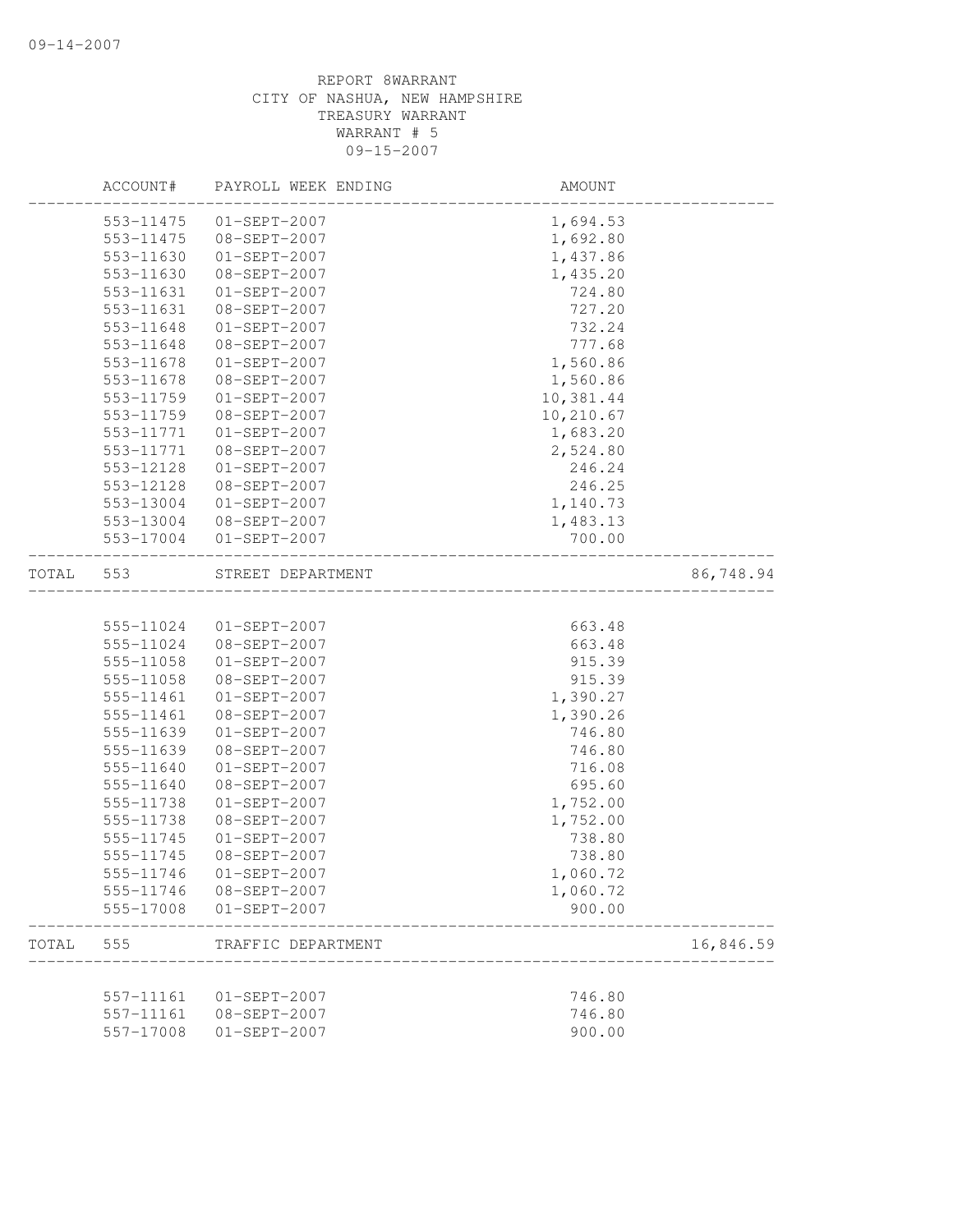REPORT 8WARRANT
CITY OF NASHUA, NEW HAMPSHIRE
TREASURY WARRANT
WARRANT # 5
09-15-2007

| | ACCOUNT# | PAYROLL WEEK ENDING | AMOUNT | |
|---|---|---|---|---|
| | 553-11475 | 01-SEPT-2007 | 1,694.53 | |
| | 553-11475 | 08-SEPT-2007 | 1,692.80 | |
| | 553-11630 | 01-SEPT-2007 | 1,437.86 | |
| | 553-11630 | 08-SEPT-2007 | 1,435.20 | |
| | 553-11631 | 01-SEPT-2007 | 724.80 | |
| | 553-11631 | 08-SEPT-2007 | 727.20 | |
| | 553-11648 | 01-SEPT-2007 | 732.24 | |
| | 553-11648 | 08-SEPT-2007 | 777.68 | |
| | 553-11678 | 01-SEPT-2007 | 1,560.86 | |
| | 553-11678 | 08-SEPT-2007 | 1,560.86 | |
| | 553-11759 | 01-SEPT-2007 | 10,381.44 | |
| | 553-11759 | 08-SEPT-2007 | 10,210.67 | |
| | 553-11771 | 01-SEPT-2007 | 1,683.20 | |
| | 553-11771 | 08-SEPT-2007 | 2,524.80 | |
| | 553-12128 | 01-SEPT-2007 | 246.24 | |
| | 553-12128 | 08-SEPT-2007 | 246.25 | |
| | 553-13004 | 01-SEPT-2007 | 1,140.73 | |
| | 553-13004 | 08-SEPT-2007 | 1,483.13 | |
| | 553-17004 | 01-SEPT-2007 | 700.00 | |
| TOTAL | 553 | STREET DEPARTMENT | | 86,748.94 |
| | 555-11024 | 01-SEPT-2007 | 663.48 | |
| | 555-11024 | 08-SEPT-2007 | 663.48 | |
| | 555-11058 | 01-SEPT-2007 | 915.39 | |
| | 555-11058 | 08-SEPT-2007 | 915.39 | |
| | 555-11461 | 01-SEPT-2007 | 1,390.27 | |
| | 555-11461 | 08-SEPT-2007 | 1,390.26 | |
| | 555-11639 | 01-SEPT-2007 | 746.80 | |
| | 555-11639 | 08-SEPT-2007 | 746.80 | |
| | 555-11640 | 01-SEPT-2007 | 716.08 | |
| | 555-11640 | 08-SEPT-2007 | 695.60 | |
| | 555-11738 | 01-SEPT-2007 | 1,752.00 | |
| | 555-11738 | 08-SEPT-2007 | 1,752.00 | |
| | 555-11745 | 01-SEPT-2007 | 738.80 | |
| | 555-11745 | 08-SEPT-2007 | 738.80 | |
| | 555-11746 | 01-SEPT-2007 | 1,060.72 | |
| | 555-11746 | 08-SEPT-2007 | 1,060.72 | |
| | 555-17008 | 01-SEPT-2007 | 900.00 | |
| TOTAL | 555 | TRAFFIC DEPARTMENT | | 16,846.59 |
| | 557-11161 | 01-SEPT-2007 | 746.80 | |
| | 557-11161 | 08-SEPT-2007 | 746.80 | |
| | 557-17008 | 01-SEPT-2007 | 900.00 | |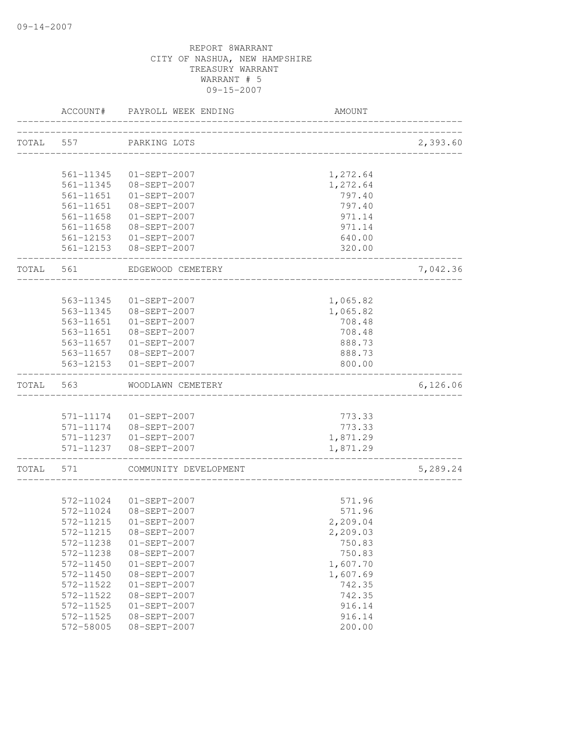REPORT 8WARRANT
CITY OF NASHUA, NEW HAMPSHIRE
TREASURY WARRANT
WARRANT # 5
09-15-2007

| | ACCOUNT# | PAYROLL WEEK ENDING | AMOUNT | |
|---|---|---|---|---|
| TOTAL | 557 | PARKING LOTS | | 2,393.60 |
| | 561-11345 | 01-SEPT-2007 | 1,272.64 | |
| | 561-11345 | 08-SEPT-2007 | 1,272.64 | |
| | 561-11651 | 01-SEPT-2007 | 797.40 | |
| | 561-11651 | 08-SEPT-2007 | 797.40 | |
| | 561-11658 | 01-SEPT-2007 | 971.14 | |
| | 561-11658 | 08-SEPT-2007 | 971.14 | |
| | 561-12153 | 01-SEPT-2007 | 640.00 | |
| | 561-12153 | 08-SEPT-2007 | 320.00 | |
| TOTAL | 561 | EDGEWOOD CEMETERY | | 7,042.36 |
| | 563-11345 | 01-SEPT-2007 | 1,065.82 | |
| | 563-11345 | 08-SEPT-2007 | 1,065.82 | |
| | 563-11651 | 01-SEPT-2007 | 708.48 | |
| | 563-11651 | 08-SEPT-2007 | 708.48 | |
| | 563-11657 | 01-SEPT-2007 | 888.73 | |
| | 563-11657 | 08-SEPT-2007 | 888.73 | |
| | 563-12153 | 01-SEPT-2007 | 800.00 | |
| TOTAL | 563 | WOODLAWN CEMETERY | | 6,126.06 |
| | 571-11174 | 01-SEPT-2007 | 773.33 | |
| | 571-11174 | 08-SEPT-2007 | 773.33 | |
| | 571-11237 | 01-SEPT-2007 | 1,871.29 | |
| | 571-11237 | 08-SEPT-2007 | 1,871.29 | |
| TOTAL | 571 | COMMUNITY DEVELOPMENT | | 5,289.24 |
| | 572-11024 | 01-SEPT-2007 | 571.96 | |
| | 572-11024 | 08-SEPT-2007 | 571.96 | |
| | 572-11215 | 01-SEPT-2007 | 2,209.04 | |
| | 572-11215 | 08-SEPT-2007 | 2,209.03 | |
| | 572-11238 | 01-SEPT-2007 | 750.83 | |
| | 572-11238 | 08-SEPT-2007 | 750.83 | |
| | 572-11450 | 01-SEPT-2007 | 1,607.70 | |
| | 572-11450 | 08-SEPT-2007 | 1,607.69 | |
| | 572-11522 | 01-SEPT-2007 | 742.35 | |
| | 572-11522 | 08-SEPT-2007 | 742.35 | |
| | 572-11525 | 01-SEPT-2007 | 916.14 | |
| | 572-11525 | 08-SEPT-2007 | 916.14 | |
| | 572-58005 | 08-SEPT-2007 | 200.00 | |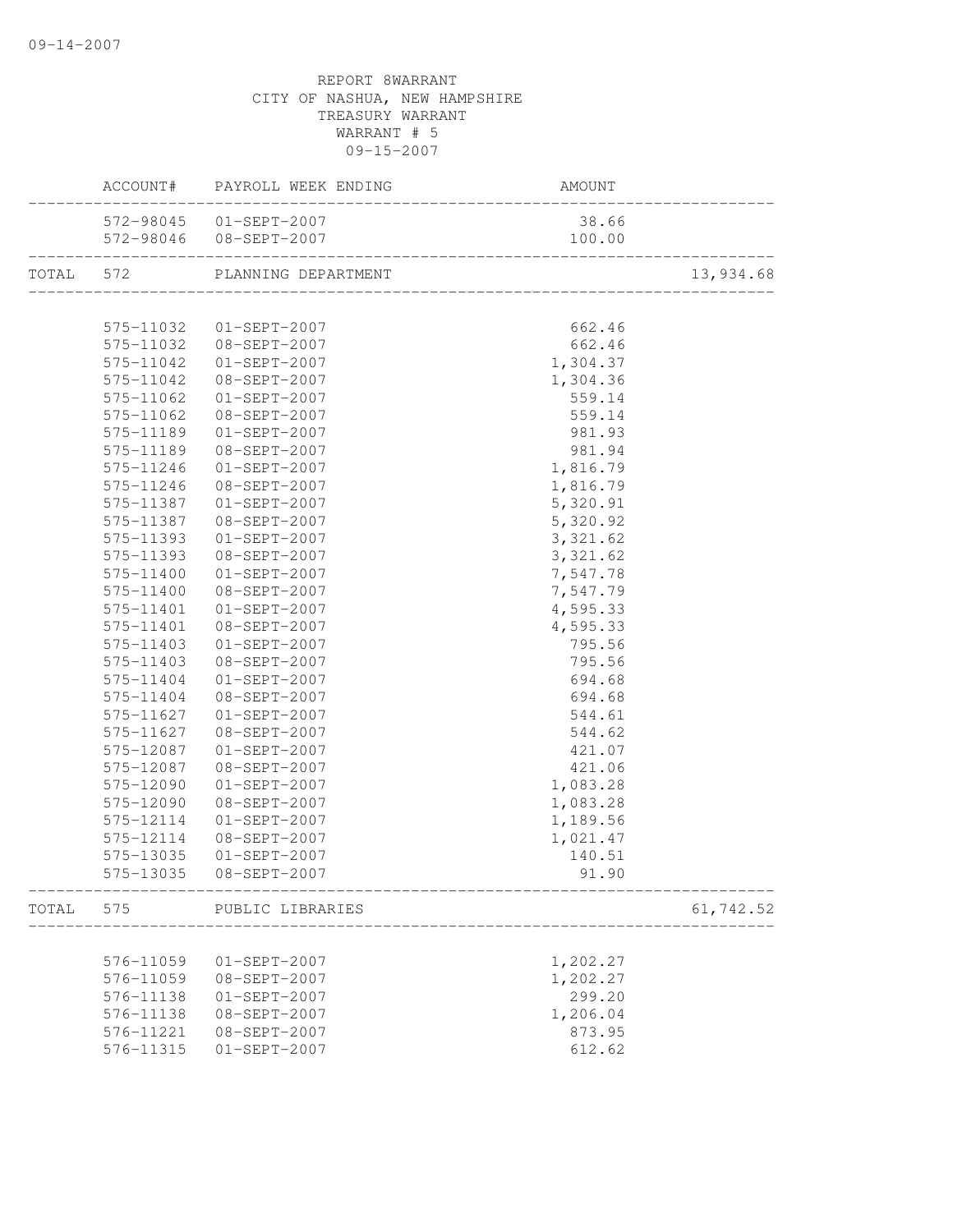REPORT 8WARRANT
CITY OF NASHUA, NEW HAMPSHIRE
TREASURY WARRANT
WARRANT # 5
09-15-2007

| | ACCOUNT# | PAYROLL WEEK ENDING | AMOUNT | |
|---|---|---|---|---|
| | 572-98045 | 01-SEPT-2007 | 38.66 | |
| | 572-98046 | 08-SEPT-2007 | 100.00 | |
| TOTAL | 572 | PLANNING DEPARTMENT | | 13,934.68 |
| | 575-11032 | 01-SEPT-2007 | 662.46 | |
| | 575-11032 | 08-SEPT-2007 | 662.46 | |
| | 575-11042 | 01-SEPT-2007 | 1,304.37 | |
| | 575-11042 | 08-SEPT-2007 | 1,304.36 | |
| | 575-11062 | 01-SEPT-2007 | 559.14 | |
| | 575-11062 | 08-SEPT-2007 | 559.14 | |
| | 575-11189 | 01-SEPT-2007 | 981.93 | |
| | 575-11189 | 08-SEPT-2007 | 981.94 | |
| | 575-11246 | 01-SEPT-2007 | 1,816.79 | |
| | 575-11246 | 08-SEPT-2007 | 1,816.79 | |
| | 575-11387 | 01-SEPT-2007 | 5,320.91 | |
| | 575-11387 | 08-SEPT-2007 | 5,320.92 | |
| | 575-11393 | 01-SEPT-2007 | 3,321.62 | |
| | 575-11393 | 08-SEPT-2007 | 3,321.62 | |
| | 575-11400 | 01-SEPT-2007 | 7,547.78 | |
| | 575-11400 | 08-SEPT-2007 | 7,547.79 | |
| | 575-11401 | 01-SEPT-2007 | 4,595.33 | |
| | 575-11401 | 08-SEPT-2007 | 4,595.33 | |
| | 575-11403 | 01-SEPT-2007 | 795.56 | |
| | 575-11403 | 08-SEPT-2007 | 795.56 | |
| | 575-11404 | 01-SEPT-2007 | 694.68 | |
| | 575-11404 | 08-SEPT-2007 | 694.68 | |
| | 575-11627 | 01-SEPT-2007 | 544.61 | |
| | 575-11627 | 08-SEPT-2007 | 544.62 | |
| | 575-12087 | 01-SEPT-2007 | 421.07 | |
| | 575-12087 | 08-SEPT-2007 | 421.06 | |
| | 575-12090 | 01-SEPT-2007 | 1,083.28 | |
| | 575-12090 | 08-SEPT-2007 | 1,083.28 | |
| | 575-12114 | 01-SEPT-2007 | 1,189.56 | |
| | 575-12114 | 08-SEPT-2007 | 1,021.47 | |
| | 575-13035 | 01-SEPT-2007 | 140.51 | |
| | 575-13035 | 08-SEPT-2007 | 91.90 | |
| TOTAL | 575 | PUBLIC LIBRARIES | | 61,742.52 |
| | 576-11059 | 01-SEPT-2007 | 1,202.27 | |
| | 576-11059 | 08-SEPT-2007 | 1,202.27 | |
| | 576-11138 | 01-SEPT-2007 | 299.20 | |
| | 576-11138 | 08-SEPT-2007 | 1,206.04 | |
| | 576-11221 | 08-SEPT-2007 | 873.95 | |
| | 576-11315 | 01-SEPT-2007 | 612.62 | |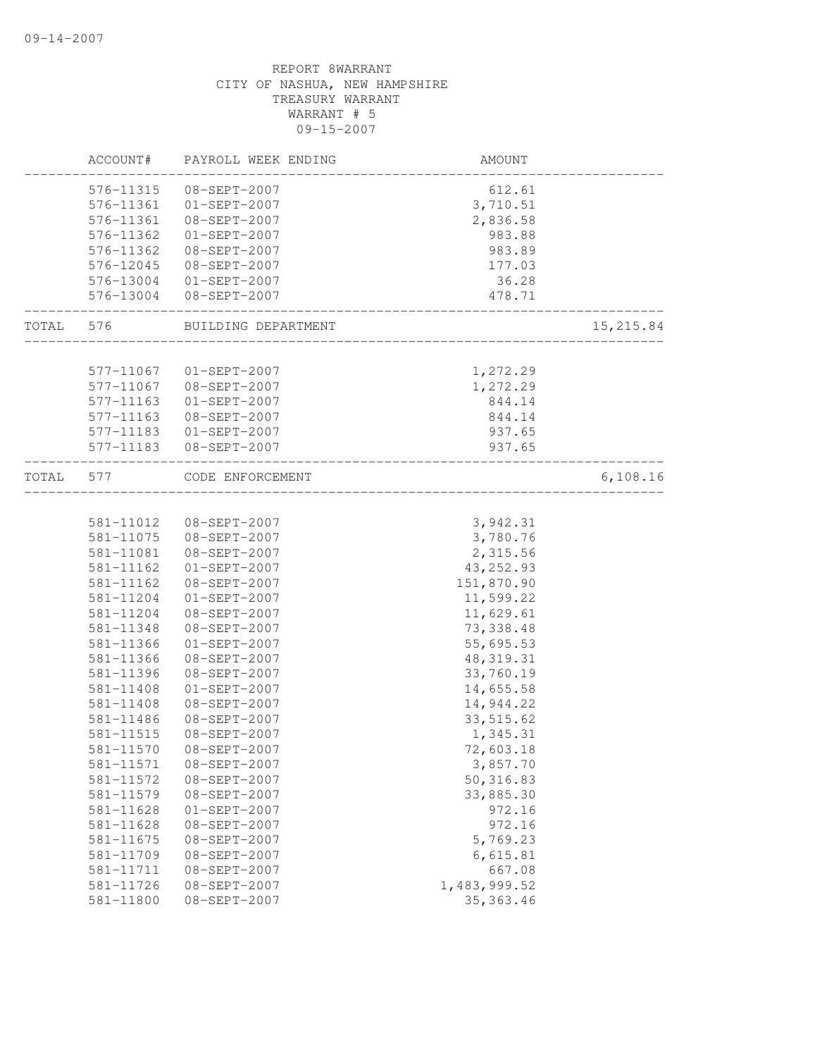REPORT 8WARRANT
CITY OF NASHUA, NEW HAMPSHIRE
TREASURY WARRANT
WARRANT # 5
09-15-2007

| | ACCOUNT# | PAYROLL WEEK ENDING | AMOUNT | |
|---|---|---|---|---|
| | 576-11315 | 08-SEPT-2007 | 612.61 | |
| | 576-11361 | 01-SEPT-2007 | 3,710.51 | |
| | 576-11361 | 08-SEPT-2007 | 2,836.58 | |
| | 576-11362 | 01-SEPT-2007 | 983.88 | |
| | 576-11362 | 08-SEPT-2007 | 983.89 | |
| | 576-12045 | 08-SEPT-2007 | 177.03 | |
| | 576-13004 | 01-SEPT-2007 | 36.28 | |
| | 576-13004 | 08-SEPT-2007 | 478.71 | |
| TOTAL | 576 | BUILDING DEPARTMENT | | 15,215.84 |
| | 577-11067 | 01-SEPT-2007 | 1,272.29 | |
| | 577-11067 | 08-SEPT-2007 | 1,272.29 | |
| | 577-11163 | 01-SEPT-2007 | 844.14 | |
| | 577-11163 | 08-SEPT-2007 | 844.14 | |
| | 577-11183 | 01-SEPT-2007 | 937.65 | |
| | 577-11183 | 08-SEPT-2007 | 937.65 | |
| TOTAL | 577 | CODE ENFORCEMENT | | 6,108.16 |
| | 581-11012 | 08-SEPT-2007 | 3,942.31 | |
| | 581-11075 | 08-SEPT-2007 | 3,780.76 | |
| | 581-11081 | 08-SEPT-2007 | 2,315.56 | |
| | 581-11162 | 01-SEPT-2007 | 43,252.93 | |
| | 581-11162 | 08-SEPT-2007 | 151,870.90 | |
| | 581-11204 | 01-SEPT-2007 | 11,599.22 | |
| | 581-11204 | 08-SEPT-2007 | 11,629.61 | |
| | 581-11348 | 08-SEPT-2007 | 73,338.48 | |
| | 581-11366 | 01-SEPT-2007 | 55,695.53 | |
| | 581-11366 | 08-SEPT-2007 | 48,319.31 | |
| | 581-11396 | 08-SEPT-2007 | 33,760.19 | |
| | 581-11408 | 01-SEPT-2007 | 14,655.58 | |
| | 581-11408 | 08-SEPT-2007 | 14,944.22 | |
| | 581-11486 | 08-SEPT-2007 | 33,515.62 | |
| | 581-11515 | 08-SEPT-2007 | 1,345.31 | |
| | 581-11570 | 08-SEPT-2007 | 72,603.18 | |
| | 581-11571 | 08-SEPT-2007 | 3,857.70 | |
| | 581-11572 | 08-SEPT-2007 | 50,316.83 | |
| | 581-11579 | 08-SEPT-2007 | 33,885.30 | |
| | 581-11628 | 01-SEPT-2007 | 972.16 | |
| | 581-11628 | 08-SEPT-2007 | 972.16 | |
| | 581-11675 | 08-SEPT-2007 | 5,769.23 | |
| | 581-11709 | 08-SEPT-2007 | 6,615.81 | |
| | 581-11711 | 08-SEPT-2007 | 667.08 | |
| | 581-11726 | 08-SEPT-2007 | 1,483,999.52 | |
| | 581-11800 | 08-SEPT-2007 | 35,363.46 | |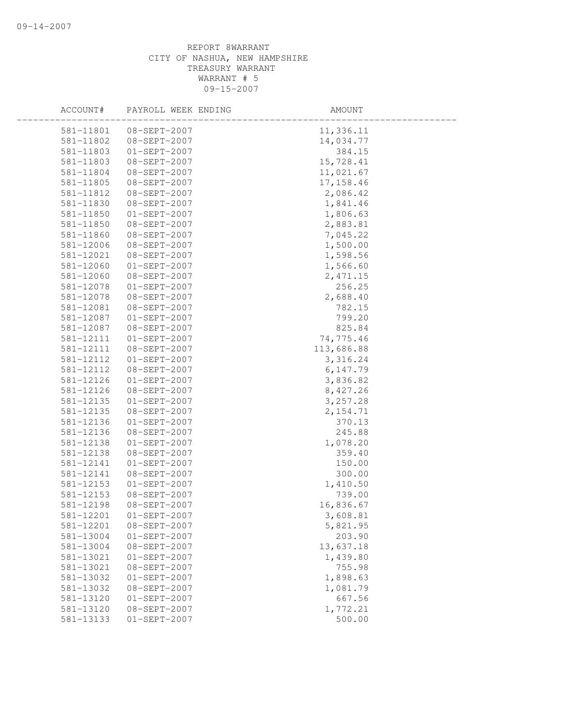REPORT 8WARRANT
CITY OF NASHUA, NEW HAMPSHIRE
TREASURY WARRANT
WARRANT # 5
09-15-2007

| ACCOUNT# | PAYROLL WEEK ENDING | AMOUNT |
|---|---|---|
| 581-11801 | 08-SEPT-2007 | 11,336.11 |
| 581-11802 | 08-SEPT-2007 | 14,034.77 |
| 581-11803 | 01-SEPT-2007 | 384.15 |
| 581-11803 | 08-SEPT-2007 | 15,728.41 |
| 581-11804 | 08-SEPT-2007 | 11,021.67 |
| 581-11805 | 08-SEPT-2007 | 17,158.46 |
| 581-11812 | 08-SEPT-2007 | 2,086.42 |
| 581-11830 | 08-SEPT-2007 | 1,841.46 |
| 581-11850 | 01-SEPT-2007 | 1,806.63 |
| 581-11850 | 08-SEPT-2007 | 2,883.81 |
| 581-11860 | 08-SEPT-2007 | 7,045.22 |
| 581-12006 | 08-SEPT-2007 | 1,500.00 |
| 581-12021 | 08-SEPT-2007 | 1,598.56 |
| 581-12060 | 01-SEPT-2007 | 1,566.60 |
| 581-12060 | 08-SEPT-2007 | 2,471.15 |
| 581-12078 | 01-SEPT-2007 | 256.25 |
| 581-12078 | 08-SEPT-2007 | 2,688.40 |
| 581-12081 | 08-SEPT-2007 | 782.15 |
| 581-12087 | 01-SEPT-2007 | 799.20 |
| 581-12087 | 08-SEPT-2007 | 825.84 |
| 581-12111 | 01-SEPT-2007 | 74,775.46 |
| 581-12111 | 08-SEPT-2007 | 113,686.88 |
| 581-12112 | 01-SEPT-2007 | 3,316.24 |
| 581-12112 | 08-SEPT-2007 | 6,147.79 |
| 581-12126 | 01-SEPT-2007 | 3,836.82 |
| 581-12126 | 08-SEPT-2007 | 8,427.26 |
| 581-12135 | 01-SEPT-2007 | 3,257.28 |
| 581-12135 | 08-SEPT-2007 | 2,154.71 |
| 581-12136 | 01-SEPT-2007 | 370.13 |
| 581-12136 | 08-SEPT-2007 | 245.88 |
| 581-12138 | 01-SEPT-2007 | 1,078.20 |
| 581-12138 | 08-SEPT-2007 | 359.40 |
| 581-12141 | 01-SEPT-2007 | 150.00 |
| 581-12141 | 08-SEPT-2007 | 300.00 |
| 581-12153 | 01-SEPT-2007 | 1,410.50 |
| 581-12153 | 08-SEPT-2007 | 739.00 |
| 581-12198 | 08-SEPT-2007 | 16,836.67 |
| 581-12201 | 01-SEPT-2007 | 3,608.81 |
| 581-12201 | 08-SEPT-2007 | 5,821.95 |
| 581-13004 | 01-SEPT-2007 | 203.90 |
| 581-13004 | 08-SEPT-2007 | 13,637.18 |
| 581-13021 | 01-SEPT-2007 | 1,439.80 |
| 581-13021 | 08-SEPT-2007 | 755.98 |
| 581-13032 | 01-SEPT-2007 | 1,898.63 |
| 581-13032 | 08-SEPT-2007 | 1,081.79 |
| 581-13120 | 01-SEPT-2007 | 667.56 |
| 581-13120 | 08-SEPT-2007 | 1,772.21 |
| 581-13133 | 01-SEPT-2007 | 500.00 |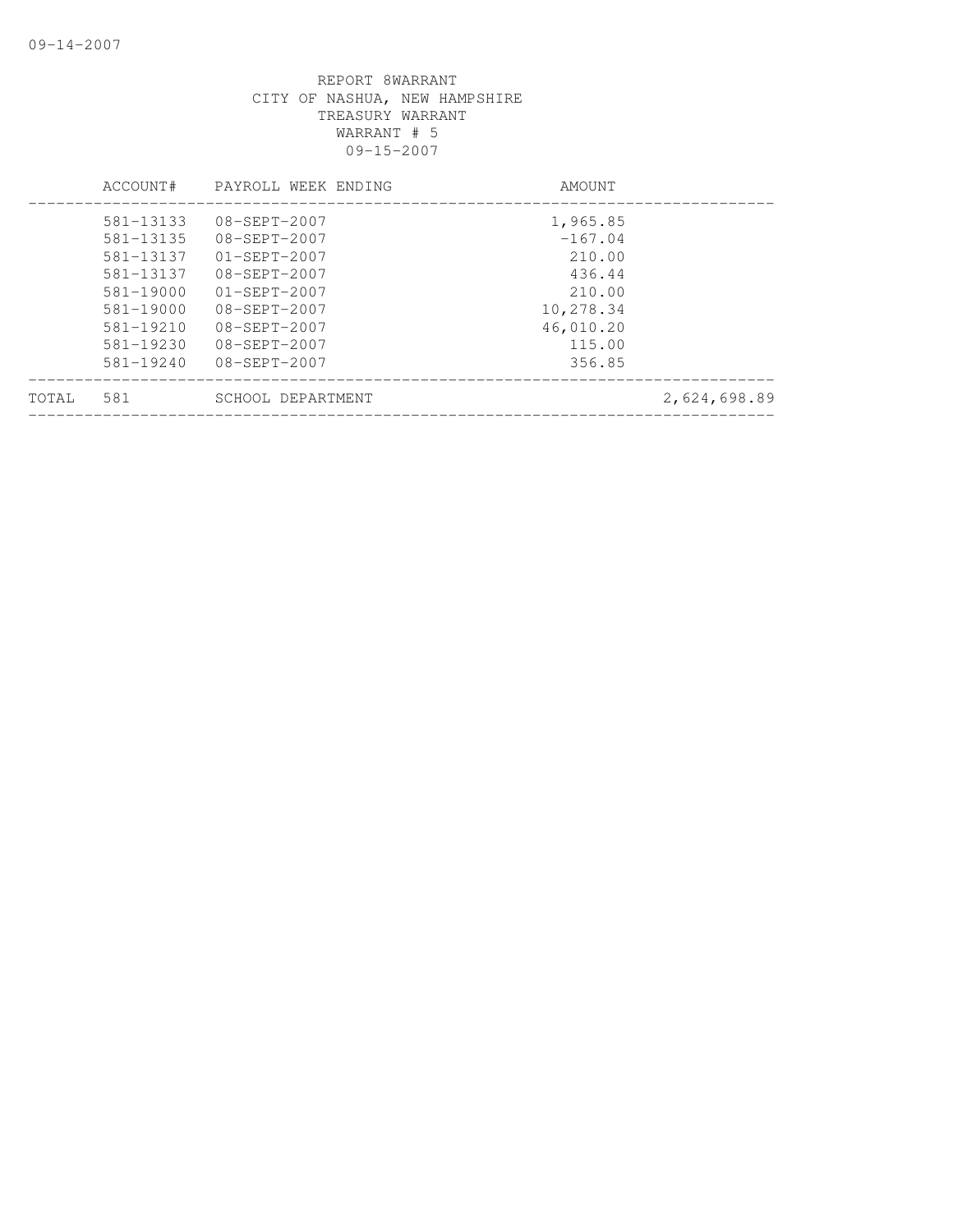REPORT 8WARRANT
CITY OF NASHUA, NEW HAMPSHIRE
TREASURY WARRANT
WARRANT # 5
09-15-2007

| | ACCOUNT# | PAYROLL WEEK ENDING | AMOUNT | |
|---|---|---|---|---|
| | 581-13133 | 08-SEPT-2007 | 1,965.85 | |
| | 581-13135 | 08-SEPT-2007 | -167.04 | |
| | 581-13137 | 01-SEPT-2007 | 210.00 | |
| | 581-13137 | 08-SEPT-2007 | 436.44 | |
| | 581-19000 | 01-SEPT-2007 | 210.00 | |
| | 581-19000 | 08-SEPT-2007 | 10,278.34 | |
| | 581-19210 | 08-SEPT-2007 | 46,010.20 | |
| | 581-19230 | 08-SEPT-2007 | 115.00 | |
| | 581-19240 | 08-SEPT-2007 | 356.85 | |
| TOTAL | 581 | SCHOOL DEPARTMENT | | 2,624,698.89 |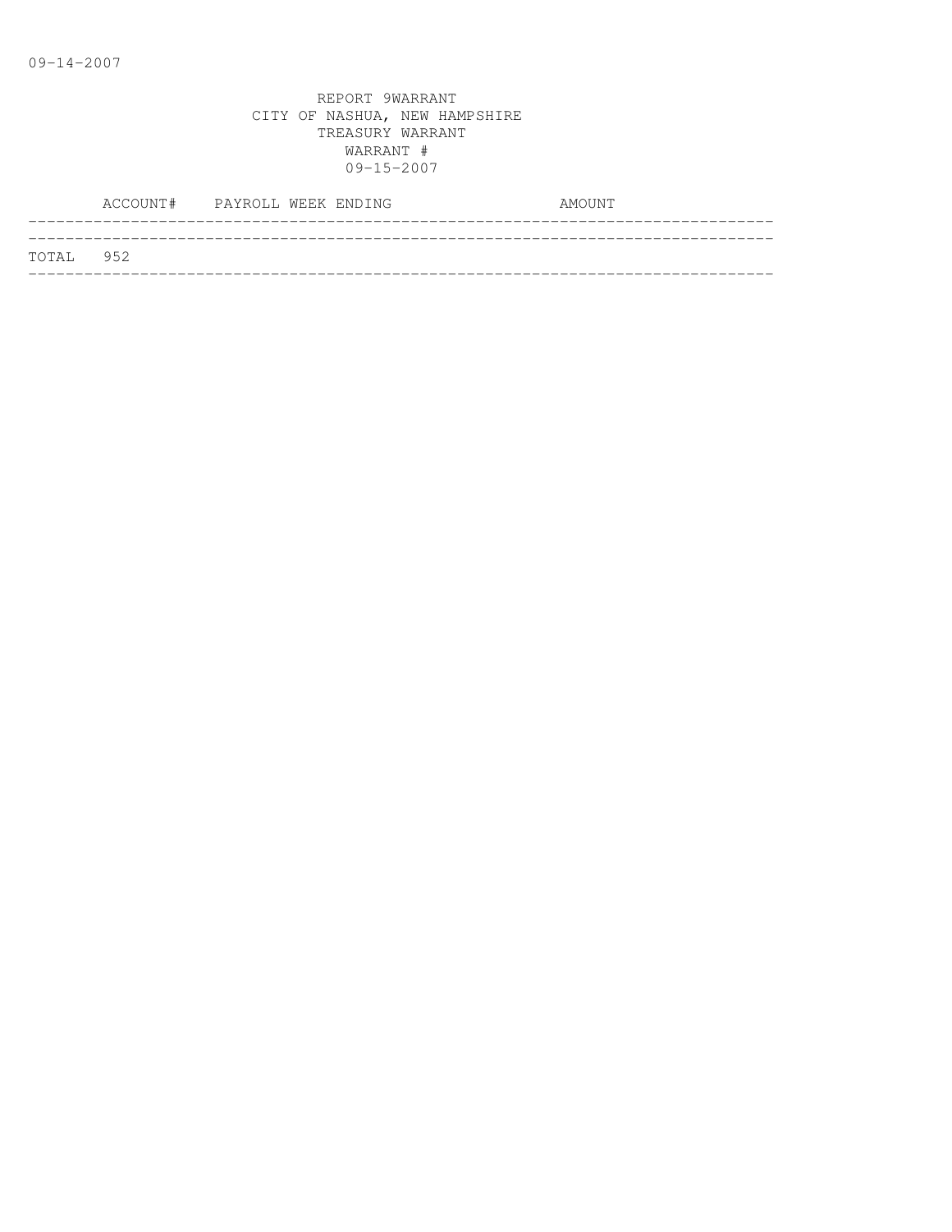09-14-2007

REPORT 9WARRANT
CITY OF NASHUA, NEW HAMPSHIRE
TREASURY WARRANT
WARRANT #
09-15-2007

| ACCOUNT# | PAYROLL WEEK ENDING | AMOUNT |
|---|---|---|
| TOTAL 952 | | |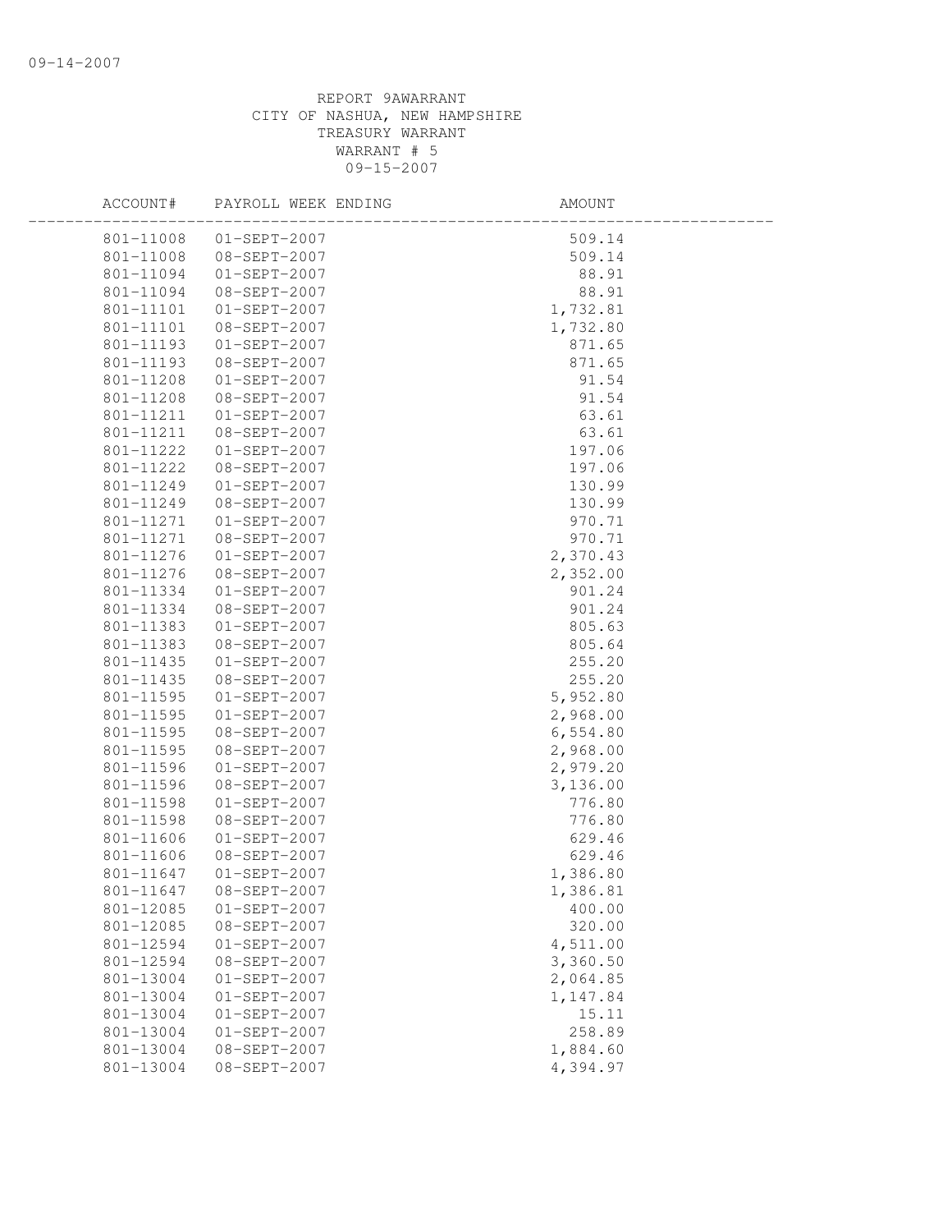REPORT 9AWARRANT
CITY OF NASHUA, NEW HAMPSHIRE
TREASURY WARRANT
WARRANT # 5
09-15-2007

| ACCOUNT# | PAYROLL WEEK ENDING | AMOUNT |
|---|---|---|
| 801-11008 | 01-SEPT-2007 | 509.14 |
| 801-11008 | 08-SEPT-2007 | 509.14 |
| 801-11094 | 01-SEPT-2007 | 88.91 |
| 801-11094 | 08-SEPT-2007 | 88.91 |
| 801-11101 | 01-SEPT-2007 | 1,732.81 |
| 801-11101 | 08-SEPT-2007 | 1,732.80 |
| 801-11193 | 01-SEPT-2007 | 871.65 |
| 801-11193 | 08-SEPT-2007 | 871.65 |
| 801-11208 | 01-SEPT-2007 | 91.54 |
| 801-11208 | 08-SEPT-2007 | 91.54 |
| 801-11211 | 01-SEPT-2007 | 63.61 |
| 801-11211 | 08-SEPT-2007 | 63.61 |
| 801-11222 | 01-SEPT-2007 | 197.06 |
| 801-11222 | 08-SEPT-2007 | 197.06 |
| 801-11249 | 01-SEPT-2007 | 130.99 |
| 801-11249 | 08-SEPT-2007 | 130.99 |
| 801-11271 | 01-SEPT-2007 | 970.71 |
| 801-11271 | 08-SEPT-2007 | 970.71 |
| 801-11276 | 01-SEPT-2007 | 2,370.43 |
| 801-11276 | 08-SEPT-2007 | 2,352.00 |
| 801-11334 | 01-SEPT-2007 | 901.24 |
| 801-11334 | 08-SEPT-2007 | 901.24 |
| 801-11383 | 01-SEPT-2007 | 805.63 |
| 801-11383 | 08-SEPT-2007 | 805.64 |
| 801-11435 | 01-SEPT-2007 | 255.20 |
| 801-11435 | 08-SEPT-2007 | 255.20 |
| 801-11595 | 01-SEPT-2007 | 5,952.80 |
| 801-11595 | 01-SEPT-2007 | 2,968.00 |
| 801-11595 | 08-SEPT-2007 | 6,554.80 |
| 801-11595 | 08-SEPT-2007 | 2,968.00 |
| 801-11596 | 01-SEPT-2007 | 2,979.20 |
| 801-11596 | 08-SEPT-2007 | 3,136.00 |
| 801-11598 | 01-SEPT-2007 | 776.80 |
| 801-11598 | 08-SEPT-2007 | 776.80 |
| 801-11606 | 01-SEPT-2007 | 629.46 |
| 801-11606 | 08-SEPT-2007 | 629.46 |
| 801-11647 | 01-SEPT-2007 | 1,386.80 |
| 801-11647 | 08-SEPT-2007 | 1,386.81 |
| 801-12085 | 01-SEPT-2007 | 400.00 |
| 801-12085 | 08-SEPT-2007 | 320.00 |
| 801-12594 | 01-SEPT-2007 | 4,511.00 |
| 801-12594 | 08-SEPT-2007 | 3,360.50 |
| 801-13004 | 01-SEPT-2007 | 2,064.85 |
| 801-13004 | 01-SEPT-2007 | 1,147.84 |
| 801-13004 | 01-SEPT-2007 | 15.11 |
| 801-13004 | 01-SEPT-2007 | 258.89 |
| 801-13004 | 08-SEPT-2007 | 1,884.60 |
| 801-13004 | 08-SEPT-2007 | 4,394.97 |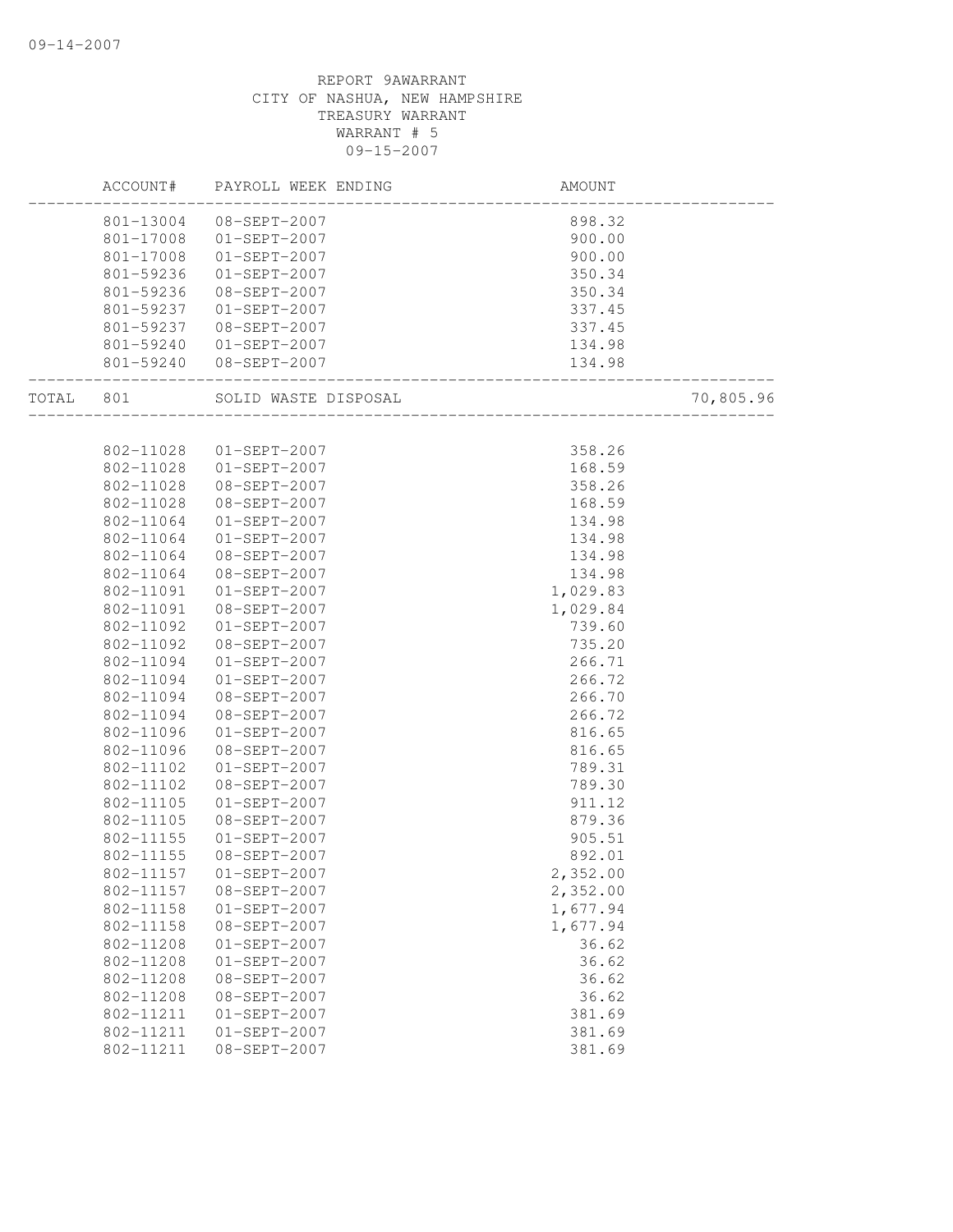REPORT 9AWARRANT
CITY OF NASHUA, NEW HAMPSHIRE
TREASURY WARRANT
WARRANT # 5
09-15-2007

| | ACCOUNT# | PAYROLL WEEK ENDING | AMOUNT | |
|---|---|---|---|---|
| | 801-13004 | 08-SEPT-2007 | 898.32 | |
| | 801-17008 | 01-SEPT-2007 | 900.00 | |
| | 801-17008 | 01-SEPT-2007 | 900.00 | |
| | 801-59236 | 01-SEPT-2007 | 350.34 | |
| | 801-59236 | 08-SEPT-2007 | 350.34 | |
| | 801-59237 | 01-SEPT-2007 | 337.45 | |
| | 801-59237 | 08-SEPT-2007 | 337.45 | |
| | 801-59240 | 01-SEPT-2007 | 134.98 | |
| | 801-59240 | 08-SEPT-2007 | 134.98 | |
| TOTAL | 801 | SOLID WASTE DISPOSAL | | 70,805.96 |
| | 802-11028 | 01-SEPT-2007 | 358.26 | |
| | 802-11028 | 01-SEPT-2007 | 168.59 | |
| | 802-11028 | 08-SEPT-2007 | 358.26 | |
| | 802-11028 | 08-SEPT-2007 | 168.59 | |
| | 802-11064 | 01-SEPT-2007 | 134.98 | |
| | 802-11064 | 01-SEPT-2007 | 134.98 | |
| | 802-11064 | 08-SEPT-2007 | 134.98 | |
| | 802-11064 | 08-SEPT-2007 | 134.98 | |
| | 802-11091 | 01-SEPT-2007 | 1,029.83 | |
| | 802-11091 | 08-SEPT-2007 | 1,029.84 | |
| | 802-11092 | 01-SEPT-2007 | 739.60 | |
| | 802-11092 | 08-SEPT-2007 | 735.20 | |
| | 802-11094 | 01-SEPT-2007 | 266.71 | |
| | 802-11094 | 01-SEPT-2007 | 266.72 | |
| | 802-11094 | 08-SEPT-2007 | 266.70 | |
| | 802-11094 | 08-SEPT-2007 | 266.72 | |
| | 802-11096 | 01-SEPT-2007 | 816.65 | |
| | 802-11096 | 08-SEPT-2007 | 816.65 | |
| | 802-11102 | 01-SEPT-2007 | 789.31 | |
| | 802-11102 | 08-SEPT-2007 | 789.30 | |
| | 802-11105 | 01-SEPT-2007 | 911.12 | |
| | 802-11105 | 08-SEPT-2007 | 879.36 | |
| | 802-11155 | 01-SEPT-2007 | 905.51 | |
| | 802-11155 | 08-SEPT-2007 | 892.01 | |
| | 802-11157 | 01-SEPT-2007 | 2,352.00 | |
| | 802-11157 | 08-SEPT-2007 | 2,352.00 | |
| | 802-11158 | 01-SEPT-2007 | 1,677.94 | |
| | 802-11158 | 08-SEPT-2007 | 1,677.94 | |
| | 802-11208 | 01-SEPT-2007 | 36.62 | |
| | 802-11208 | 01-SEPT-2007 | 36.62 | |
| | 802-11208 | 08-SEPT-2007 | 36.62 | |
| | 802-11208 | 08-SEPT-2007 | 36.62 | |
| | 802-11211 | 01-SEPT-2007 | 381.69 | |
| | 802-11211 | 01-SEPT-2007 | 381.69 | |
| | 802-11211 | 08-SEPT-2007 | 381.69 | |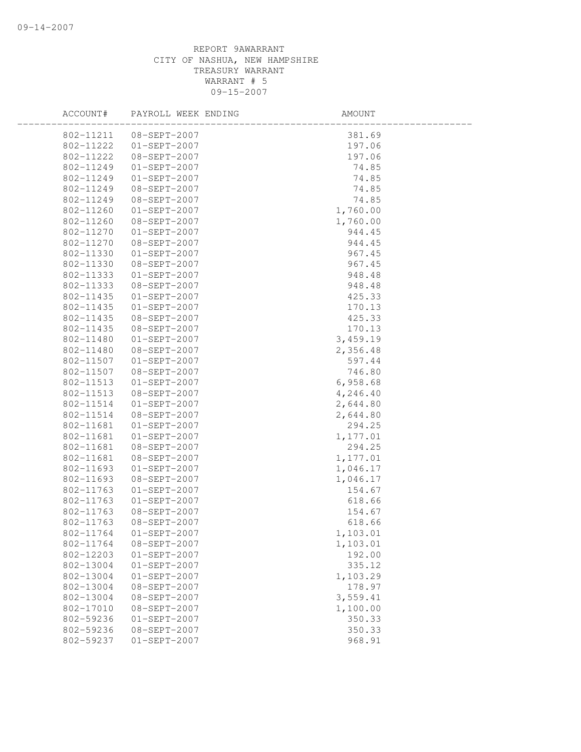REPORT 9AWARRANT
CITY OF NASHUA, NEW HAMPSHIRE
TREASURY WARRANT
WARRANT # 5
09-15-2007

| ACCOUNT# | PAYROLL WEEK ENDING | AMOUNT |
|---|---|---|
| 802-11211 | 08-SEPT-2007 | 381.69 |
| 802-11222 | 01-SEPT-2007 | 197.06 |
| 802-11222 | 08-SEPT-2007 | 197.06 |
| 802-11249 | 01-SEPT-2007 | 74.85 |
| 802-11249 | 01-SEPT-2007 | 74.85 |
| 802-11249 | 08-SEPT-2007 | 74.85 |
| 802-11249 | 08-SEPT-2007 | 74.85 |
| 802-11260 | 01-SEPT-2007 | 1,760.00 |
| 802-11260 | 08-SEPT-2007 | 1,760.00 |
| 802-11270 | 01-SEPT-2007 | 944.45 |
| 802-11270 | 08-SEPT-2007 | 944.45 |
| 802-11330 | 01-SEPT-2007 | 967.45 |
| 802-11330 | 08-SEPT-2007 | 967.45 |
| 802-11333 | 01-SEPT-2007 | 948.48 |
| 802-11333 | 08-SEPT-2007 | 948.48 |
| 802-11435 | 01-SEPT-2007 | 425.33 |
| 802-11435 | 01-SEPT-2007 | 170.13 |
| 802-11435 | 08-SEPT-2007 | 425.33 |
| 802-11435 | 08-SEPT-2007 | 170.13 |
| 802-11480 | 01-SEPT-2007 | 3,459.19 |
| 802-11480 | 08-SEPT-2007 | 2,356.48 |
| 802-11507 | 01-SEPT-2007 | 597.44 |
| 802-11507 | 08-SEPT-2007 | 746.80 |
| 802-11513 | 01-SEPT-2007 | 6,958.68 |
| 802-11513 | 08-SEPT-2007 | 4,246.40 |
| 802-11514 | 01-SEPT-2007 | 2,644.80 |
| 802-11514 | 08-SEPT-2007 | 2,644.80 |
| 802-11681 | 01-SEPT-2007 | 294.25 |
| 802-11681 | 01-SEPT-2007 | 1,177.01 |
| 802-11681 | 08-SEPT-2007 | 294.25 |
| 802-11681 | 08-SEPT-2007 | 1,177.01 |
| 802-11693 | 01-SEPT-2007 | 1,046.17 |
| 802-11693 | 08-SEPT-2007 | 1,046.17 |
| 802-11763 | 01-SEPT-2007 | 154.67 |
| 802-11763 | 01-SEPT-2007 | 618.66 |
| 802-11763 | 08-SEPT-2007 | 154.67 |
| 802-11763 | 08-SEPT-2007 | 618.66 |
| 802-11764 | 01-SEPT-2007 | 1,103.01 |
| 802-11764 | 08-SEPT-2007 | 1,103.01 |
| 802-12203 | 01-SEPT-2007 | 192.00 |
| 802-13004 | 01-SEPT-2007 | 335.12 |
| 802-13004 | 01-SEPT-2007 | 1,103.29 |
| 802-13004 | 08-SEPT-2007 | 178.97 |
| 802-13004 | 08-SEPT-2007 | 3,559.41 |
| 802-17010 | 08-SEPT-2007 | 1,100.00 |
| 802-59236 | 01-SEPT-2007 | 350.33 |
| 802-59236 | 08-SEPT-2007 | 350.33 |
| 802-59237 | 01-SEPT-2007 | 968.91 |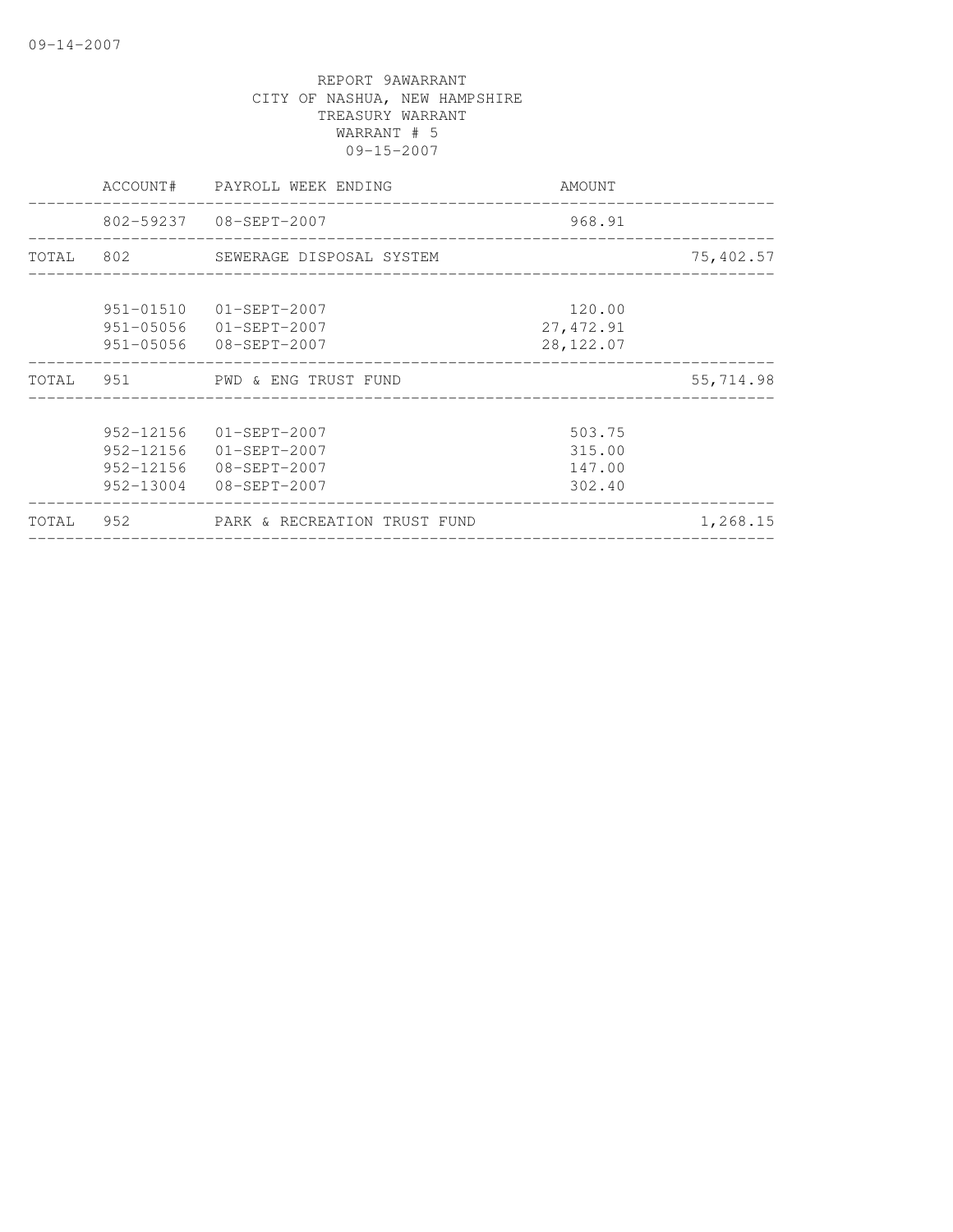REPORT 9AWARRANT
CITY OF NASHUA, NEW HAMPSHIRE
TREASURY WARRANT
WARRANT # 5
09-15-2007

| | ACCOUNT# | PAYROLL WEEK ENDING | AMOUNT | |
|---|---|---|---|---|
| | 802-59237 | 08-SEPT-2007 | 968.91 | |
| TOTAL | 802 | SEWERAGE DISPOSAL SYSTEM | | 75,402.57 |
| | 951-01510 | 01-SEPT-2007 | 120.00 | |
| | 951-05056 | 01-SEPT-2007 | 27,472.91 | |
| | 951-05056 | 08-SEPT-2007 | 28,122.07 | |
| TOTAL | 951 | PWD & ENG TRUST FUND | | 55,714.98 |
| | 952-12156 | 01-SEPT-2007 | 503.75 | |
| | 952-12156 | 01-SEPT-2007 | 315.00 | |
| | 952-12156 | 08-SEPT-2007 | 147.00 | |
| | 952-13004 | 08-SEPT-2007 | 302.40 | |
| TOTAL | 952 | PARK & RECREATION TRUST FUND | | 1,268.15 |